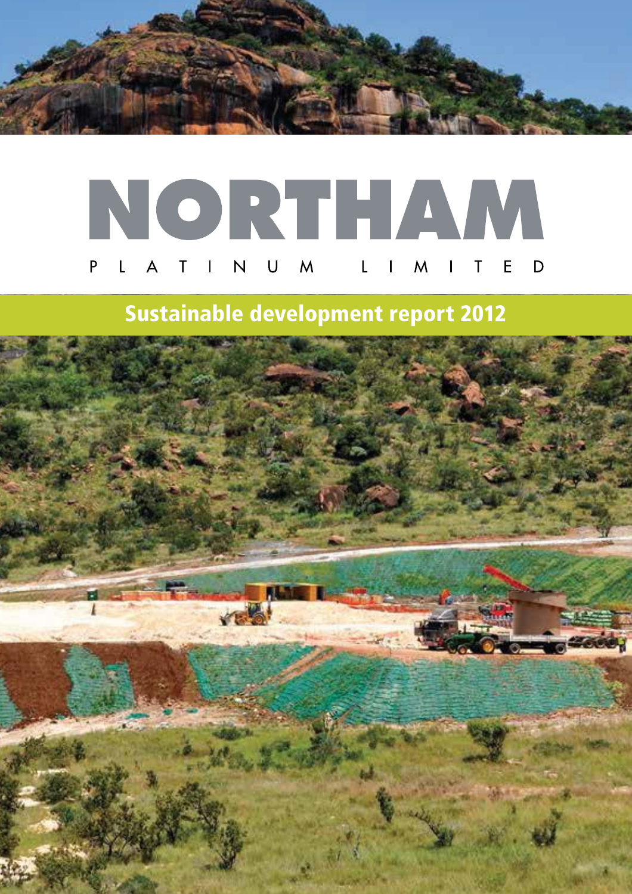# NORTHAM

PLATINUM LIMITED

## Sustainable development report 2012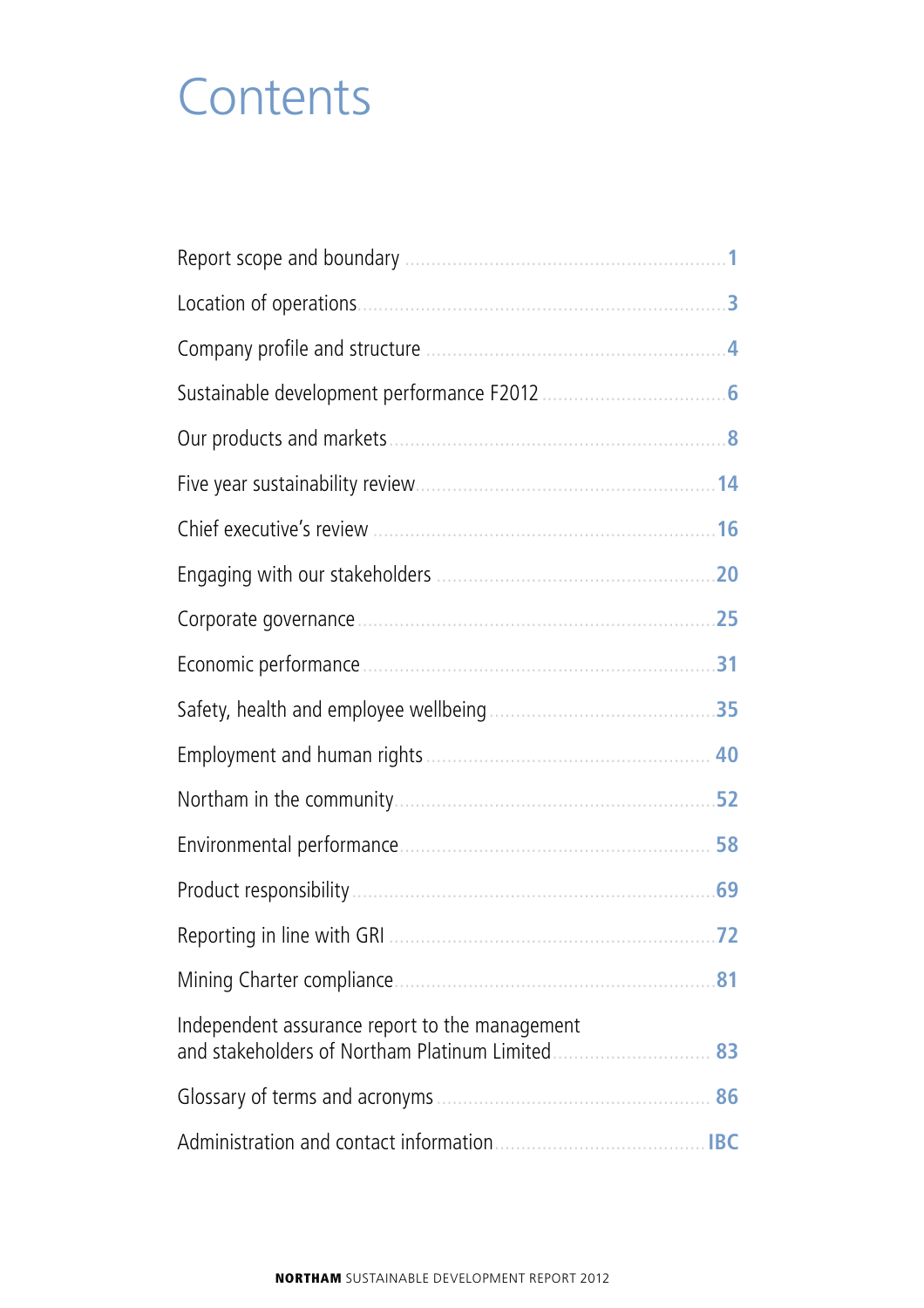# Contents

| | |
|---|---|
| Report scope and boundary | 1 |
| Location of operations | 3 |
| Company profile and structure | 4 |
| Sustainable development performance F2012 | 6 |
| Our products and markets | 8 |
| Five year sustainability review | 14 |
| Chief executive's review | 16 |
| Engaging with our stakeholders | 20 |
| Corporate governance | 25 |
| Economic performance | 31 |
| Safety, health and employee wellbeing | 35 |
| Employment and human rights | 40 |
| Northam in the community | 52 |
| Environmental performance | 58 |
| Product responsibility | 69 |
| Reporting in line with GRI | 72 |
| Mining Charter compliance | 81 |
| Independent assurance report to the management and stakeholders of Northam Platinum Limited | 83 |
| Glossary of terms and acronyms | 86 |
| Administration and contact information | IBC |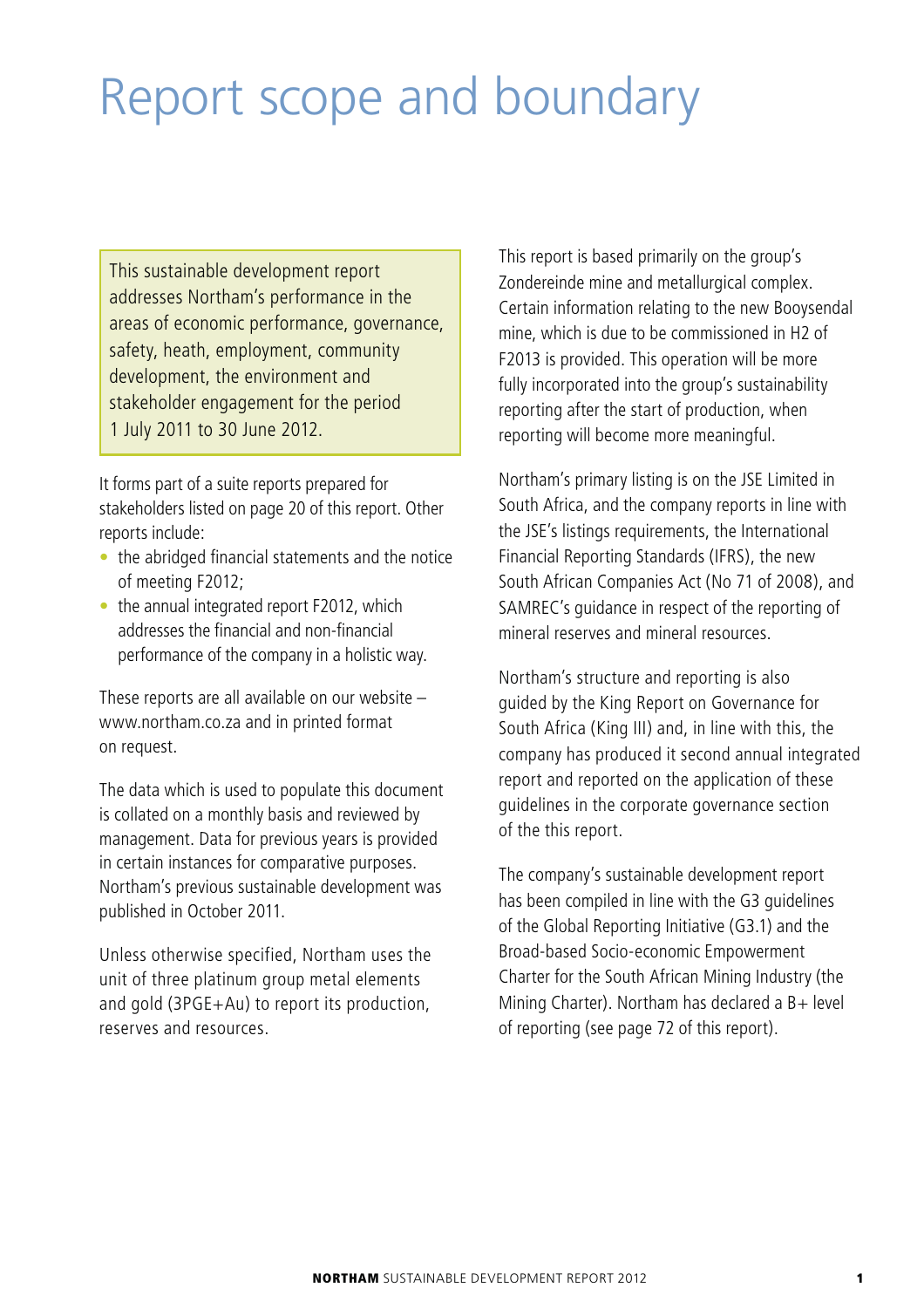# Report scope and boundary

This sustainable development report addresses Northam's performance in the areas of economic performance, governance, safety, heath, employment, community development, the environment and stakeholder engagement for the period 1 July 2011 to 30 June 2012.

It forms part of a suite reports prepared for stakeholders listed on page 20 of this report. Other reports include:

- the abridged financial statements and the notice of meeting F2012;
- the annual integrated report F2012, which addresses the financial and non-financial performance of the company in a holistic way.

These reports are all available on our website – www.northam.co.za and in printed format on request.

The data which is used to populate this document is collated on a monthly basis and reviewed by management. Data for previous years is provided in certain instances for comparative purposes. Northam's previous sustainable development was published in October 2011.

Unless otherwise specified, Northam uses the unit of three platinum group metal elements and gold (3PGE+Au) to report its production, reserves and resources.

This report is based primarily on the group's Zondereinde mine and metallurgical complex. Certain information relating to the new Booysendal mine, which is due to be commissioned in H2 of F2013 is provided. This operation will be more fully incorporated into the group's sustainability reporting after the start of production, when reporting will become more meaningful.

Northam's primary listing is on the JSE Limited in South Africa, and the company reports in line with the JSE's listings requirements, the International Financial Reporting Standards (IFRS), the new South African Companies Act (No 71 of 2008), and SAMREC's guidance in respect of the reporting of mineral reserves and mineral resources.

Northam's structure and reporting is also guided by the King Report on Governance for South Africa (King III) and, in line with this, the company has produced it second annual integrated report and reported on the application of these guidelines in the corporate governance section of the this report.

The company's sustainable development report has been compiled in line with the G3 guidelines of the Global Reporting Initiative (G3.1) and the Broad-based Socio-economic Empowerment Charter for the South African Mining Industry (the Mining Charter). Northam has declared a B+ level of reporting (see page 72 of this report).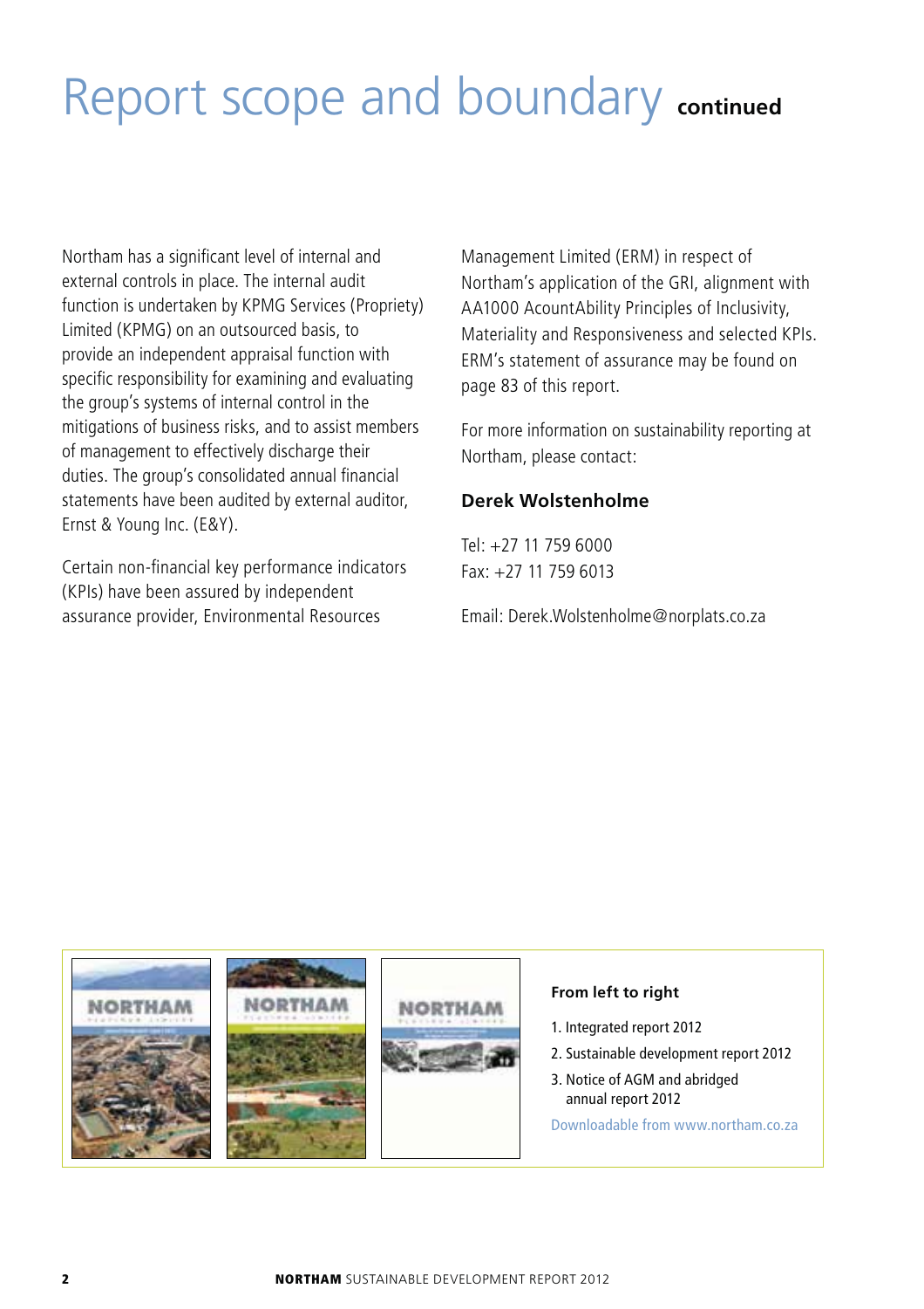# Report scope and boundary continued

Northam has a significant level of internal and external controls in place. The internal audit function is undertaken by KPMG Services (Propriety) Limited (KPMG) on an outsourced basis, to provide an independent appraisal function with specific responsibility for examining and evaluating the group's systems of internal control in the mitigations of business risks, and to assist members of management to effectively discharge their duties. The group's consolidated annual financial statements have been audited by external auditor, Ernst & Young Inc. (E&Y).

Certain non-financial key performance indicators (KPIs) have been assured by independent assurance provider, Environmental Resources Management Limited (ERM) in respect of Northam's application of the GRI, alignment with AA1000 AcountAbility Principles of Inclusivity, Materiality and Responsiveness and selected KPIs. ERM's statement of assurance may be found on page 83 of this report.

For more information on sustainability reporting at Northam, please contact:

**Derek Wolstenholme**

Tel: +27 11 759 6000
Fax: +27 11 759 6013

Email: Derek.Wolstenholme@norplats.co.za

**From left to right**

1. Integrated report 2012
2. Sustainable development report 2012
3. Notice of AGM and abridged annual report 2012

Downloadable from www.northam.co.za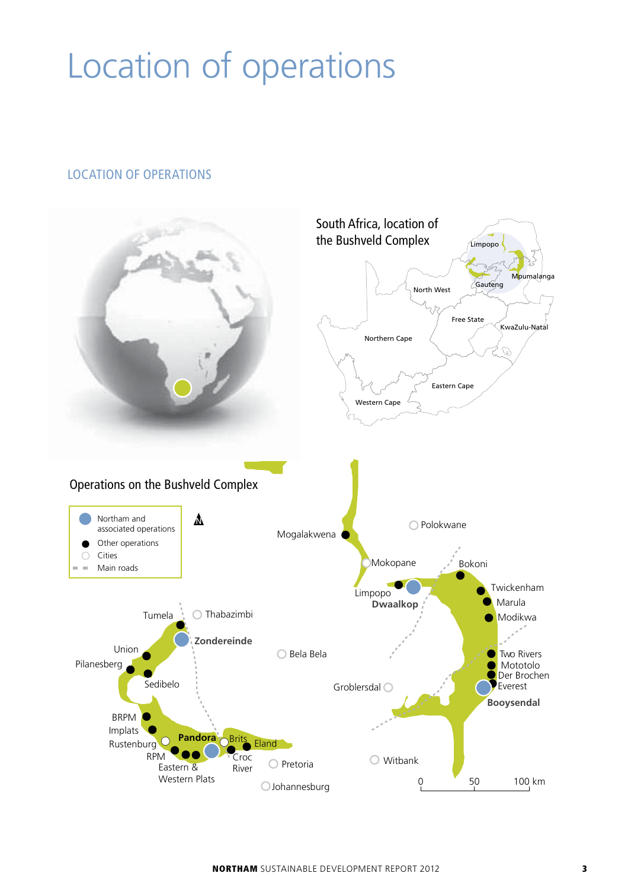# Location of operations

## LOCATION OF OPERATIONS

South Africa, location of the Bushveld Complex

Limpopo
Mpumalanga
Gauteng
North West
Free State
KwaZulu-Natal
Northern Cape
Eastern Cape
Western Cape

Operations on the Bushveld Complex

- Northam and associated operations
- Other operations
- Cities
- Main roads

Mogalakwena
Polokwane
Mokopane
Bokoni
Limpopo
**Dwaalkop**
Twickenham
Marula
Modikwa
Tumela
Thabazimbi
**Zondereinde**
Union
Pilanesberg
Sedibelo
Bela Bela
Two Rivers
Mototolo
Der Brochen
Everest
**Booysendal**
Groblersdal
BRPM
Implats
Rustenburg
**Pandora**
Brits
Eland
RPM
Eastern & Western Plats
Croc River
Pretoria
Witbank
Johannesburg

0 50 100 km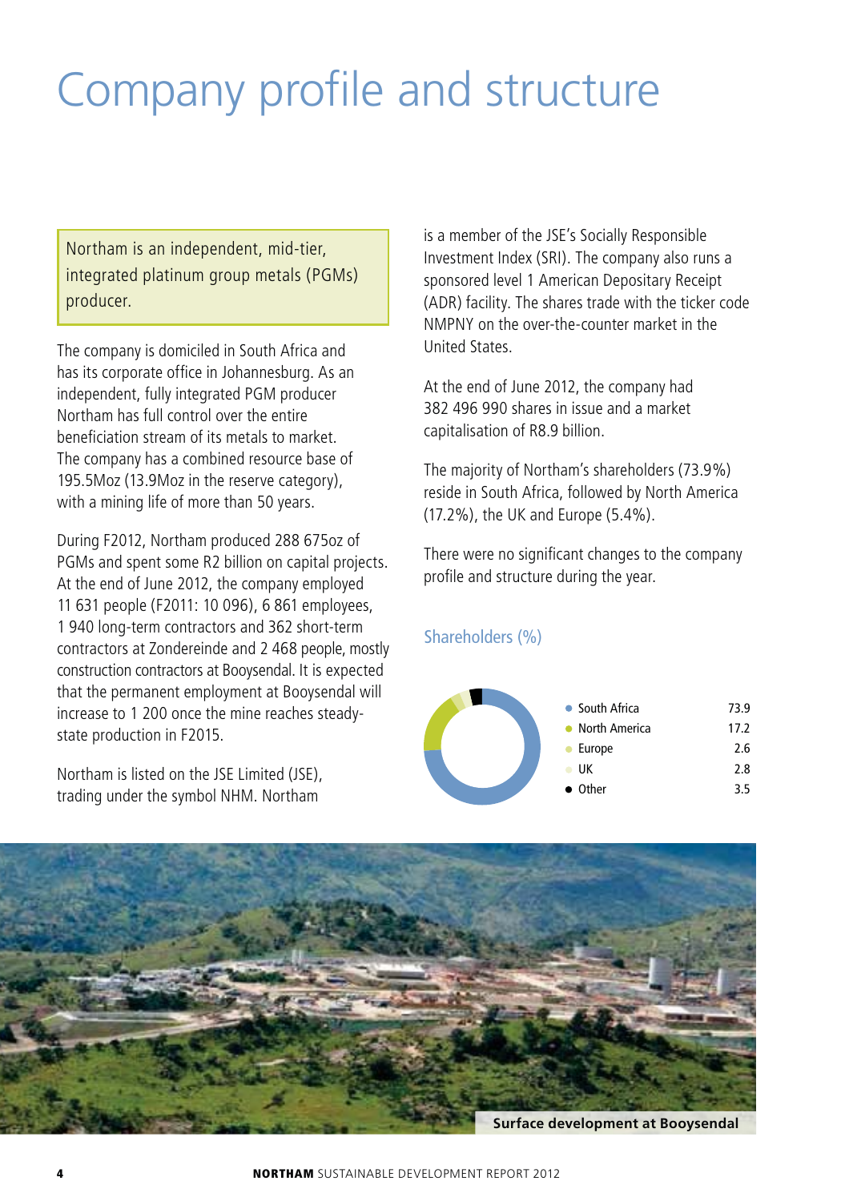# Company profile and structure

Northam is an independent, mid-tier, integrated platinum group metals (PGMs) producer.

The company is domiciled in South Africa and has its corporate office in Johannesburg. As an independent, fully integrated PGM producer Northam has full control over the entire beneficiation stream of its metals to market. The company has a combined resource base of 195.5Moz (13.9Moz in the reserve category), with a mining life of more than 50 years.

During F2012, Northam produced 288 675oz of PGMs and spent some R2 billion on capital projects. At the end of June 2012, the company employed 11 631 people (F2011: 10 096), 6 861 employees, 1 940 long-term contractors and 362 short-term contractors at Zondereinde and 2 468 people, mostly construction contractors at Booysendal. It is expected that the permanent employment at Booysendal will increase to 1 200 once the mine reaches steady-state production in F2015.

Northam is listed on the JSE Limited (JSE), trading under the symbol NHM. Northam is a member of the JSE's Socially Responsible Investment Index (SRI). The company also runs a sponsored level 1 American Depositary Receipt (ADR) facility. The shares trade with the ticker code NMPNY on the over-the-counter market in the United States.

At the end of June 2012, the company had 382 496 990 shares in issue and a market capitalisation of R8.9 billion.

The majority of Northam's shareholders (73.9%) reside in South Africa, followed by North America (17.2%), the UK and Europe (5.4%).

There were no significant changes to the company profile and structure during the year.

## Shareholders (%)

| Region | % |
|---|---|
| South Africa | 73.9 |
| North America | 17.2 |
| Europe | 2.6 |
| UK | 2.8 |
| Other | 3.5 |

Surface development at Booysendal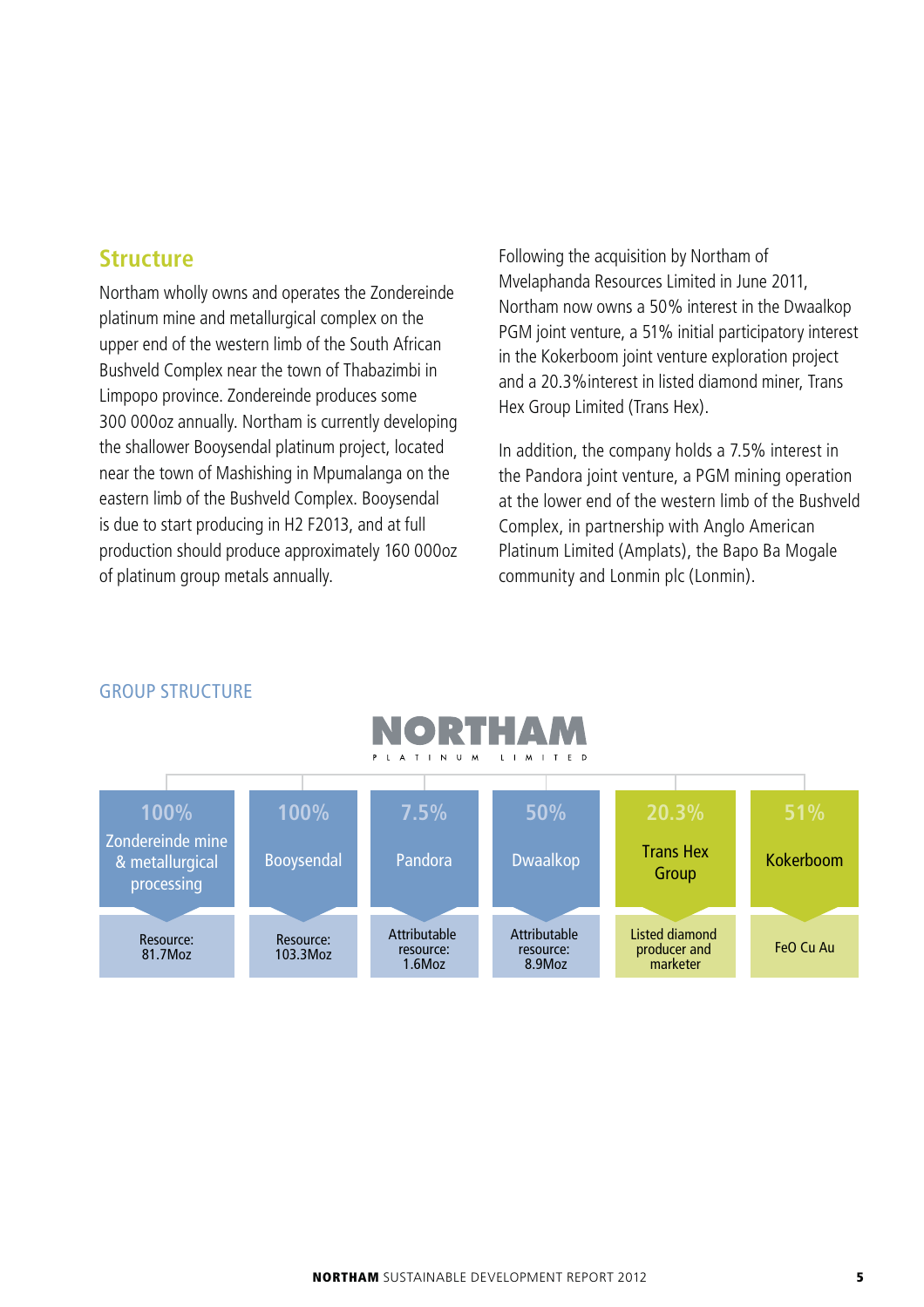## Structure

Northam wholly owns and operates the Zondereinde platinum mine and metallurgical complex on the upper end of the western limb of the South African Bushveld Complex near the town of Thabazimbi in Limpopo province. Zondereinde produces some 300 000oz annually. Northam is currently developing the shallower Booysendal platinum project, located near the town of Mashishing in Mpumalanga on the eastern limb of the Bushveld Complex. Booysendal is due to start producing in H2 F2013, and at full production should produce approximately 160 000oz of platinum group metals annually.

Following the acquisition by Northam of Mvelaphanda Resources Limited in June 2011, Northam now owns a 50% interest in the Dwaalkop PGM joint venture, a 51% initial participatory interest in the Kokerboom joint venture exploration project and a 20.3%interest in listed diamond miner, Trans Hex Group Limited (Trans Hex).

In addition, the company holds a 7.5% interest in the Pandora joint venture, a PGM mining operation at the lower end of the western limb of the Bushveld Complex, in partnership with Anglo American Platinum Limited (Amplats), the Bapo Ba Mogale community and Lonmin plc (Lonmin).

### GROUP STRUCTURE

NORTHAM PLATINUM LIMITED

| 100% Zondereinde mine & metallurgical processing | 100% Booysendal | 7.5% Pandora | 50% Dwaalkop | 20.3% Trans Hex Group | 51% Kokerboom |
|---|---|---|---|---|---|
| Resource: 81.7Moz | Resource: 103.3Moz | Attributable resource: 1.6Moz | Attributable resource: 8.9Moz | Listed diamond producer and marketer | FeO Cu Au |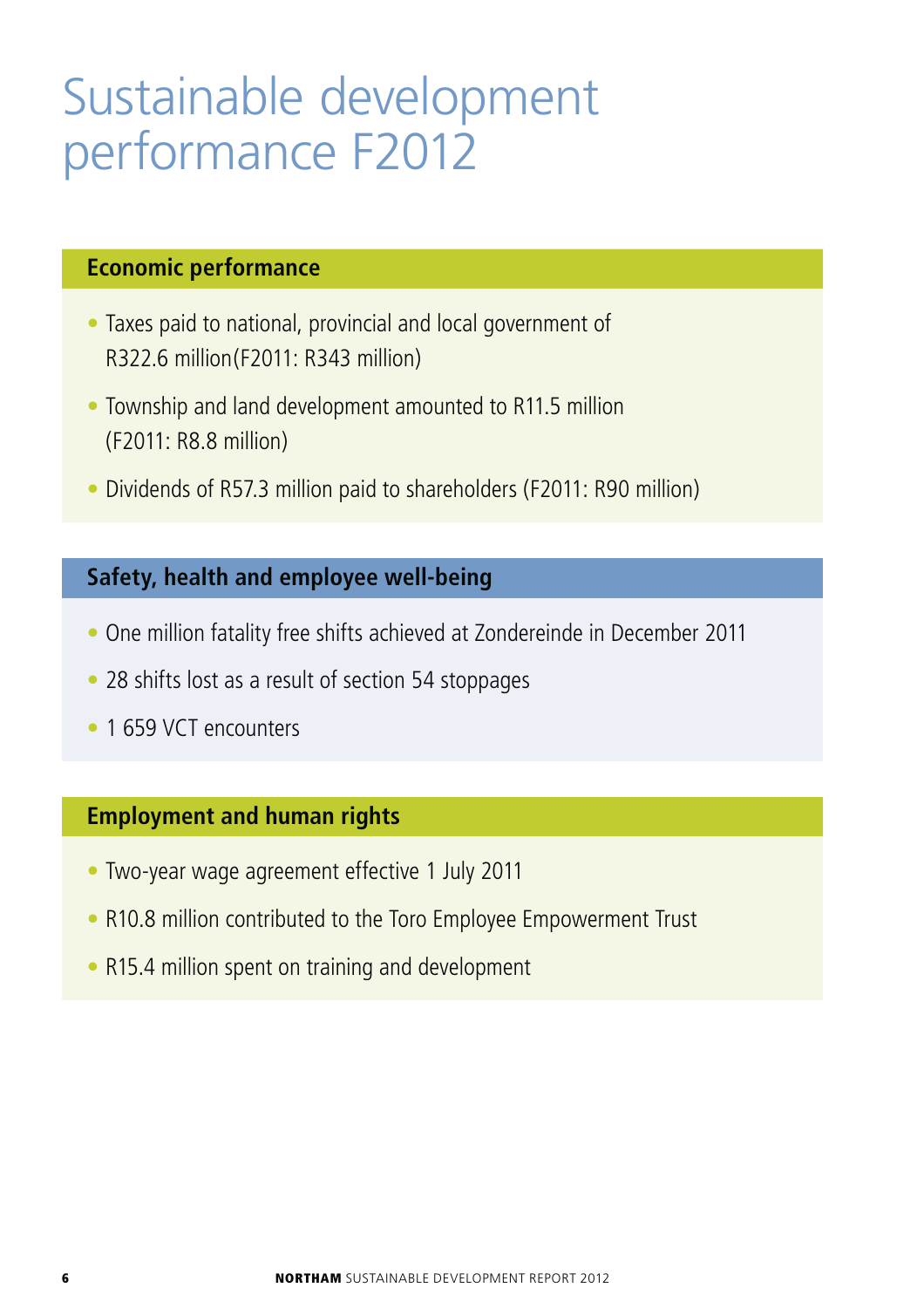# Sustainable development performance F2012

## Economic performance

- Taxes paid to national, provincial and local government of R322.6 million(F2011: R343 million)
- Township and land development amounted to R11.5 million (F2011: R8.8 million)
- Dividends of R57.3 million paid to shareholders (F2011: R90 million)

## Safety, health and employee well-being

- One million fatality free shifts achieved at Zondereinde in December 2011
- 28 shifts lost as a result of section 54 stoppages
- 1 659 VCT encounters

## Employment and human rights

- Two-year wage agreement effective 1 July 2011
- R10.8 million contributed to the Toro Employee Empowerment Trust
- R15.4 million spent on training and development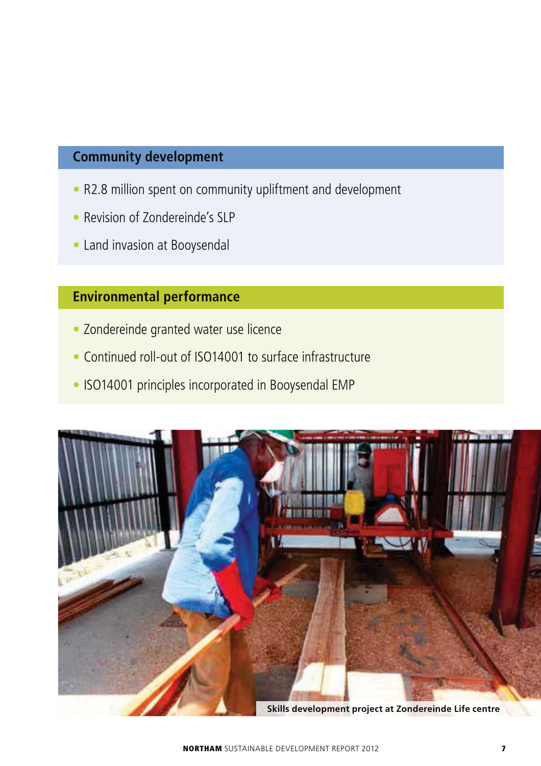## Community development

- R2.8 million spent on community upliftment and development
- Revision of Zondereinde's SLP
- Land invasion at Booysendal

## Environmental performance

- Zondereinde granted water use licence
- Continued roll-out of ISO14001 to surface infrastructure
- ISO14001 principles incorporated in Booysendal EMP

**Skills development project at Zondereinde Life centre**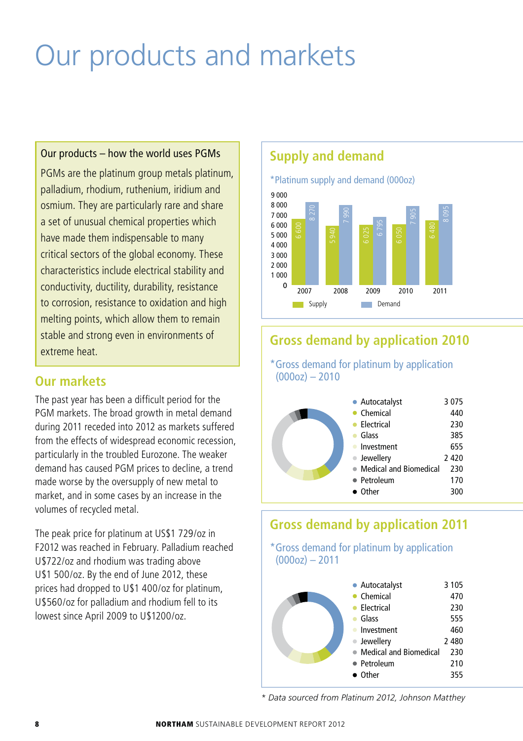# Our products and markets

## Our products – how the world uses PGMs

PGMs are the platinum group metals platinum, palladium, rhodium, ruthenium, iridium and osmium. They are particularly rare and share a set of unusual chemical properties which have made them indispensable to many critical sectors of the global economy. These characteristics include electrical stability and conductivity, ductility, durability, resistance to corrosion, resistance to oxidation and high melting points, which allow them to remain stable and strong even in environments of extreme heat.

## Our markets

The past year has been a difficult period for the PGM markets. The broad growth in metal demand during 2011 receded into 2012 as markets suffered from the effects of widespread economic recession, particularly in the troubled Eurozone. The weaker demand has caused PGM prices to decline, a trend made worse by the oversupply of new metal to market, and in some cases by an increase in the volumes of recycled metal.

The peak price for platinum at US$1 729/oz in F2012 was reached in February. Palladium reached U$722/oz and rhodium was trading above U$1 500/oz. By the end of June 2012, these prices had dropped to U$1 400/oz for platinum, U$560/oz for palladium and rhodium fell to its lowest since April 2009 to U$1200/oz.

## Supply and demand

*Platinum supply and demand (000oz)

| | 2007 | 2008 | 2009 | 2010 | 2011 |
|---|---|---|---|---|---|
| Supply | 6 600 | 5 940 | 6 025 | 6 050 | 6 480 |
| Demand | 8 270 | 7 990 | 6 795 | 7 905 | 8 095 |

## Gross demand by application 2010

*Gross demand for platinum by application (000oz) – 2010

| Application | 000oz |
|---|---|
| Autocatalyst | 3 075 |
| Chemical | 440 |
| Electrical | 230 |
| Glass | 385 |
| Investment | 655 |
| Jewellery | 2 420 |
| Medical and Biomedical | 230 |
| Petroleum | 170 |
| Other | 300 |

## Gross demand by application 2011

*Gross demand for platinum by application (000oz) – 2011

| Application | 000oz |
|---|---|
| Autocatalyst | 3 105 |
| Chemical | 470 |
| Electrical | 230 |
| Glass | 555 |
| Investment | 460 |
| Jewellery | 2 480 |
| Medical and Biomedical | 230 |
| Petroleum | 210 |
| Other | 355 |

*\* Data sourced from Platinum 2012, Johnson Matthey*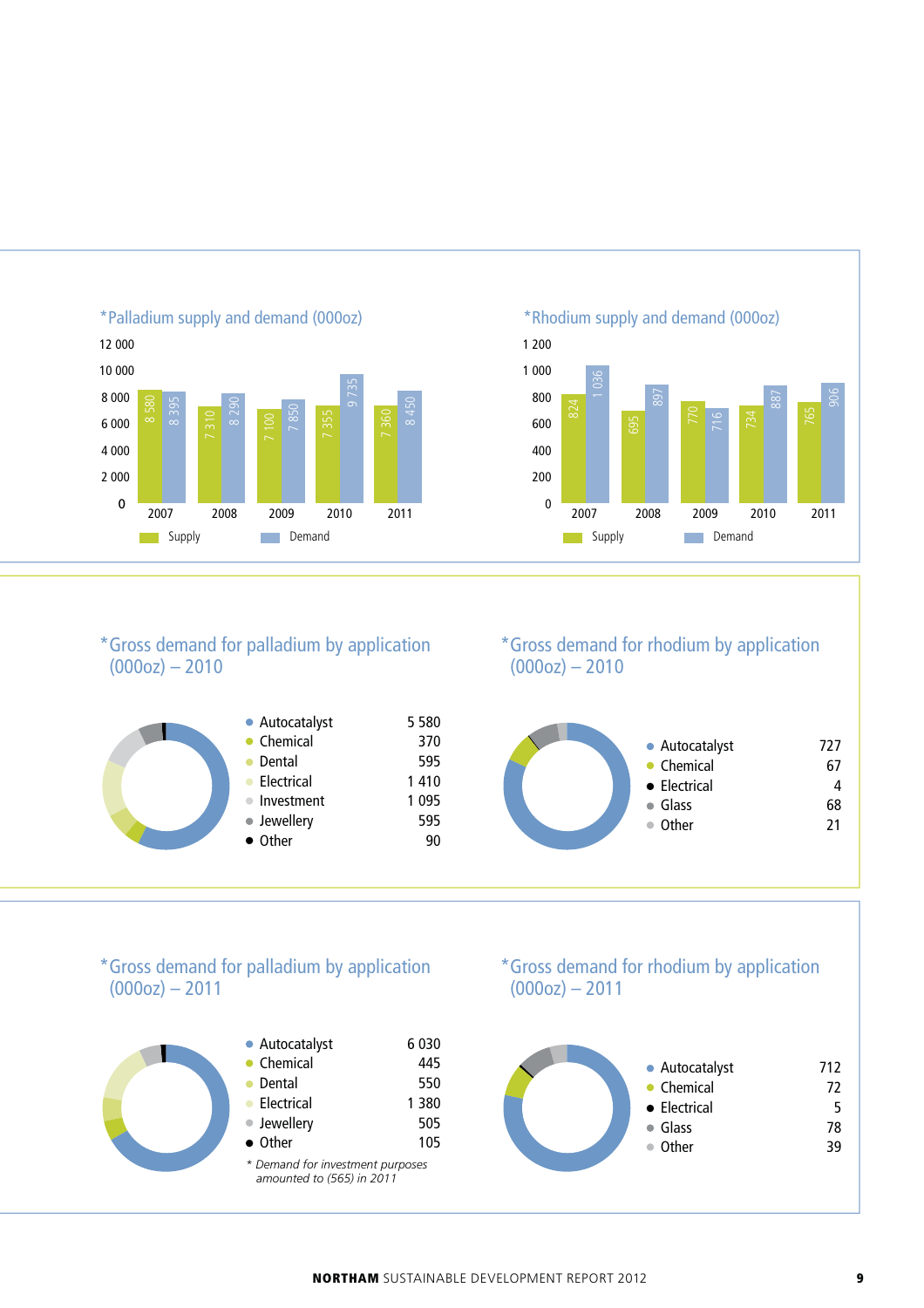## *Palladium supply and demand (000oz)

| Year | Supply | Demand |
|---|---|---|
| 2007 | 8 580 | 8 395 |
| 2008 | 7 310 | 8 290 |
| 2009 | 7 100 | 7 850 |
| 2010 | 7 355 | 9 735 |
| 2011 | 7 360 | 8 450 |

## *Rhodium supply and demand (000oz)

| Year | Supply | Demand |
|---|---|---|
| 2007 | 824 | 1 036 |
| 2008 | 695 | 897 |
| 2009 | 770 | 716 |
| 2010 | 734 | 887 |
| 2011 | 765 | 906 |

## *Gross demand for palladium by application (000oz) – 2010

| Application | 000oz |
|---|---|
| Autocatalyst | 5 580 |
| Chemical | 370 |
| Dental | 595 |
| Electrical | 1 410 |
| Investment | 1 095 |
| Jewellery | 595 |
| Other | 90 |

## *Gross demand for rhodium by application (000oz) – 2010

| Application | 000oz |
|---|---|
| Autocatalyst | 727 |
| Chemical | 67 |
| Electrical | 4 |
| Glass | 68 |
| Other | 21 |

## *Gross demand for palladium by application (000oz) – 2011

| Application | 000oz |
|---|---|
| Autocatalyst | 6 030 |
| Chemical | 445 |
| Dental | 550 |
| Electrical | 1 380 |
| Jewellery | 505 |
| Other | 105 |

*\* Demand for investment purposes amounted to (565) in 2011*

## *Gross demand for rhodium by application (000oz) – 2011

| Application | 000oz |
|---|---|
| Autocatalyst | 712 |
| Chemical | 72 |
| Electrical | 5 |
| Glass | 78 |
| Other | 39 |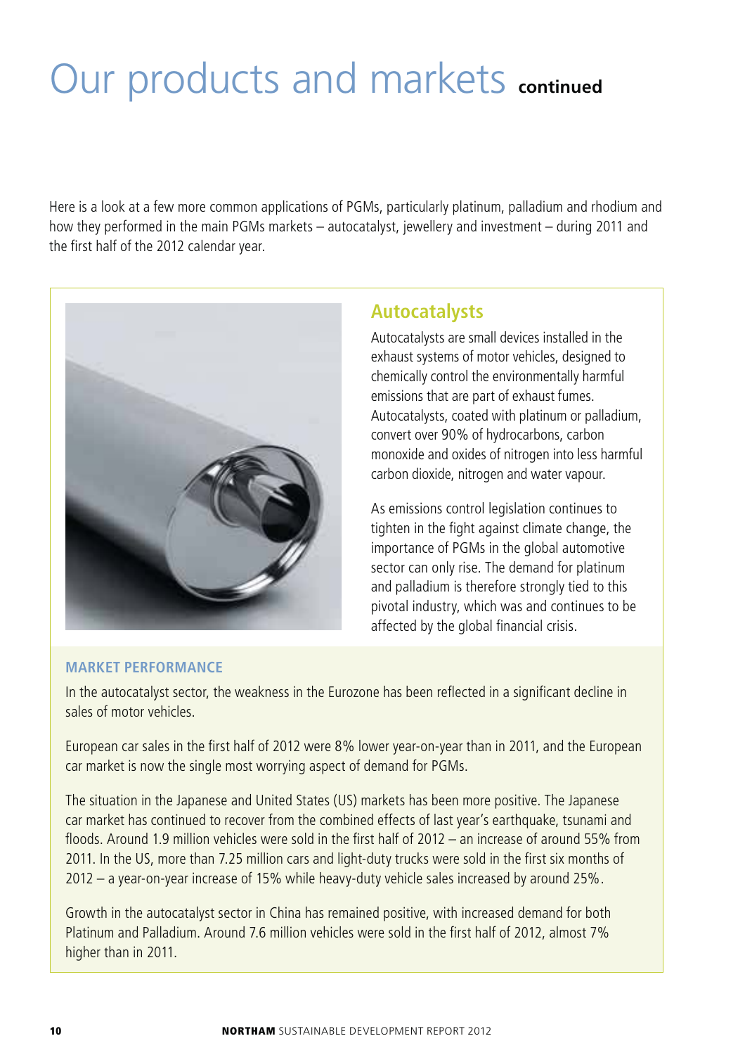# Our products and markets continued

Here is a look at a few more common applications of PGMs, particularly platinum, palladium and rhodium and how they performed in the main PGMs markets – autocatalyst, jewellery and investment – during 2011 and the first half of the 2012 calendar year.

## Autocatalysts

Autocatalysts are small devices installed in the exhaust systems of motor vehicles, designed to chemically control the environmentally harmful emissions that are part of exhaust fumes. Autocatalysts, coated with platinum or palladium, convert over 90% of hydrocarbons, carbon monoxide and oxides of nitrogen into less harmful carbon dioxide, nitrogen and water vapour.

As emissions control legislation continues to tighten in the fight against climate change, the importance of PGMs in the global automotive sector can only rise. The demand for platinum and palladium is therefore strongly tied to this pivotal industry, which was and continues to be affected by the global financial crisis.

### MARKET PERFORMANCE

In the autocatalyst sector, the weakness in the Eurozone has been reflected in a significant decline in sales of motor vehicles.

European car sales in the first half of 2012 were 8% lower year-on-year than in 2011, and the European car market is now the single most worrying aspect of demand for PGMs.

The situation in the Japanese and United States (US) markets has been more positive. The Japanese car market has continued to recover from the combined effects of last year's earthquake, tsunami and floods. Around 1.9 million vehicles were sold in the first half of 2012 – an increase of around 55% from 2011. In the US, more than 7.25 million cars and light-duty trucks were sold in the first six months of 2012 – a year-on-year increase of 15% while heavy-duty vehicle sales increased by around 25%.

Growth in the autocatalyst sector in China has remained positive, with increased demand for both Platinum and Palladium. Around 7.6 million vehicles were sold in the first half of 2012, almost 7% higher than in 2011.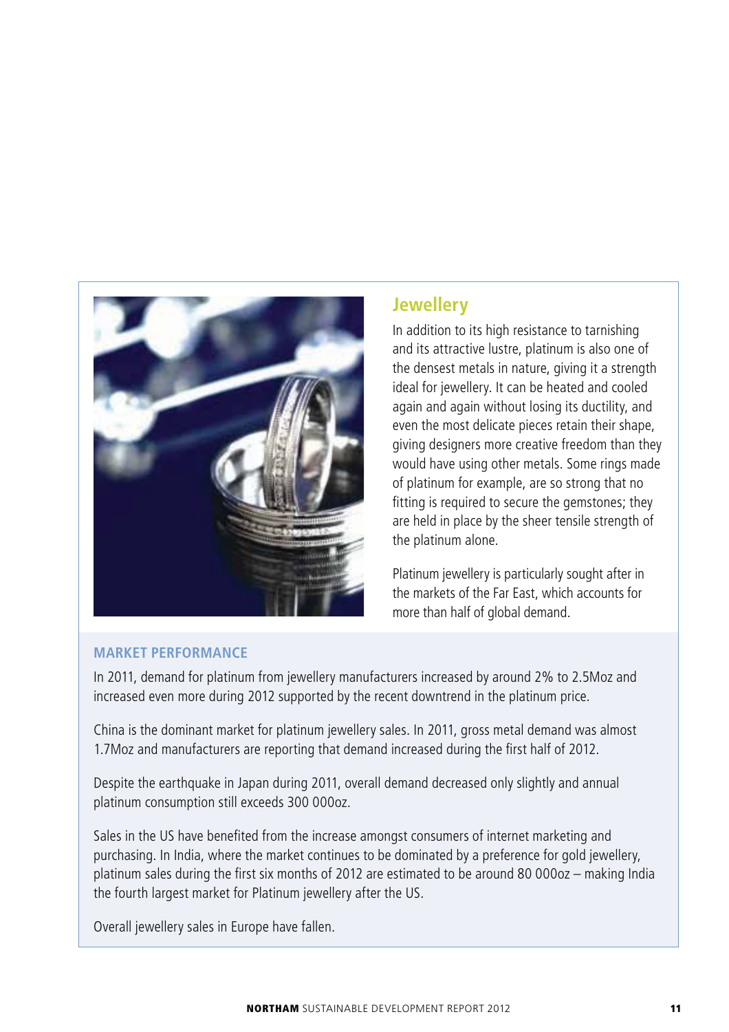## Jewellery

In addition to its high resistance to tarnishing and its attractive lustre, platinum is also one of the densest metals in nature, giving it a strength ideal for jewellery. It can be heated and cooled again and again without losing its ductility, and even the most delicate pieces retain their shape, giving designers more creative freedom than they would have using other metals. Some rings made of platinum for example, are so strong that no fitting is required to secure the gemstones; they are held in place by the sheer tensile strength of the platinum alone.

Platinum jewellery is particularly sought after in the markets of the Far East, which accounts for more than half of global demand.

### MARKET PERFORMANCE

In 2011, demand for platinum from jewellery manufacturers increased by around 2% to 2.5Moz and increased even more during 2012 supported by the recent downtrend in the platinum price.

China is the dominant market for platinum jewellery sales. In 2011, gross metal demand was almost 1.7Moz and manufacturers are reporting that demand increased during the first half of 2012.

Despite the earthquake in Japan during 2011, overall demand decreased only slightly and annual platinum consumption still exceeds 300 000oz.

Sales in the US have benefited from the increase amongst consumers of internet marketing and purchasing. In India, where the market continues to be dominated by a preference for gold jewellery, platinum sales during the first six months of 2012 are estimated to be around 80 000oz – making India the fourth largest market for Platinum jewellery after the US.

Overall jewellery sales in Europe have fallen.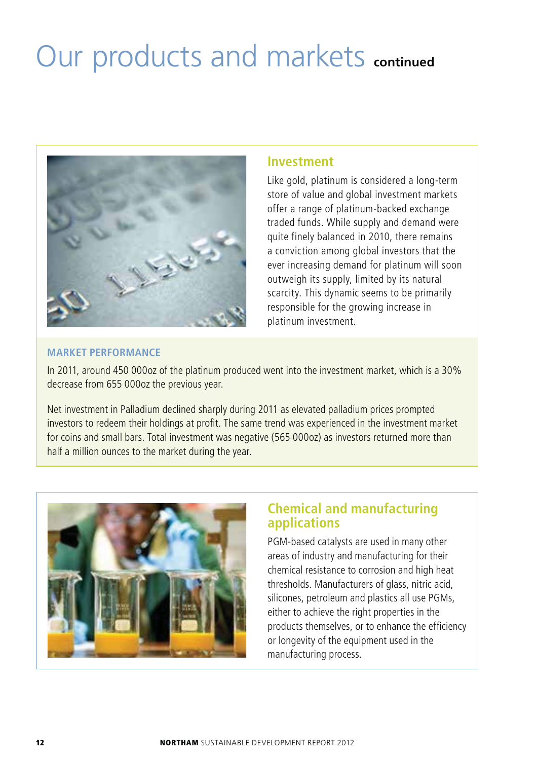# Our products and markets continued

## Investment

Like gold, platinum is considered a long-term store of value and global investment markets offer a range of platinum-backed exchange traded funds. While supply and demand were quite finely balanced in 2010, there remains a conviction among global investors that the ever increasing demand for platinum will soon outweigh its supply, limited by its natural scarcity. This dynamic seems to be primarily responsible for the growing increase in platinum investment.

### MARKET PERFORMANCE

In 2011, around 450 000oz of the platinum produced went into the investment market, which is a 30% decrease from 655 000oz the previous year.

Net investment in Palladium declined sharply during 2011 as elevated palladium prices prompted investors to redeem their holdings at profit. The same trend was experienced in the investment market for coins and small bars. Total investment was negative (565 000oz) as investors returned more than half a million ounces to the market during the year.

## Chemical and manufacturing applications

PGM-based catalysts are used in many other areas of industry and manufacturing for their chemical resistance to corrosion and high heat thresholds. Manufacturers of glass, nitric acid, silicones, petroleum and plastics all use PGMs, either to achieve the right properties in the products themselves, or to enhance the efficiency or longevity of the equipment used in the manufacturing process.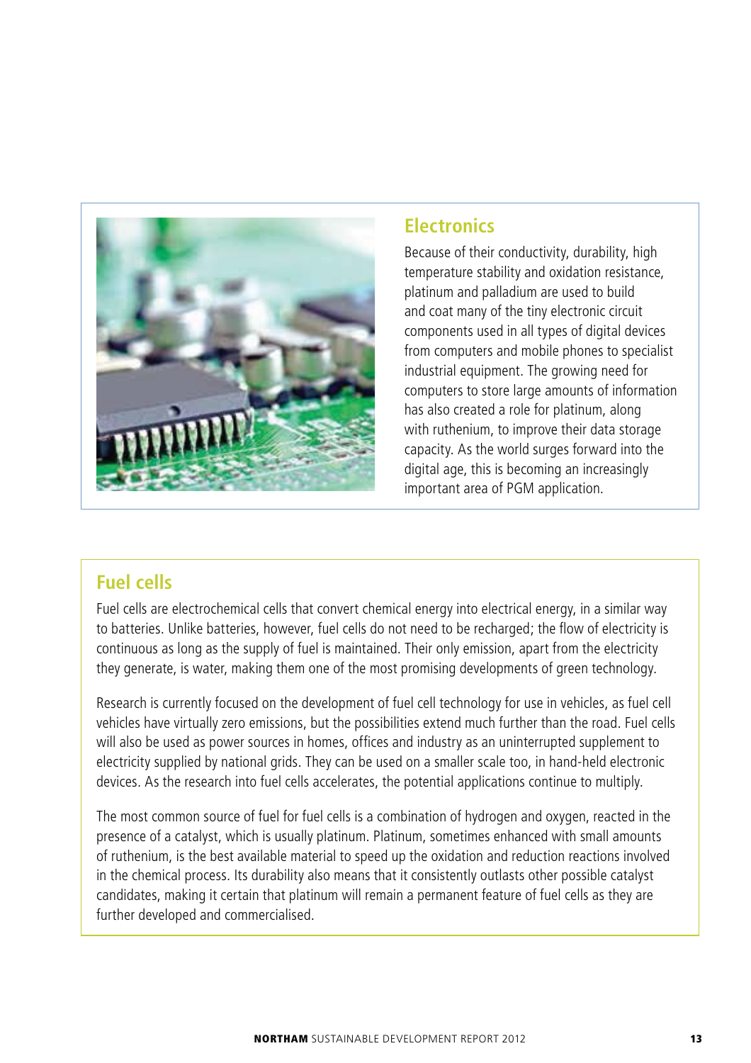## Electronics

Because of their conductivity, durability, high temperature stability and oxidation resistance, platinum and palladium are used to build and coat many of the tiny electronic circuit components used in all types of digital devices from computers and mobile phones to specialist industrial equipment. The growing need for computers to store large amounts of information has also created a role for platinum, along with ruthenium, to improve their data storage capacity. As the world surges forward into the digital age, this is becoming an increasingly important area of PGM application.

## Fuel cells

Fuel cells are electrochemical cells that convert chemical energy into electrical energy, in a similar way to batteries. Unlike batteries, however, fuel cells do not need to be recharged; the flow of electricity is continuous as long as the supply of fuel is maintained. Their only emission, apart from the electricity they generate, is water, making them one of the most promising developments of green technology.

Research is currently focused on the development of fuel cell technology for use in vehicles, as fuel cell vehicles have virtually zero emissions, but the possibilities extend much further than the road. Fuel cells will also be used as power sources in homes, offices and industry as an uninterrupted supplement to electricity supplied by national grids. They can be used on a smaller scale too, in hand-held electronic devices. As the research into fuel cells accelerates, the potential applications continue to multiply.

The most common source of fuel for fuel cells is a combination of hydrogen and oxygen, reacted in the presence of a catalyst, which is usually platinum. Platinum, sometimes enhanced with small amounts of ruthenium, is the best available material to speed up the oxidation and reduction reactions involved in the chemical process. Its durability also means that it consistently outlasts other possible catalyst candidates, making it certain that platinum will remain a permanent feature of fuel cells as they are further developed and commercialised.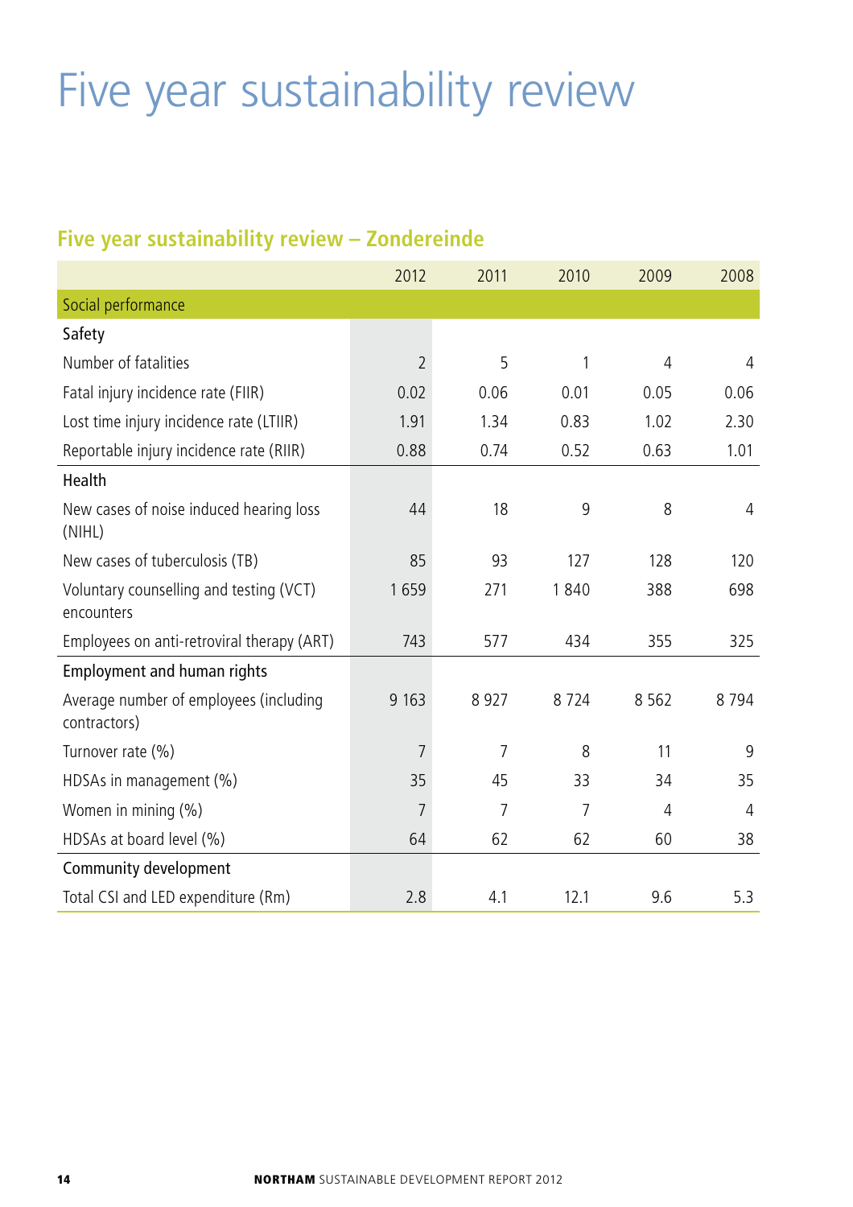# Five year sustainability review

## Five year sustainability review – Zondereinde

| | 2012 | 2011 | 2010 | 2009 | 2008 |
|---|---|---|---|---|---|
| **Social performance** | | | | | |
| **Safety** | | | | | |
| Number of fatalities | 2 | 5 | 1 | 4 | 4 |
| Fatal injury incidence rate (FIIR) | 0.02 | 0.06 | 0.01 | 0.05 | 0.06 |
| Lost time injury incidence rate (LTIIR) | 1.91 | 1.34 | 0.83 | 1.02 | 2.30 |
| Reportable injury incidence rate (RIIR) | 0.88 | 0.74 | 0.52 | 0.63 | 1.01 |
| **Health** | | | | | |
| New cases of noise induced hearing loss (NIHL) | 44 | 18 | 9 | 8 | 4 |
| New cases of tuberculosis (TB) | 85 | 93 | 127 | 128 | 120 |
| Voluntary counselling and testing (VCT) encounters | 1 659 | 271 | 1 840 | 388 | 698 |
| Employees on anti-retroviral therapy (ART) | 743 | 577 | 434 | 355 | 325 |
| **Employment and human rights** | | | | | |
| Average number of employees (including contractors) | 9 163 | 8 927 | 8 724 | 8 562 | 8 794 |
| Turnover rate (%) | 7 | 7 | 8 | 11 | 9 |
| HDSAs in management (%) | 35 | 45 | 33 | 34 | 35 |
| Women in mining (%) | 7 | 7 | 7 | 4 | 4 |
| HDSAs at board level (%) | 64 | 62 | 62 | 60 | 38 |
| **Community development** | | | | | |
| Total CSI and LED expenditure (Rm) | 2.8 | 4.1 | 12.1 | 9.6 | 5.3 |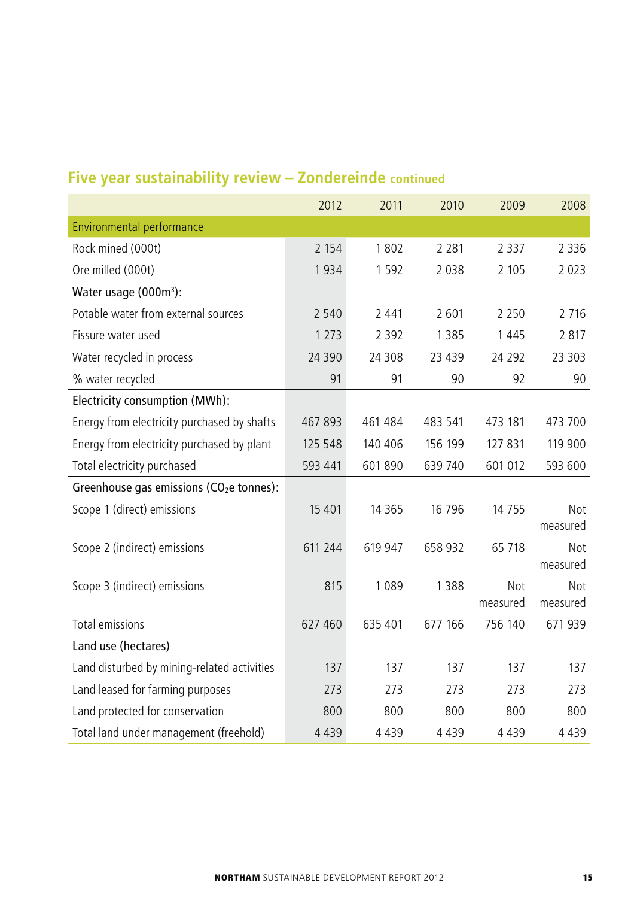## Five year sustainability review – Zondereinde continued

| | 2012 | 2011 | 2010 | 2009 | 2008 |
|---|---|---|---|---|---|
| **Environmental performance** | | | | | |
| Rock mined (000t) | 2 154 | 1 802 | 2 281 | 2 337 | 2 336 |
| Ore milled (000t) | 1 934 | 1 592 | 2 038 | 2 105 | 2 023 |
| Water usage (000m$^3$): | | | | | |
| Potable water from external sources | 2 540 | 2 441 | 2 601 | 2 250 | 2 716 |
| Fissure water used | 1 273 | 2 392 | 1 385 | 1 445 | 2 817 |
| Water recycled in process | 24 390 | 24 308 | 23 439 | 24 292 | 23 303 |
| % water recycled | 91 | 91 | 90 | 92 | 90 |
| Electricity consumption (MWh): | | | | | |
| Energy from electricity purchased by shafts | 467 893 | 461 484 | 483 541 | 473 181 | 473 700 |
| Energy from electricity purchased by plant | 125 548 | 140 406 | 156 199 | 127 831 | 119 900 |
| Total electricity purchased | 593 441 | 601 890 | 639 740 | 601 012 | 593 600 |
| Greenhouse gas emissions ($CO_2e$ tonnes): | | | | | |
| Scope 1 (direct) emissions | 15 401 | 14 365 | 16 796 | 14 755 | Not measured |
| Scope 2 (indirect) emissions | 611 244 | 619 947 | 658 932 | 65 718 | Not measured |
| Scope 3 (indirect) emissions | 815 | 1 089 | 1 388 | Not measured | Not measured |
| Total emissions | 627 460 | 635 401 | 677 166 | 756 140 | 671 939 |
| Land use (hectares) | | | | | |
| Land disturbed by mining-related activities | 137 | 137 | 137 | 137 | 137 |
| Land leased for farming purposes | 273 | 273 | 273 | 273 | 273 |
| Land protected for conservation | 800 | 800 | 800 | 800 | 800 |
| Total land under management (freehold) | 4 439 | 4 439 | 4 439 | 4 439 | 4 439 |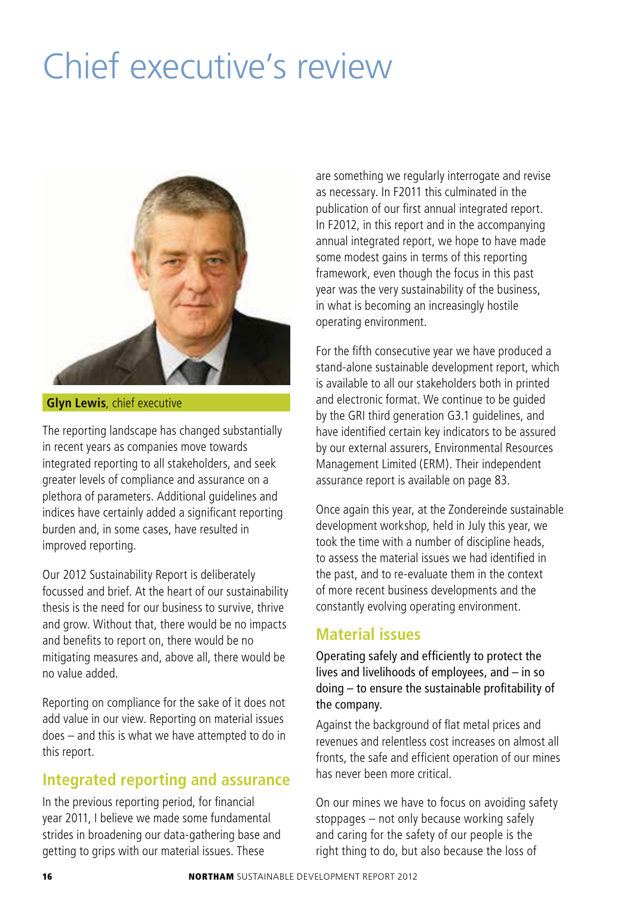# Chief executive's review

**Glyn Lewis**, chief executive

The reporting landscape has changed substantially in recent years as companies move towards integrated reporting to all stakeholders, and seek greater levels of compliance and assurance on a plethora of parameters. Additional guidelines and indices have certainly added a significant reporting burden and, in some cases, have resulted in improved reporting.

Our 2012 Sustainability Report is deliberately focussed and brief. At the heart of our sustainability thesis is the need for our business to survive, thrive and grow. Without that, there would be no impacts and benefits to report on, there would be no mitigating measures and, above all, there would be no value added.

Reporting on compliance for the sake of it does not add value in our view. Reporting on material issues does – and this is what we have attempted to do in this report.

## Integrated reporting and assurance

In the previous reporting period, for financial year 2011, I believe we made some fundamental strides in broadening our data-gathering base and getting to grips with our material issues. These are something we regularly interrogate and revise as necessary. In F2011 this culminated in the publication of our first annual integrated report. In F2012, in this report and in the accompanying annual integrated report, we hope to have made some modest gains in terms of this reporting framework, even though the focus in this past year was the very sustainability of the business, in what is becoming an increasingly hostile operating environment.

For the fifth consecutive year we have produced a stand-alone sustainable development report, which is available to all our stakeholders both in printed and electronic format. We continue to be guided by the GRI third generation G3.1 guidelines, and have identified certain key indicators to be assured by our external assurers, Environmental Resources Management Limited (ERM). Their independent assurance report is available on page 83.

Once again this year, at the Zondereinde sustainable development workshop, held in July this year, we took the time with a number of discipline heads, to assess the material issues we had identified in the past, and to re-evaluate them in the context of more recent business developments and the constantly evolving operating environment.

## Material issues

Operating safely and efficiently to protect the lives and livelihoods of employees, and – in so doing – to ensure the sustainable profitability of the company.

Against the background of flat metal prices and revenues and relentless cost increases on almost all fronts, the safe and efficient operation of our mines has never been more critical.

On our mines we have to focus on avoiding safety stoppages – not only because working safely and caring for the safety of our people is the right thing to do, but also because the loss of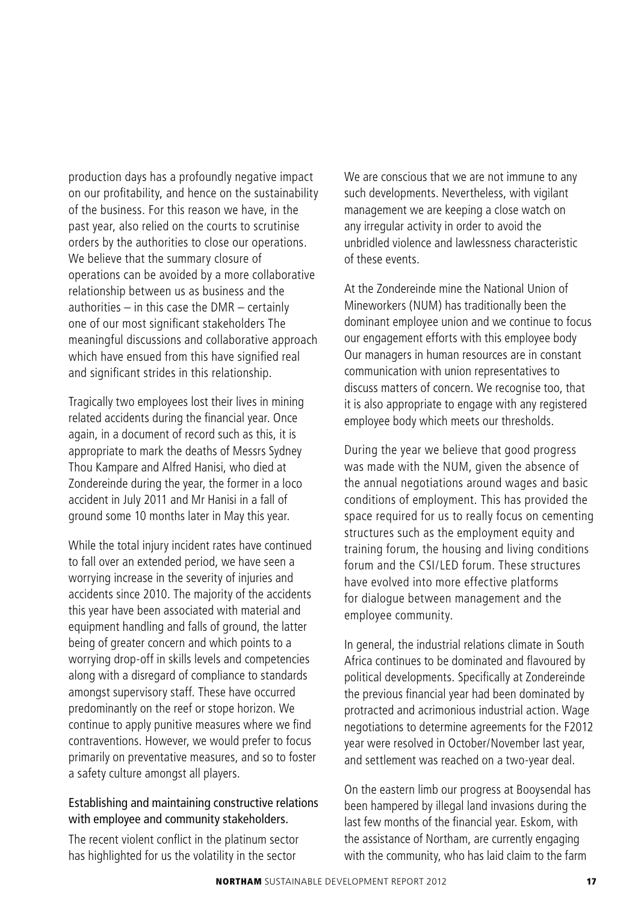production days has a profoundly negative impact on our profitability, and hence on the sustainability of the business. For this reason we have, in the past year, also relied on the courts to scrutinise orders by the authorities to close our operations. We believe that the summary closure of operations can be avoided by a more collaborative relationship between us as business and the authorities – in this case the DMR – certainly one of our most significant stakeholders The meaningful discussions and collaborative approach which have ensued from this have signified real and significant strides in this relationship.

Tragically two employees lost their lives in mining related accidents during the financial year. Once again, in a document of record such as this, it is appropriate to mark the deaths of Messrs Sydney Thou Kampare and Alfred Hanisi, who died at Zondereinde during the year, the former in a loco accident in July 2011 and Mr Hanisi in a fall of ground some 10 months later in May this year.

While the total injury incident rates have continued to fall over an extended period, we have seen a worrying increase in the severity of injuries and accidents since 2010. The majority of the accidents this year have been associated with material and equipment handling and falls of ground, the latter being of greater concern and which points to a worrying drop-off in skills levels and competencies along with a disregard of compliance to standards amongst supervisory staff. These have occurred predominantly on the reef or stope horizon. We continue to apply punitive measures where we find contraventions. However, we would prefer to focus primarily on preventative measures, and so to foster a safety culture amongst all players.

### Establishing and maintaining constructive relations with employee and community stakeholders.

The recent violent conflict in the platinum sector has highlighted for us the volatility in the sector

We are conscious that we are not immune to any such developments. Nevertheless, with vigilant management we are keeping a close watch on any irregular activity in order to avoid the unbridled violence and lawlessness characteristic of these events.

At the Zondereinde mine the National Union of Mineworkers (NUM) has traditionally been the dominant employee union and we continue to focus our engagement efforts with this employee body Our managers in human resources are in constant communication with union representatives to discuss matters of concern. We recognise too, that it is also appropriate to engage with any registered employee body which meets our thresholds.

During the year we believe that good progress was made with the NUM, given the absence of the annual negotiations around wages and basic conditions of employment. This has provided the space required for us to really focus on cementing structures such as the employment equity and training forum, the housing and living conditions forum and the CSI/LED forum. These structures have evolved into more effective platforms for dialogue between management and the employee community.

In general, the industrial relations climate in South Africa continues to be dominated and flavoured by political developments. Specifically at Zondereinde the previous financial year had been dominated by protracted and acrimonious industrial action. Wage negotiations to determine agreements for the F2012 year were resolved in October/November last year, and settlement was reached on a two-year deal.

On the eastern limb our progress at Booysendal has been hampered by illegal land invasions during the last few months of the financial year. Eskom, with the assistance of Northam, are currently engaging with the community, who has laid claim to the farm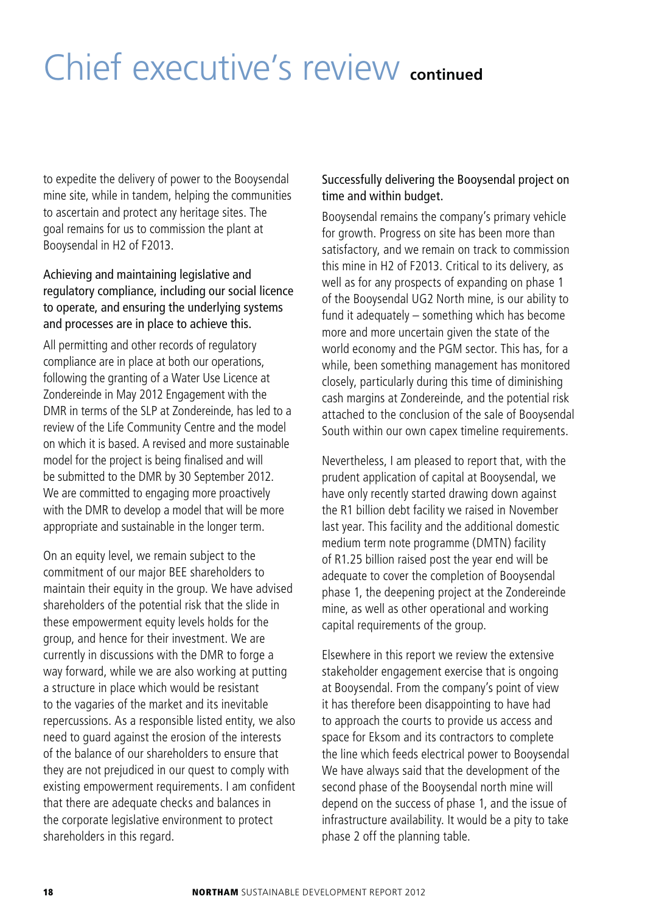# Chief executive's review **continued**

to expedite the delivery of power to the Booysendal mine site, while in tandem, helping the communities to ascertain and protect any heritage sites. The goal remains for us to commission the plant at Booysendal in H2 of F2013.

### Achieving and maintaining legislative and regulatory compliance, including our social licence to operate, and ensuring the underlying systems and processes are in place to achieve this.

All permitting and other records of regulatory compliance are in place at both our operations, following the granting of a Water Use Licence at Zondereinde in May 2012 Engagement with the DMR in terms of the SLP at Zondereinde, has led to a review of the Life Community Centre and the model on which it is based. A revised and more sustainable model for the project is being finalised and will be submitted to the DMR by 30 September 2012. We are committed to engaging more proactively with the DMR to develop a model that will be more appropriate and sustainable in the longer term.

On an equity level, we remain subject to the commitment of our major BEE shareholders to maintain their equity in the group. We have advised shareholders of the potential risk that the slide in these empowerment equity levels holds for the group, and hence for their investment. We are currently in discussions with the DMR to forge a way forward, while we are also working at putting a structure in place which would be resistant to the vagaries of the market and its inevitable repercussions. As a responsible listed entity, we also need to guard against the erosion of the interests of the balance of our shareholders to ensure that they are not prejudiced in our quest to comply with existing empowerment requirements. I am confident that there are adequate checks and balances in the corporate legislative environment to protect shareholders in this regard.

### Successfully delivering the Booysendal project on time and within budget.

Booysendal remains the company's primary vehicle for growth. Progress on site has been more than satisfactory, and we remain on track to commission this mine in H2 of F2013. Critical to its delivery, as well as for any prospects of expanding on phase 1 of the Booysendal UG2 North mine, is our ability to fund it adequately – something which has become more and more uncertain given the state of the world economy and the PGM sector. This has, for a while, been something management has monitored closely, particularly during this time of diminishing cash margins at Zondereinde, and the potential risk attached to the conclusion of the sale of Booysendal South within our own capex timeline requirements.

Nevertheless, I am pleased to report that, with the prudent application of capital at Booysendal, we have only recently started drawing down against the R1 billion debt facility we raised in November last year. This facility and the additional domestic medium term note programme (DMTN) facility of R1.25 billion raised post the year end will be adequate to cover the completion of Booysendal phase 1, the deepening project at the Zondereinde mine, as well as other operational and working capital requirements of the group.

Elsewhere in this report we review the extensive stakeholder engagement exercise that is ongoing at Booysendal. From the company's point of view it has therefore been disappointing to have had to approach the courts to provide us access and space for Eksom and its contractors to complete the line which feeds electrical power to Booysendal We have always said that the development of the second phase of the Booysendal north mine will depend on the success of phase 1, and the issue of infrastructure availability. It would be a pity to take phase 2 off the planning table.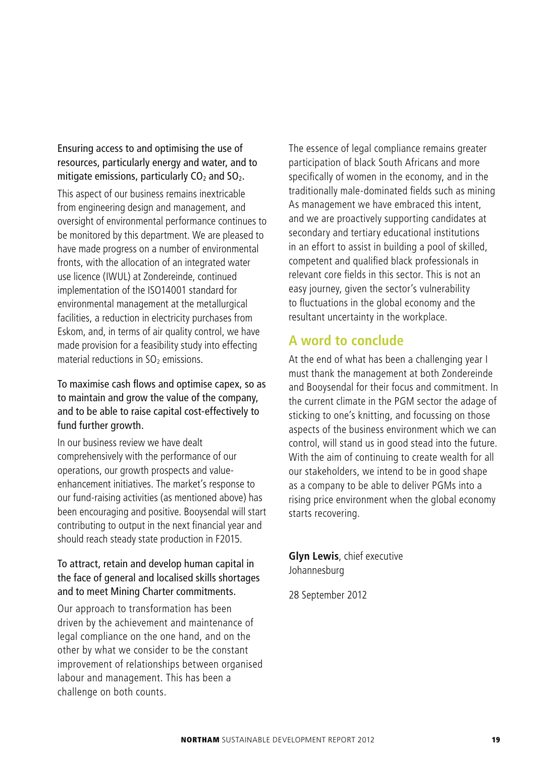Ensuring access to and optimising the use of resources, particularly energy and water, and to mitigate emissions, particularly $CO_2$ and $SO_2$.

This aspect of our business remains inextricable from engineering design and management, and oversight of environmental performance continues to be monitored by this department. We are pleased to have made progress on a number of environmental fronts, with the allocation of an integrated water use licence (IWUL) at Zondereinde, continued implementation of the ISO14001 standard for environmental management at the metallurgical facilities, a reduction in electricity purchases from Eskom, and, in terms of air quality control, we have made provision for a feasibility study into effecting material reductions in $SO_2$ emissions.

To maximise cash flows and optimise capex, so as to maintain and grow the value of the company, and to be able to raise capital cost-effectively to fund further growth.

In our business review we have dealt comprehensively with the performance of our operations, our growth prospects and value-enhancement initiatives. The market's response to our fund-raising activities (as mentioned above) has been encouraging and positive. Booysendal will start contributing to output in the next financial year and should reach steady state production in F2015.

To attract, retain and develop human capital in the face of general and localised skills shortages and to meet Mining Charter commitments.

Our approach to transformation has been driven by the achievement and maintenance of legal compliance on the one hand, and on the other by what we consider to be the constant improvement of relationships between organised labour and management. This has been a challenge on both counts.

The essence of legal compliance remains greater participation of black South Africans and more specifically of women in the economy, and in the traditionally male-dominated fields such as mining As management we have embraced this intent, and we are proactively supporting candidates at secondary and tertiary educational institutions in an effort to assist in building a pool of skilled, competent and qualified black professionals in relevant core fields in this sector. This is not an easy journey, given the sector's vulnerability to fluctuations in the global economy and the resultant uncertainty in the workplace.

## A word to conclude

At the end of what has been a challenging year I must thank the management at both Zondereinde and Booysendal for their focus and commitment. In the current climate in the PGM sector the adage of sticking to one's knitting, and focussing on those aspects of the business environment which we can control, will stand us in good stead into the future. With the aim of continuing to create wealth for all our stakeholders, we intend to be in good shape as a company to be able to deliver PGMs into a rising price environment when the global economy starts recovering.

**Glyn Lewis**, chief executive
Johannesburg

28 September 2012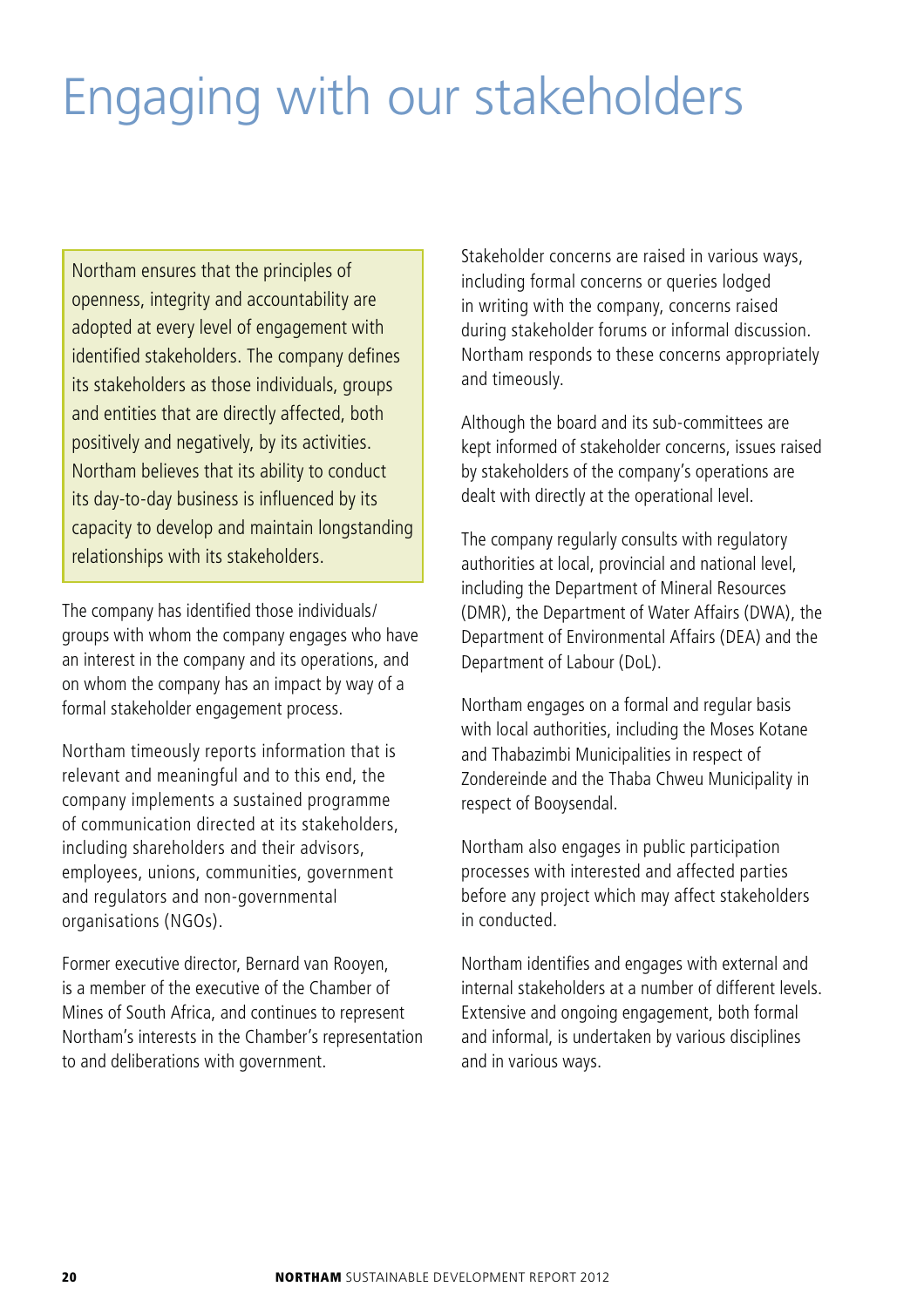# Engaging with our stakeholders

Northam ensures that the principles of openness, integrity and accountability are adopted at every level of engagement with identified stakeholders. The company defines its stakeholders as those individuals, groups and entities that are directly affected, both positively and negatively, by its activities. Northam believes that its ability to conduct its day-to-day business is influenced by its capacity to develop and maintain longstanding relationships with its stakeholders.

The company has identified those individuals/groups with whom the company engages who have an interest in the company and its operations, and on whom the company has an impact by way of a formal stakeholder engagement process.

Northam timeously reports information that is relevant and meaningful and to this end, the company implements a sustained programme of communication directed at its stakeholders, including shareholders and their advisors, employees, unions, communities, government and regulators and non-governmental organisations (NGOs).

Former executive director, Bernard van Rooyen, is a member of the executive of the Chamber of Mines of South Africa, and continues to represent Northam's interests in the Chamber's representation to and deliberations with government.

Stakeholder concerns are raised in various ways, including formal concerns or queries lodged in writing with the company, concerns raised during stakeholder forums or informal discussion. Northam responds to these concerns appropriately and timeously.

Although the board and its sub-committees are kept informed of stakeholder concerns, issues raised by stakeholders of the company's operations are dealt with directly at the operational level.

The company regularly consults with regulatory authorities at local, provincial and national level, including the Department of Mineral Resources (DMR), the Department of Water Affairs (DWA), the Department of Environmental Affairs (DEA) and the Department of Labour (DoL).

Northam engages on a formal and regular basis with local authorities, including the Moses Kotane and Thabazimbi Municipalities in respect of Zondereinde and the Thaba Chweu Municipality in respect of Booysendal.

Northam also engages in public participation processes with interested and affected parties before any project which may affect stakeholders in conducted.

Northam identifies and engages with external and internal stakeholders at a number of different levels. Extensive and ongoing engagement, both formal and informal, is undertaken by various disciplines and in various ways.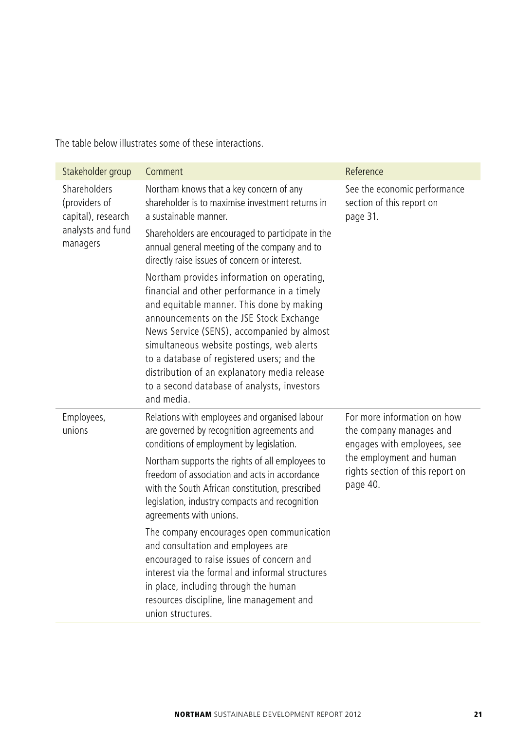The table below illustrates some of these interactions.

| Stakeholder group | Comment | Reference |
|---|---|---|
| Shareholders (providers of capital), research analysts and fund managers | Northam knows that a key concern of any shareholder is to maximise investment returns in a sustainable manner.<br><br>Shareholders are encouraged to participate in the annual general meeting of the company and to directly raise issues of concern or interest.<br><br>Northam provides information on operating, financial and other performance in a timely and equitable manner. This done by making announcements on the JSE Stock Exchange News Service (SENS), accompanied by almost simultaneous website postings, web alerts to a database of registered users; and the distribution of an explanatory media release to a second database of analysts, investors and media. | See the economic performance section of this report on page 31. |
| Employees, unions | Relations with employees and organised labour are governed by recognition agreements and conditions of employment by legislation.<br><br>Northam supports the rights of all employees to freedom of association and acts in accordance with the South African constitution, prescribed legislation, industry compacts and recognition agreements with unions.<br><br>The company encourages open communication and consultation and employees are encouraged to raise issues of concern and interest via the formal and informal structures in place, including through the human resources discipline, line management and union structures. | For more information on how the company manages and engages with employees, see the employment and human rights section of this report on page 40. |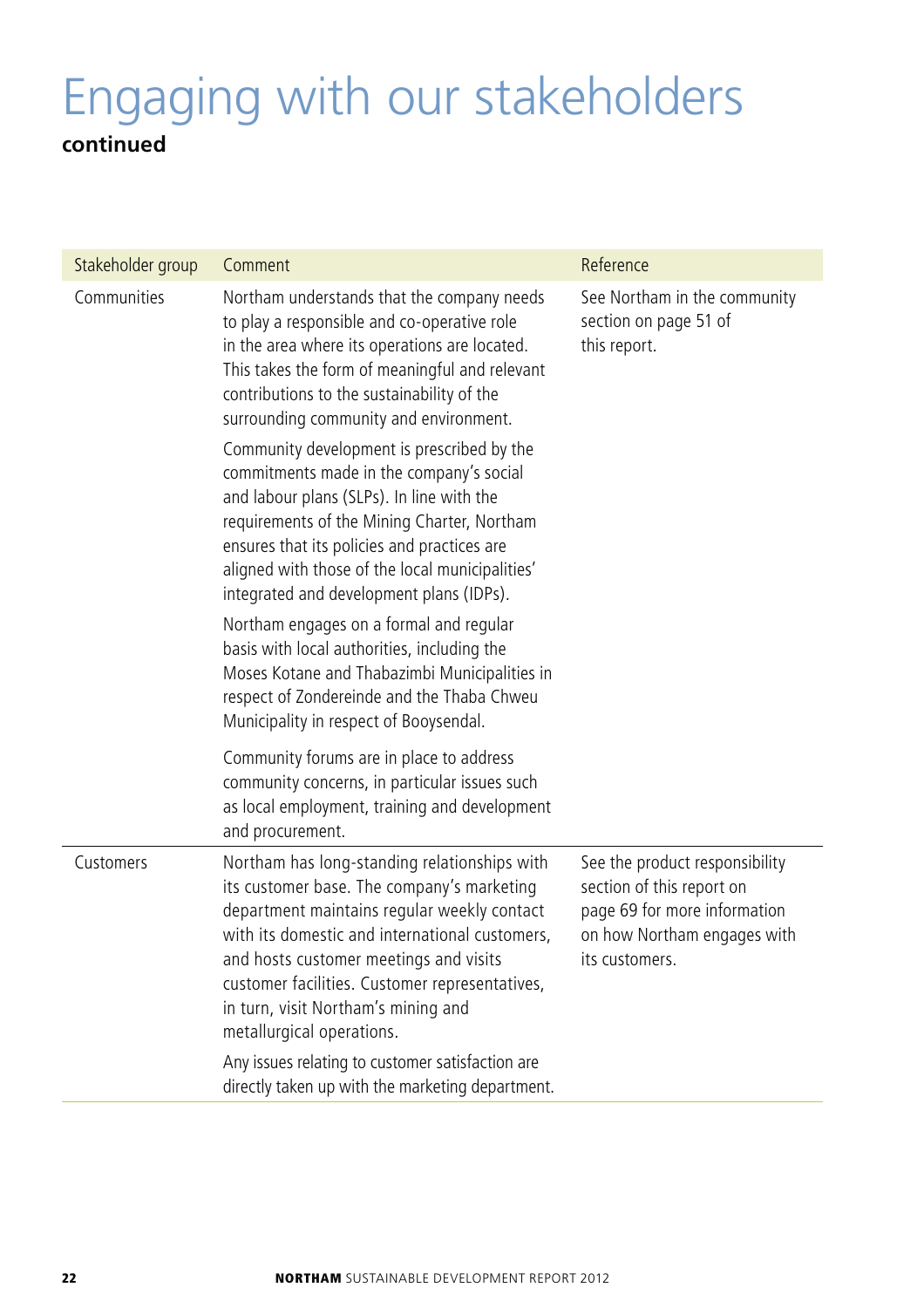# Engaging with our stakeholders

**continued**

| Stakeholder group | Comment | Reference |
| --- | --- | --- |
| Communities | Northam understands that the company needs to play a responsible and co-operative role in the area where its operations are located. This takes the form of meaningful and relevant contributions to the sustainability of the surrounding community and environment.<br><br>Community development is prescribed by the commitments made in the company's social and labour plans (SLPs). In line with the requirements of the Mining Charter, Northam ensures that its policies and practices are aligned with those of the local municipalities' integrated and development plans (IDPs).<br><br>Northam engages on a formal and regular basis with local authorities, including the Moses Kotane and Thabazimbi Municipalities in respect of Zondereinde and the Thaba Chweu Municipality in respect of Booysendal.<br><br>Community forums are in place to address community concerns, in particular issues such as local employment, training and development and procurement. | See Northam in the community section on page 51 of this report. |
| Customers | Northam has long-standing relationships with its customer base. The company's marketing department maintains regular weekly contact with its domestic and international customers, and hosts customer meetings and visits customer facilities. Customer representatives, in turn, visit Northam's mining and metallurgical operations.<br><br>Any issues relating to customer satisfaction are directly taken up with the marketing department. | See the product responsibility section of this report on page 69 for more information on how Northam engages with its customers. |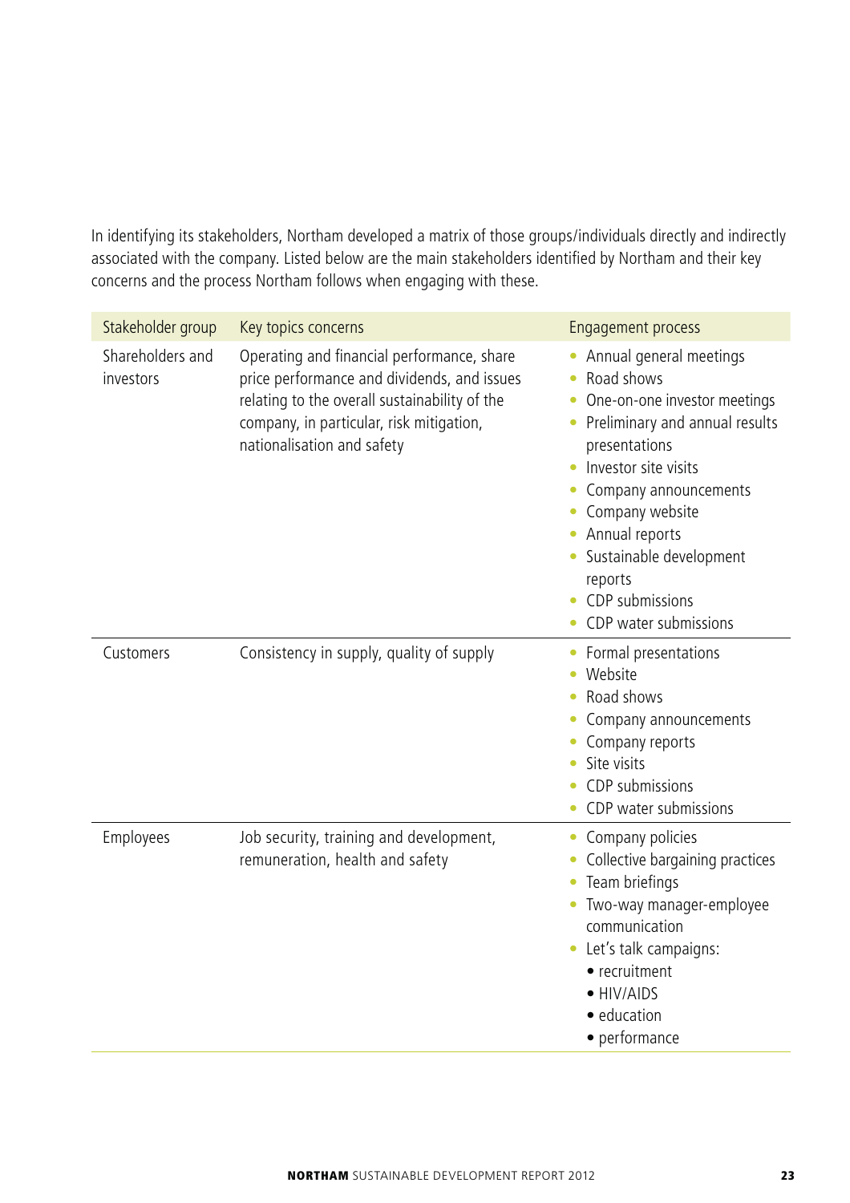In identifying its stakeholders, Northam developed a matrix of those groups/individuals directly and indirectly associated with the company. Listed below are the main stakeholders identified by Northam and their key concerns and the process Northam follows when engaging with these.

| Stakeholder group | Key topics concerns | Engagement process |
|---|---|---|
| Shareholders and investors | Operating and financial performance, share price performance and dividends, and issues relating to the overall sustainability of the company, in particular, risk mitigation, nationalisation and safety | • Annual general meetings<br>• Road shows<br>• One-on-one investor meetings<br>• Preliminary and annual results presentations<br>• Investor site visits<br>• Company announcements<br>• Company website<br>• Annual reports<br>• Sustainable development reports<br>• CDP submissions<br>• CDP water submissions |
| Customers | Consistency in supply, quality of supply | • Formal presentations<br>• Website<br>• Road shows<br>• Company announcements<br>• Company reports<br>• Site visits<br>• CDP submissions<br>• CDP water submissions |
| Employees | Job security, training and development, remuneration, health and safety | • Company policies<br>• Collective bargaining practices<br>• Team briefings<br>• Two-way manager-employee communication<br>• Let's talk campaigns:<br>  • recruitment<br>  • HIV/AIDS<br>  • education<br>  • performance |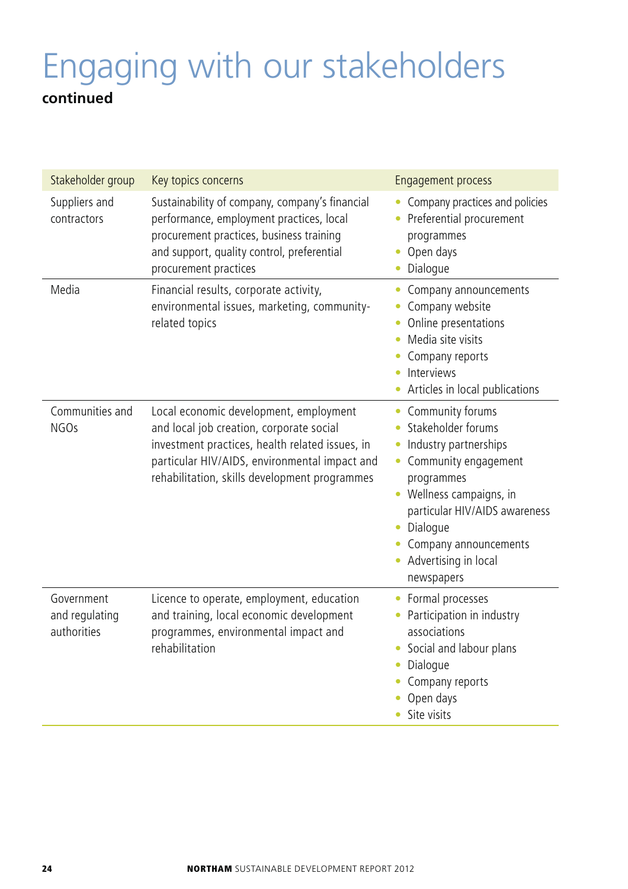# Engaging with our stakeholders

**continued**

| Stakeholder group | Key topics concerns | Engagement process |
|---|---|---|
| Suppliers and contractors | Sustainability of company, company's financial performance, employment practices, local procurement practices, business training and support, quality control, preferential procurement practices | • Company practices and policies<br>• Preferential procurement programmes<br>• Open days<br>• Dialogue |
| Media | Financial results, corporate activity, environmental issues, marketing, community-related topics | • Company announcements<br>• Company website<br>• Online presentations<br>• Media site visits<br>• Company reports<br>• Interviews<br>• Articles in local publications |
| Communities and NGOs | Local economic development, employment and local job creation, corporate social investment practices, health related issues, in particular HIV/AIDS, environmental impact and rehabilitation, skills development programmes | • Community forums<br>• Stakeholder forums<br>• Industry partnerships<br>• Community engagement programmes<br>• Wellness campaigns, in particular HIV/AIDS awareness<br>• Dialogue<br>• Company announcements<br>• Advertising in local newspapers |
| Government and regulating authorities | Licence to operate, employment, education and training, local economic development programmes, environmental impact and rehabilitation | • Formal processes<br>• Participation in industry associations<br>• Social and labour plans<br>• Dialogue<br>• Company reports<br>• Open days<br>• Site visits |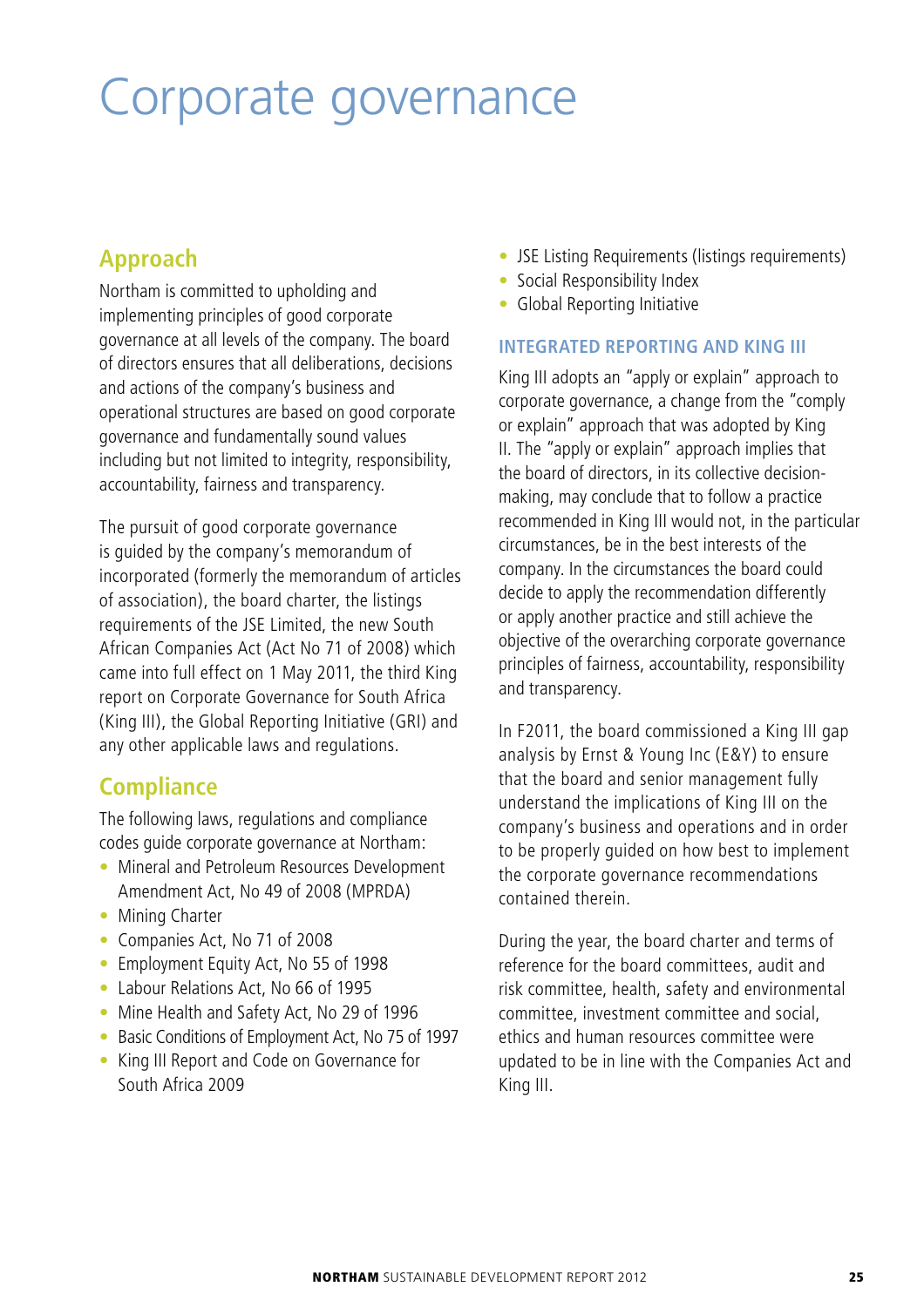# Corporate governance

## Approach

Northam is committed to upholding and implementing principles of good corporate governance at all levels of the company. The board of directors ensures that all deliberations, decisions and actions of the company's business and operational structures are based on good corporate governance and fundamentally sound values including but not limited to integrity, responsibility, accountability, fairness and transparency.

The pursuit of good corporate governance is guided by the company's memorandum of incorporated (formerly the memorandum of articles of association), the board charter, the listings requirements of the JSE Limited, the new South African Companies Act (Act No 71 of 2008) which came into full effect on 1 May 2011, the third King report on Corporate Governance for South Africa (King III), the Global Reporting Initiative (GRI) and any other applicable laws and regulations.

## Compliance

The following laws, regulations and compliance codes guide corporate governance at Northam:

- Mineral and Petroleum Resources Development Amendment Act, No 49 of 2008 (MPRDA)
- Mining Charter
- Companies Act, No 71 of 2008
- Employment Equity Act, No 55 of 1998
- Labour Relations Act, No 66 of 1995
- Mine Health and Safety Act, No 29 of 1996
- Basic Conditions of Employment Act, No 75 of 1997
- King III Report and Code on Governance for South Africa 2009
- JSE Listing Requirements (listings requirements)
- Social Responsibility Index
- Global Reporting Initiative

### INTEGRATED REPORTING AND KING III

King III adopts an "apply or explain" approach to corporate governance, a change from the "comply or explain" approach that was adopted by King II. The "apply or explain" approach implies that the board of directors, in its collective decision-making, may conclude that to follow a practice recommended in King III would not, in the particular circumstances, be in the best interests of the company. In the circumstances the board could decide to apply the recommendation differently or apply another practice and still achieve the objective of the overarching corporate governance principles of fairness, accountability, responsibility and transparency.

In F2011, the board commissioned a King III gap analysis by Ernst & Young Inc (E&Y) to ensure that the board and senior management fully understand the implications of King III on the company's business and operations and in order to be properly guided on how best to implement the corporate governance recommendations contained therein.

During the year, the board charter and terms of reference for the board committees, audit and risk committee, health, safety and environmental committee, investment committee and social, ethics and human resources committee were updated to be in line with the Companies Act and King III.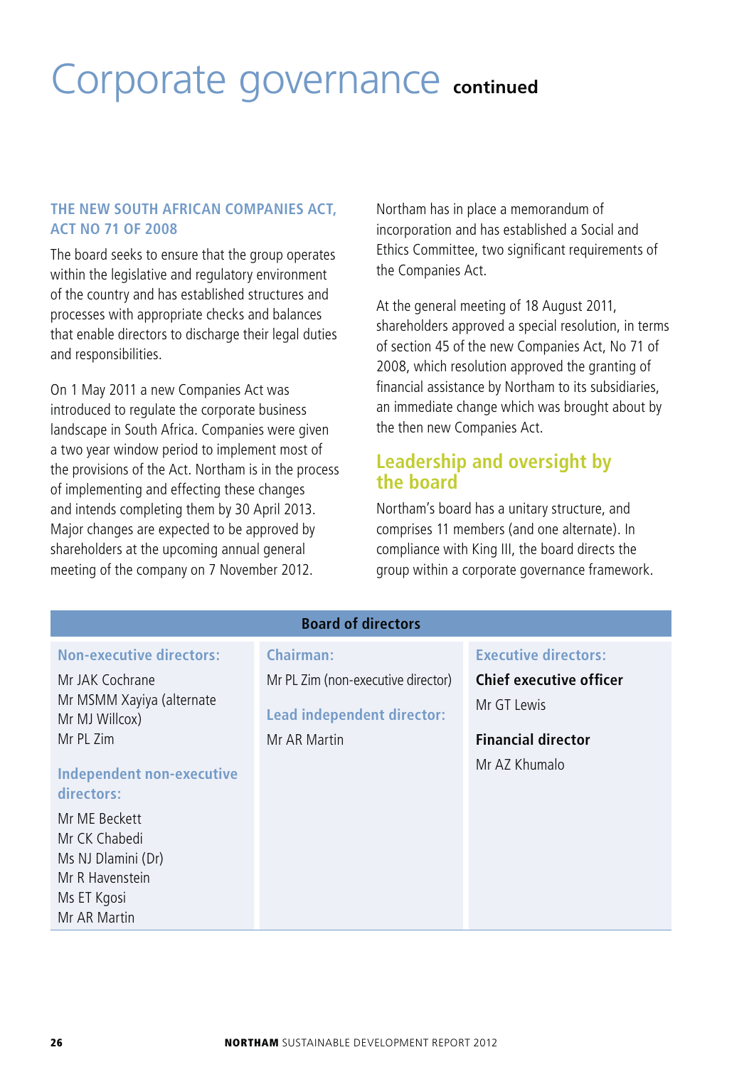# Corporate governance continued

### THE NEW SOUTH AFRICAN COMPANIES ACT, ACT NO 71 OF 2008

The board seeks to ensure that the group operates within the legislative and regulatory environment of the country and has established structures and processes with appropriate checks and balances that enable directors to discharge their legal duties and responsibilities.

On 1 May 2011 a new Companies Act was introduced to regulate the corporate business landscape in South Africa. Companies were given a two year window period to implement most of the provisions of the Act. Northam is in the process of implementing and effecting these changes and intends completing them by 30 April 2013. Major changes are expected to be approved by shareholders at the upcoming annual general meeting of the company on 7 November 2012.

Northam has in place a memorandum of incorporation and has established a Social and Ethics Committee, two significant requirements of the Companies Act.

At the general meeting of 18 August 2011, shareholders approved a special resolution, in terms of section 45 of the new Companies Act, No 71 of 2008, which resolution approved the granting of financial assistance by Northam to its subsidiaries, an immediate change which was brought about by the then new Companies Act.

## Leadership and oversight by the board

Northam's board has a unitary structure, and comprises 11 members (and one alternate). In compliance with King III, the board directs the group within a corporate governance framework.

| Board of directors | | |
|---|---|---|
| **Non-executive directors:** | **Chairman:** | **Executive directors:** |
| Mr JAK Cochrane<br>Mr MSMM Xayiya (alternate Mr MJ Willcox)<br>Mr PL Zim | Mr PL Zim (non-executive director) | **Chief executive officer**<br>Mr GT Lewis |
| **Independent non-executive directors:** | **Lead independent director:** | **Financial director** |
| Mr ME Beckett<br>Mr CK Chabedi<br>Ms NJ Dlamini (Dr)<br>Mr R Havenstein<br>Ms ET Kgosi<br>Mr AR Martin | Mr AR Martin | Mr AZ Khumalo |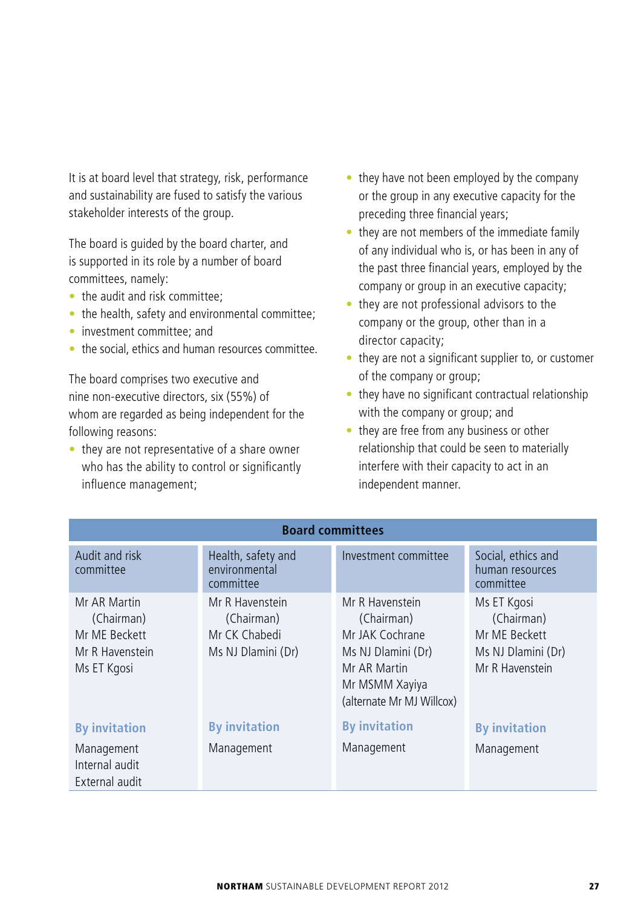It is at board level that strategy, risk, performance and sustainability are fused to satisfy the various stakeholder interests of the group.

The board is guided by the board charter, and is supported in its role by a number of board committees, namely:

- the audit and risk committee;
- the health, safety and environmental committee;
- investment committee; and
- the social, ethics and human resources committee.

The board comprises two executive and nine non-executive directors, six (55%) of whom are regarded as being independent for the following reasons:

- they are not representative of a share owner who has the ability to control or significantly influence management;
- they have not been employed by the company or the group in any executive capacity for the preceding three financial years;
- they are not members of the immediate family of any individual who is, or has been in any of the past three financial years, employed by the company or group in an executive capacity;
- they are not professional advisors to the company or the group, other than in a director capacity;
- they are not a significant supplier to, or customer of the company or group;
- they have no significant contractual relationship with the company or group; and
- they are free from any business or other relationship that could be seen to materially interfere with their capacity to act in an independent manner.

| Board committees | | | |
|---|---|---|---|
| Audit and risk committee | Health, safety and environmental committee | Investment committee | Social, ethics and human resources committee |
| Mr AR Martin (Chairman)<br>Mr ME Beckett<br>Mr R Havenstein<br>Ms ET Kgosi | Mr R Havenstein (Chairman)<br>Mr CK Chabedi<br>Ms NJ Dlamini (Dr) | Mr R Havenstein (Chairman)<br>Mr JAK Cochrane<br>Ms NJ Dlamini (Dr)<br>Mr AR Martin<br>Mr MSMM Xayiya<br>(alternate Mr MJ Willcox) | Ms ET Kgosi (Chairman)<br>Mr ME Beckett<br>Ms NJ Dlamini (Dr)<br>Mr R Havenstein |
| **By invitation**<br>Management<br>Internal audit<br>External audit | **By invitation**<br>Management | **By invitation**<br>Management | **By invitation**<br>Management |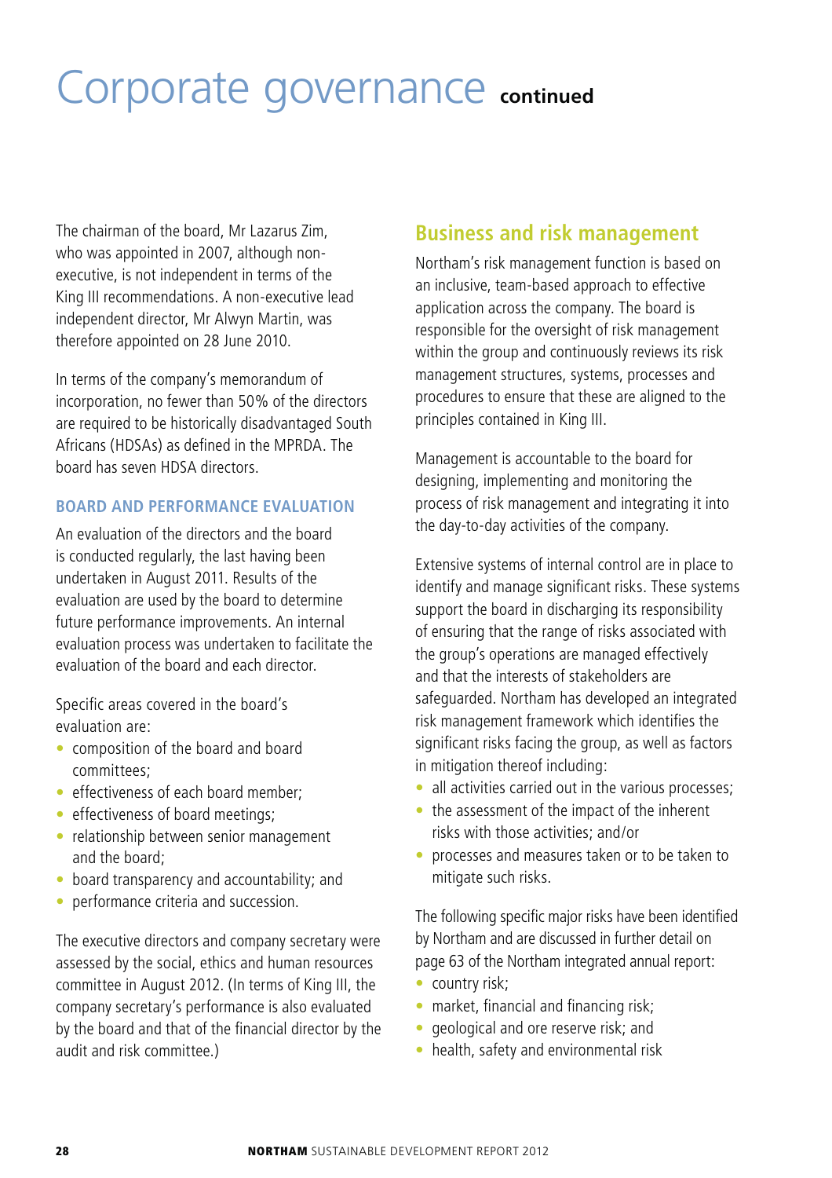# Corporate governance continued

The chairman of the board, Mr Lazarus Zim, who was appointed in 2007, although non-executive, is not independent in terms of the King III recommendations. A non-executive lead independent director, Mr Alwyn Martin, was therefore appointed on 28 June 2010.

In terms of the company's memorandum of incorporation, no fewer than 50% of the directors are required to be historically disadvantaged South Africans (HDSAs) as defined in the MPRDA. The board has seven HDSA directors.

### BOARD AND PERFORMANCE EVALUATION

An evaluation of the directors and the board is conducted regularly, the last having been undertaken in August 2011. Results of the evaluation are used by the board to determine future performance improvements. An internal evaluation process was undertaken to facilitate the evaluation of the board and each director.

Specific areas covered in the board's evaluation are:

- composition of the board and board committees;
- effectiveness of each board member;
- effectiveness of board meetings;
- relationship between senior management and the board;
- board transparency and accountability; and
- performance criteria and succession.

The executive directors and company secretary were assessed by the social, ethics and human resources committee in August 2012. (In terms of King III, the company secretary's performance is also evaluated by the board and that of the financial director by the audit and risk committee.)

## Business and risk management

Northam's risk management function is based on an inclusive, team-based approach to effective application across the company. The board is responsible for the oversight of risk management within the group and continuously reviews its risk management structures, systems, processes and procedures to ensure that these are aligned to the principles contained in King III.

Management is accountable to the board for designing, implementing and monitoring the process of risk management and integrating it into the day-to-day activities of the company.

Extensive systems of internal control are in place to identify and manage significant risks. These systems support the board in discharging its responsibility of ensuring that the range of risks associated with the group's operations are managed effectively and that the interests of stakeholders are safeguarded. Northam has developed an integrated risk management framework which identifies the significant risks facing the group, as well as factors in mitigation thereof including:

- all activities carried out in the various processes;
- the assessment of the impact of the inherent risks with those activities; and/or
- processes and measures taken or to be taken to mitigate such risks.

The following specific major risks have been identified by Northam and are discussed in further detail on page 63 of the Northam integrated annual report:

- country risk;
- market, financial and financing risk;
- geological and ore reserve risk; and
- health, safety and environmental risk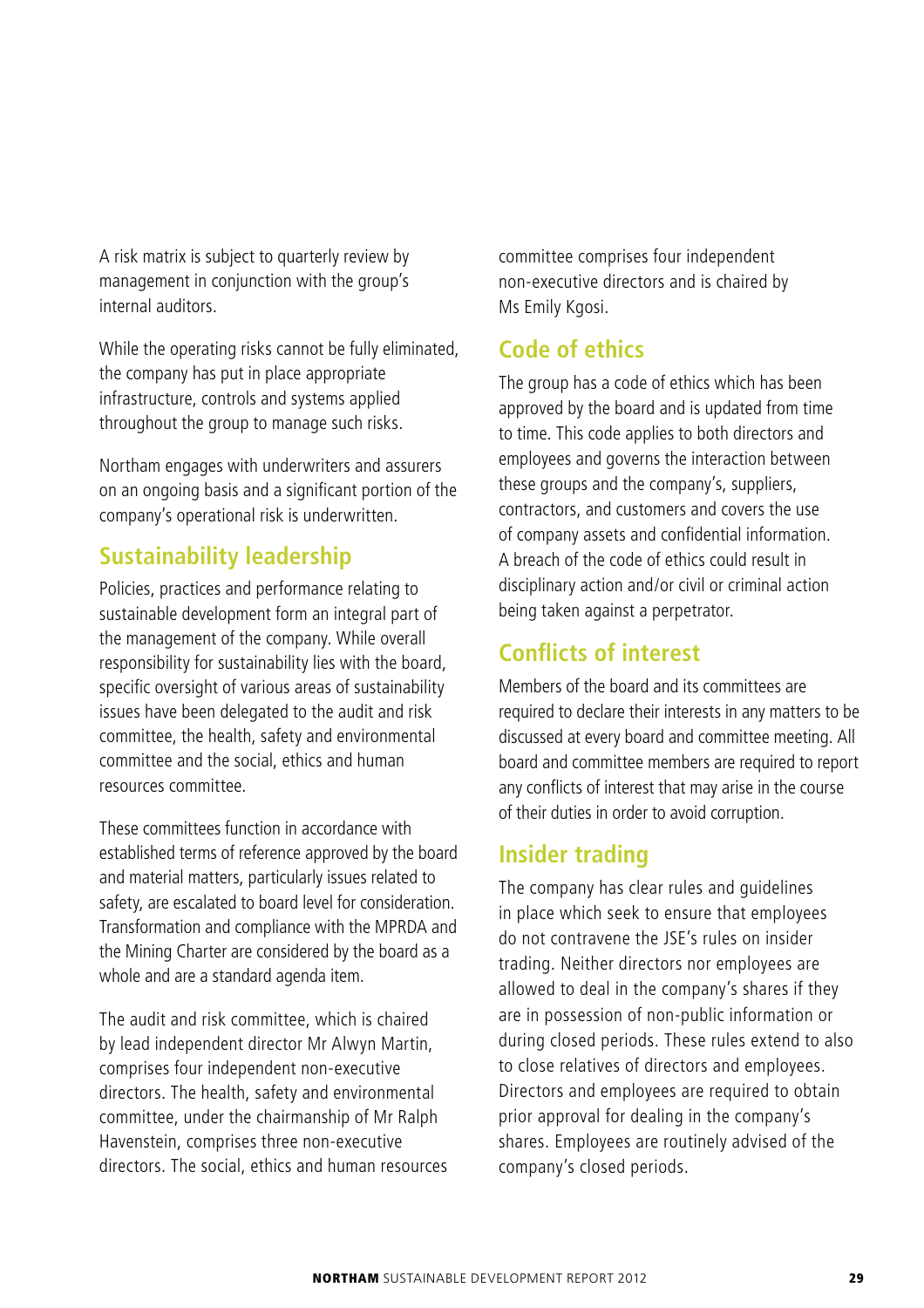A risk matrix is subject to quarterly review by management in conjunction with the group's internal auditors.

While the operating risks cannot be fully eliminated, the company has put in place appropriate infrastructure, controls and systems applied throughout the group to manage such risks.

Northam engages with underwriters and assurers on an ongoing basis and a significant portion of the company's operational risk is underwritten.

## Sustainability leadership

Policies, practices and performance relating to sustainable development form an integral part of the management of the company. While overall responsibility for sustainability lies with the board, specific oversight of various areas of sustainability issues have been delegated to the audit and risk committee, the health, safety and environmental committee and the social, ethics and human resources committee.

These committees function in accordance with established terms of reference approved by the board and material matters, particularly issues related to safety, are escalated to board level for consideration. Transformation and compliance with the MPRDA and the Mining Charter are considered by the board as a whole and are a standard agenda item.

The audit and risk committee, which is chaired by lead independent director Mr Alwyn Martin, comprises four independent non-executive directors. The health, safety and environmental committee, under the chairmanship of Mr Ralph Havenstein, comprises three non-executive directors. The social, ethics and human resources committee comprises four independent non-executive directors and is chaired by Ms Emily Kgosi.

## Code of ethics

The group has a code of ethics which has been approved by the board and is updated from time to time. This code applies to both directors and employees and governs the interaction between these groups and the company's, suppliers, contractors, and customers and covers the use of company assets and confidential information. A breach of the code of ethics could result in disciplinary action and/or civil or criminal action being taken against a perpetrator.

## Conflicts of interest

Members of the board and its committees are required to declare their interests in any matters to be discussed at every board and committee meeting. All board and committee members are required to report any conflicts of interest that may arise in the course of their duties in order to avoid corruption.

## Insider trading

The company has clear rules and guidelines in place which seek to ensure that employees do not contravene the JSE's rules on insider trading. Neither directors nor employees are allowed to deal in the company's shares if they are in possession of non-public information or during closed periods. These rules extend to also to close relatives of directors and employees. Directors and employees are required to obtain prior approval for dealing in the company's shares. Employees are routinely advised of the company's closed periods.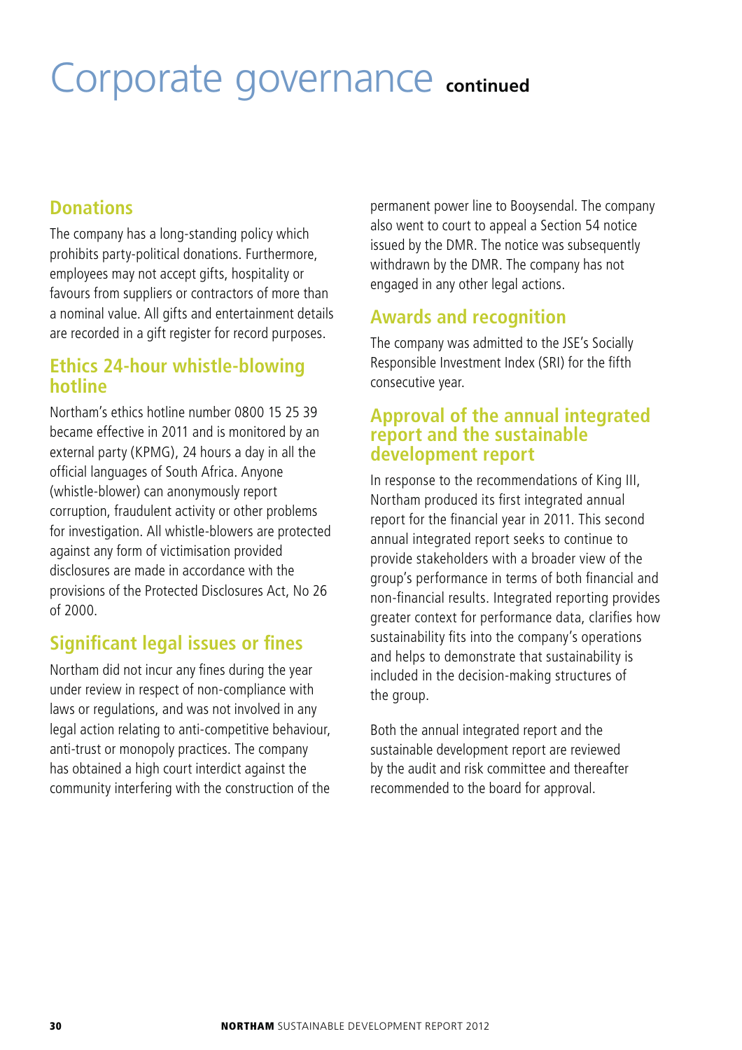# Corporate governance continued

## Donations

The company has a long-standing policy which prohibits party-political donations. Furthermore, employees may not accept gifts, hospitality or favours from suppliers or contractors of more than a nominal value. All gifts and entertainment details are recorded in a gift register for record purposes.

## Ethics 24-hour whistle-blowing hotline

Northam's ethics hotline number 0800 15 25 39 became effective in 2011 and is monitored by an external party (KPMG), 24 hours a day in all the official languages of South Africa. Anyone (whistle-blower) can anonymously report corruption, fraudulent activity or other problems for investigation. All whistle-blowers are protected against any form of victimisation provided disclosures are made in accordance with the provisions of the Protected Disclosures Act, No 26 of 2000.

## Significant legal issues or fines

Northam did not incur any fines during the year under review in respect of non-compliance with laws or regulations, and was not involved in any legal action relating to anti-competitive behaviour, anti-trust or monopoly practices. The company has obtained a high court interdict against the community interfering with the construction of the permanent power line to Booysendal. The company also went to court to appeal a Section 54 notice issued by the DMR. The notice was subsequently withdrawn by the DMR. The company has not engaged in any other legal actions.

## Awards and recognition

The company was admitted to the JSE's Socially Responsible Investment Index (SRI) for the fifth consecutive year.

## Approval of the annual integrated report and the sustainable development report

In response to the recommendations of King III, Northam produced its first integrated annual report for the financial year in 2011. This second annual integrated report seeks to continue to provide stakeholders with a broader view of the group's performance in terms of both financial and non-financial results. Integrated reporting provides greater context for performance data, clarifies how sustainability fits into the company's operations and helps to demonstrate that sustainability is included in the decision-making structures of the group.

Both the annual integrated report and the sustainable development report are reviewed by the audit and risk committee and thereafter recommended to the board for approval.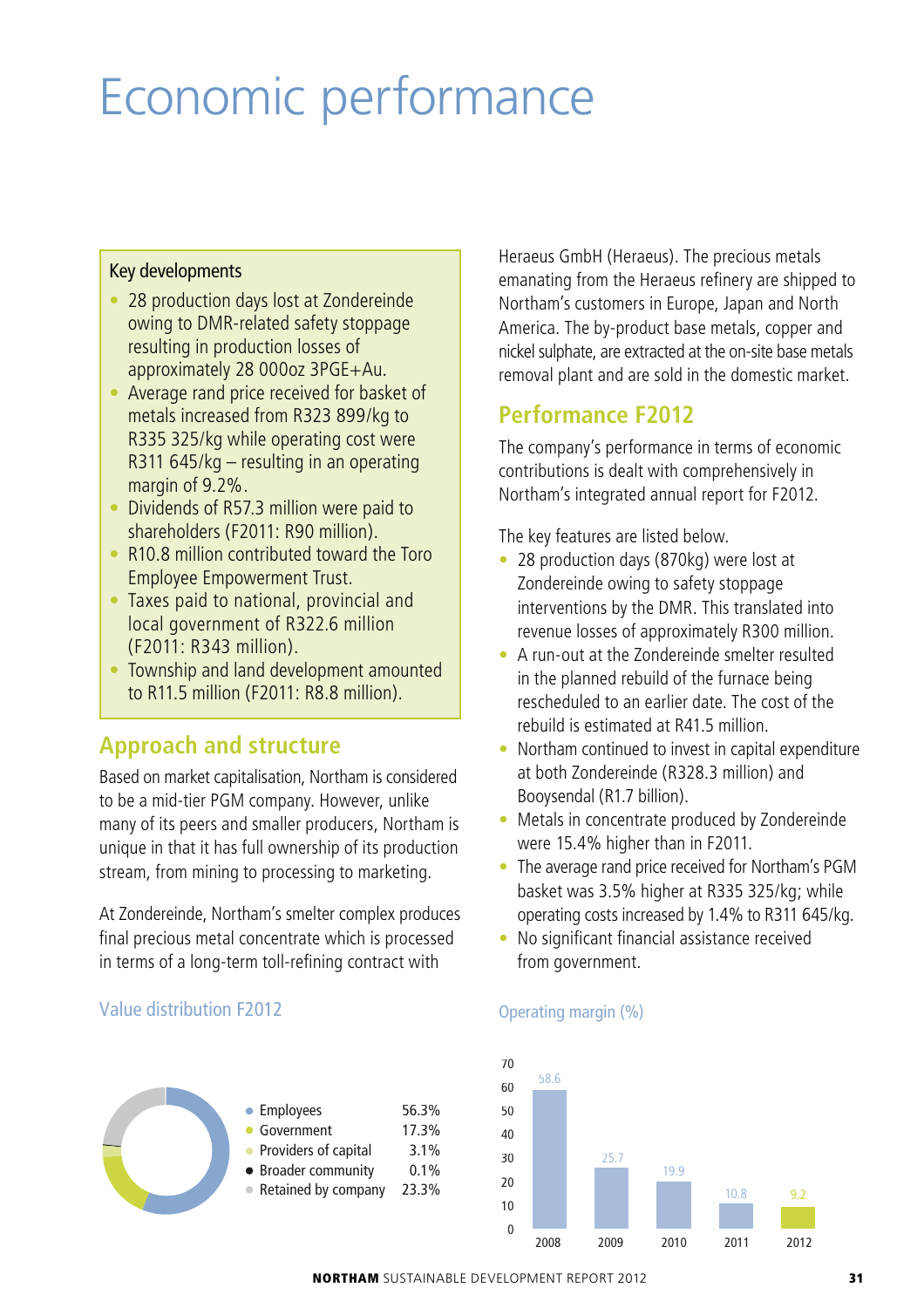# Economic performance

## Key developments

- 28 production days lost at Zondereinde owing to DMR-related safety stoppage resulting in production losses of approximately 28 000oz 3PGE+Au.
- Average rand price received for basket of metals increased from R323 899/kg to R335 325/kg while operating cost were R311 645/kg – resulting in an operating margin of 9.2%.
- Dividends of R57.3 million were paid to shareholders (F2011: R90 million).
- R10.8 million contributed toward the Toro Employee Empowerment Trust.
- Taxes paid to national, provincial and local government of R322.6 million (F2011: R343 million).
- Township and land development amounted to R11.5 million (F2011: R8.8 million).

## Approach and structure

Based on market capitalisation, Northam is considered to be a mid-tier PGM company. However, unlike many of its peers and smaller producers, Northam is unique in that it has full ownership of its production stream, from mining to processing to marketing.

At Zondereinde, Northam's smelter complex produces final precious metal concentrate which is processed in terms of a long-term toll-refining contract with Heraeus GmbH (Heraeus). The precious metals emanating from the Heraeus refinery are shipped to Northam's customers in Europe, Japan and North America. The by-product base metals, copper and nickel sulphate, are extracted at the on-site base metals removal plant and are sold in the domestic market.

## Performance F2012

The company's performance in terms of economic contributions is dealt with comprehensively in Northam's integrated annual report for F2012.

The key features are listed below.

- 28 production days (870kg) were lost at Zondereinde owing to safety stoppage interventions by the DMR. This translated into revenue losses of approximately R300 million.
- A run-out at the Zondereinde smelter resulted in the planned rebuild of the furnace being rescheduled to an earlier date. The cost of the rebuild is estimated at R41.5 million.
- Northam continued to invest in capital expenditure at both Zondereinde (R328.3 million) and Booysendal (R1.7 billion).
- Metals in concentrate produced by Zondereinde were 15.4% higher than in F2011.
- The average rand price received for Northam's PGM basket was 3.5% higher at R335 325/kg; while operating costs increased by 1.4% to R311 645/kg.
- No significant financial assistance received from government.

### Value distribution F2012

| Category | % |
|---|---|
| Employees | 56.3% |
| Government | 17.3% |
| Providers of capital | 3.1% |
| Broader community | 0.1% |
| Retained by company | 23.3% |

### Operating margin (%)

| Year | Operating margin (%) |
|---|---|
| 2008 | 58.6 |
| 2009 | 25.7 |
| 2010 | 19.9 |
| 2011 | 10.8 |
| 2012 | 9.2 |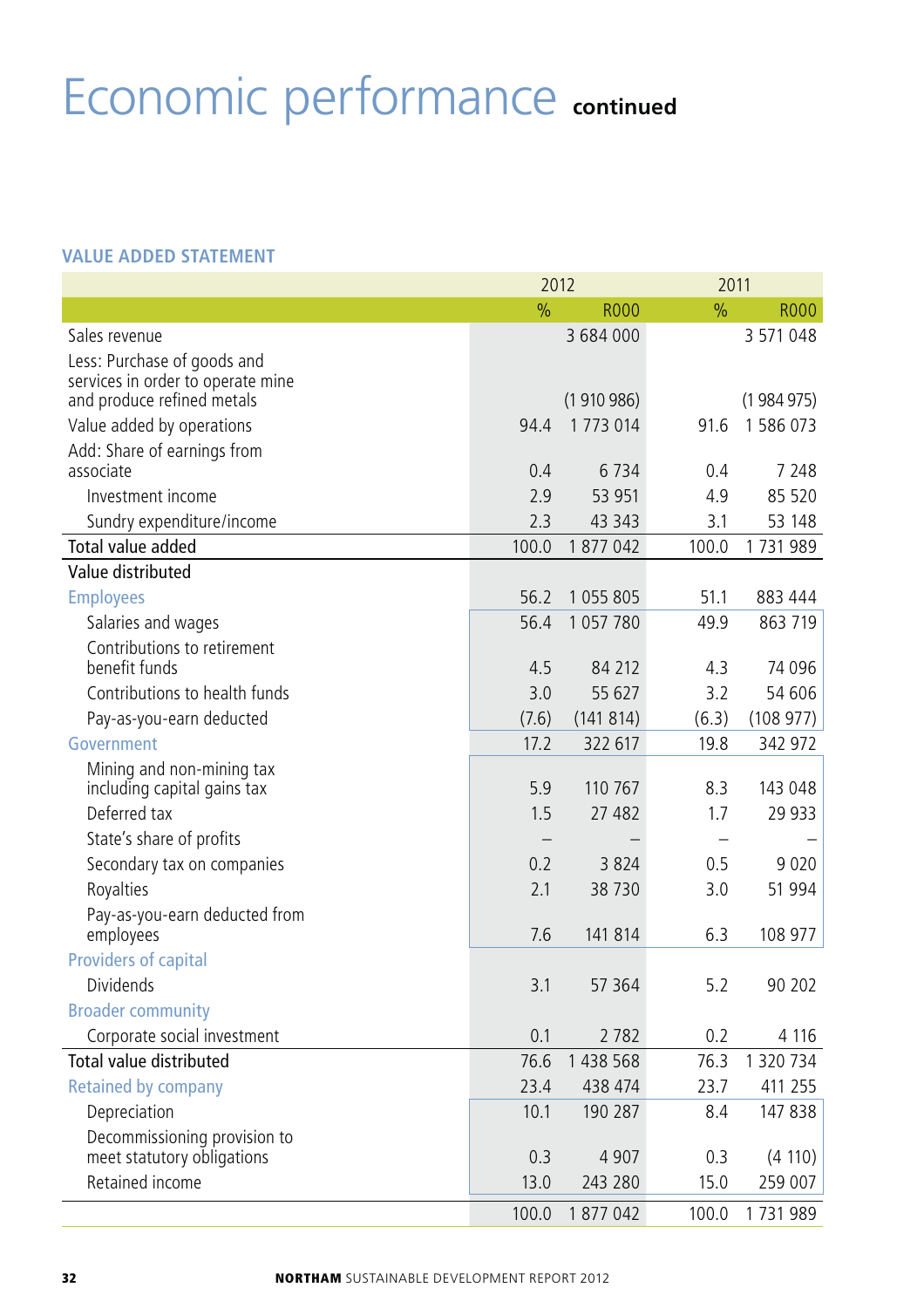# Economic performance continued

## VALUE ADDED STATEMENT

| | 2012 | | 2011 | |
|---|---|---|---|---|
| | % | R000 | % | R000 |
| Sales revenue | | 3 684 000 | | 3 571 048 |
| Less: Purchase of goods and services in order to operate mine and produce refined metals | | (1 910 986) | | (1 984 975) |
| Value added by operations | 94.4 | 1 773 014 | 91.6 | 1 586 073 |
| Add: Share of earnings from associate | 0.4 | 6 734 | 0.4 | 7 248 |
| Investment income | 2.9 | 53 951 | 4.9 | 85 520 |
| Sundry expenditure/income | 2.3 | 43 343 | 3.1 | 53 148 |
| **Total value added** | 100.0 | 1 877 042 | 100.0 | 1 731 989 |
| **Value distributed** | | | | |
| Employees | 56.2 | 1 055 805 | 51.1 | 883 444 |
| Salaries and wages | 56.4 | 1 057 780 | 49.9 | 863 719 |
| Contributions to retirement benefit funds | 4.5 | 84 212 | 4.3 | 74 096 |
| Contributions to health funds | 3.0 | 55 627 | 3.2 | 54 606 |
| Pay-as-you-earn deducted | (7.6) | (141 814) | (6.3) | (108 977) |
| Government | 17.2 | 322 617 | 19.8 | 342 972 |
| Mining and non-mining tax including capital gains tax | 5.9 | 110 767 | 8.3 | 143 048 |
| Deferred tax | 1.5 | 27 482 | 1.7 | 29 933 |
| State's share of profits | – | – | – | – |
| Secondary tax on companies | 0.2 | 3 824 | 0.5 | 9 020 |
| Royalties | 2.1 | 38 730 | 3.0 | 51 994 |
| Pay-as-you-earn deducted from employees | 7.6 | 141 814 | 6.3 | 108 977 |
| Providers of capital | | | | |
| Dividends | 3.1 | 57 364 | 5.2 | 90 202 |
| Broader community | | | | |
| Corporate social investment | 0.1 | 2 782 | 0.2 | 4 116 |
| **Total value distributed** | 76.6 | 1 438 568 | 76.3 | 1 320 734 |
| Retained by company | 23.4 | 438 474 | 23.7 | 411 255 |
| Depreciation | 10.1 | 190 287 | 8.4 | 147 838 |
| Decommissioning provision to meet statutory obligations | 0.3 | 4 907 | 0.3 | (4 110) |
| Retained income | 13.0 | 243 280 | 15.0 | 259 007 |
| | 100.0 | 1 877 042 | 100.0 | 1 731 989 |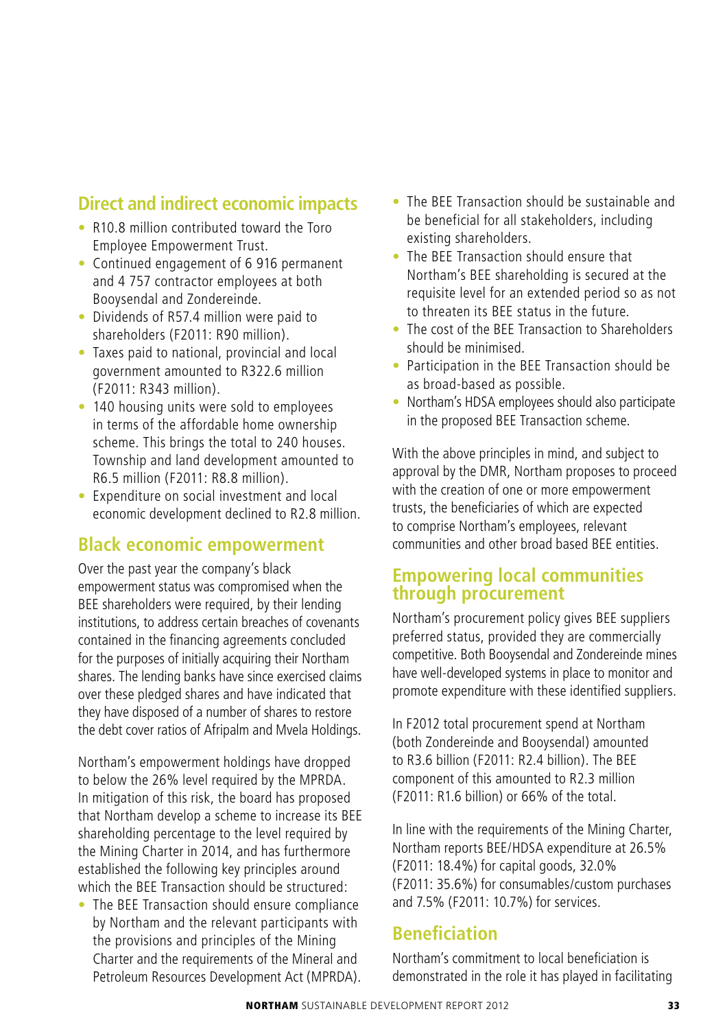## Direct and indirect economic impacts

- R10.8 million contributed toward the Toro Employee Empowerment Trust.
- Continued engagement of 6 916 permanent and 4 757 contractor employees at both Booysendal and Zondereinde.
- Dividends of R57.4 million were paid to shareholders (F2011: R90 million).
- Taxes paid to national, provincial and local government amounted to R322.6 million (F2011: R343 million).
- 140 housing units were sold to employees in terms of the affordable home ownership scheme. This brings the total to 240 houses. Township and land development amounted to R6.5 million (F2011: R8.8 million).
- Expenditure on social investment and local economic development declined to R2.8 million.

## Black economic empowerment

Over the past year the company's black empowerment status was compromised when the BEE shareholders were required, by their lending institutions, to address certain breaches of covenants contained in the financing agreements concluded for the purposes of initially acquiring their Northam shares. The lending banks have since exercised claims over these pledged shares and have indicated that they have disposed of a number of shares to restore the debt cover ratios of Afripalm and Mvela Holdings.

Northam's empowerment holdings have dropped to below the 26% level required by the MPRDA. In mitigation of this risk, the board has proposed that Northam develop a scheme to increase its BEE shareholding percentage to the level required by the Mining Charter in 2014, and has furthermore established the following key principles around which the BEE Transaction should be structured:

- The BEE Transaction should ensure compliance by Northam and the relevant participants with the provisions and principles of the Mining Charter and the requirements of the Mineral and Petroleum Resources Development Act (MPRDA).
- The BEE Transaction should be sustainable and be beneficial for all stakeholders, including existing shareholders.
- The BEE Transaction should ensure that Northam's BEE shareholding is secured at the requisite level for an extended period so as not to threaten its BEE status in the future.
- The cost of the BEE Transaction to Shareholders should be minimised.
- Participation in the BEE Transaction should be as broad-based as possible.
- Northam's HDSA employees should also participate in the proposed BEE Transaction scheme.

With the above principles in mind, and subject to approval by the DMR, Northam proposes to proceed with the creation of one or more empowerment trusts, the beneficiaries of which are expected to comprise Northam's employees, relevant communities and other broad based BEE entities.

## Empowering local communities through procurement

Northam's procurement policy gives BEE suppliers preferred status, provided they are commercially competitive. Both Booysendal and Zondereinde mines have well-developed systems in place to monitor and promote expenditure with these identified suppliers.

In F2012 total procurement spend at Northam (both Zondereinde and Booysendal) amounted to R3.6 billion (F2011: R2.4 billion). The BEE component of this amounted to R2.3 million (F2011: R1.6 billion) or 66% of the total.

In line with the requirements of the Mining Charter, Northam reports BEE/HDSA expenditure at 26.5% (F2011: 18.4%) for capital goods, 32.0% (F2011: 35.6%) for consumables/custom purchases and 7.5% (F2011: 10.7%) for services.

## Beneficiation

Northam's commitment to local beneficiation is demonstrated in the role it has played in facilitating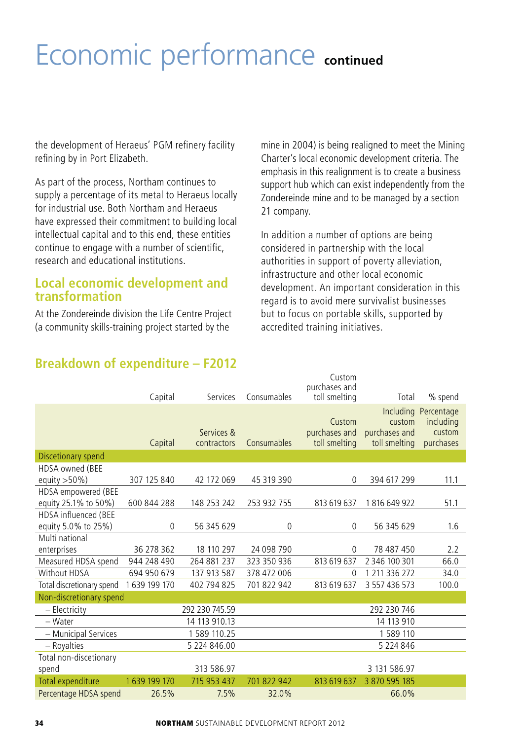# Economic performance continued

the development of Heraeus' PGM refinery facility refining by in Port Elizabeth.

As part of the process, Northam continues to supply a percentage of its metal to Heraeus locally for industrial use. Both Northam and Heraeus have expressed their commitment to building local intellectual capital and to this end, these entities continue to engage with a number of scientific, research and educational institutions.

## Local economic development and transformation

At the Zondereinde division the Life Centre Project (a community skills-training project started by the mine in 2004) is being realigned to meet the Mining Charter's local economic development criteria. The emphasis in this realignment is to create a business support hub which can exist independently from the Zondereinde mine and to be managed by a section 21 company.

In addition a number of options are being considered in partnership with the local authorities in support of poverty alleviation, infrastructure and other local economic development. An important consideration in this regard is to avoid mere survivalist businesses but to focus on portable skills, supported by accredited training initiatives.

## Breakdown of expenditure – F2012

| | Capital | Services | Consumables | Custom purchases and toll smelting | Total | % spend |
|---|---|---|---|---|---|---|
| | Capital | Services & contractors | Consumables | Custom purchases and toll smelting | Including custom purchases and toll smelting | Percentage including custom purchases |
| **Discetionary spend** | | | | | | |
| HDSA owned (BEE equity >50%) | 307 125 840 | 42 172 069 | 45 319 390 | 0 | 394 617 299 | 11.1 |
| HDSA empowered (BEE equity 25.1% to 50%) | 600 844 288 | 148 253 242 | 253 932 755 | 813 619 637 | 1 816 649 922 | 51.1 |
| HDSA influenced (BEE equity 5.0% to 25%) | 0 | 56 345 629 | 0 | 0 | 56 345 629 | 1.6 |
| Multi national enterprises | 36 278 362 | 18 110 297 | 24 098 790 | 0 | 78 487 450 | 2.2 |
| Measured HDSA spend | 944 248 490 | 264 881 237 | 323 350 936 | 813 619 637 | 2 346 100 301 | 66.0 |
| Without HDSA | 694 950 679 | 137 913 587 | 378 472 006 | 0 | 1 211 336 272 | 34.0 |
| Total discretionary spend | 1 639 199 170 | 402 794 825 | 701 822 942 | 813 619 637 | 3 557 436 573 | 100.0 |
| **Non-discretionary spend** | | | | | | |
| – Electricity | | 292 230 745.59 | | | 292 230 746 | |
| – Water | | 14 113 910.13 | | | 14 113 910 | |
| – Municipal Services | | 1 589 110.25 | | | 1 589 110 | |
| – Royalties | | 5 224 846.00 | | | 5 224 846 | |
| Total non-discetionary spend | | 313 586.97 | | | 3 131 586.97 | |
| **Total expenditure** | 1 639 199 170 | 715 953 437 | 701 822 942 | 813 619 637 | 3 870 595 185 | |
| Percentage HDSA spend | 26.5% | 7.5% | 32.0% | | 66.0% | |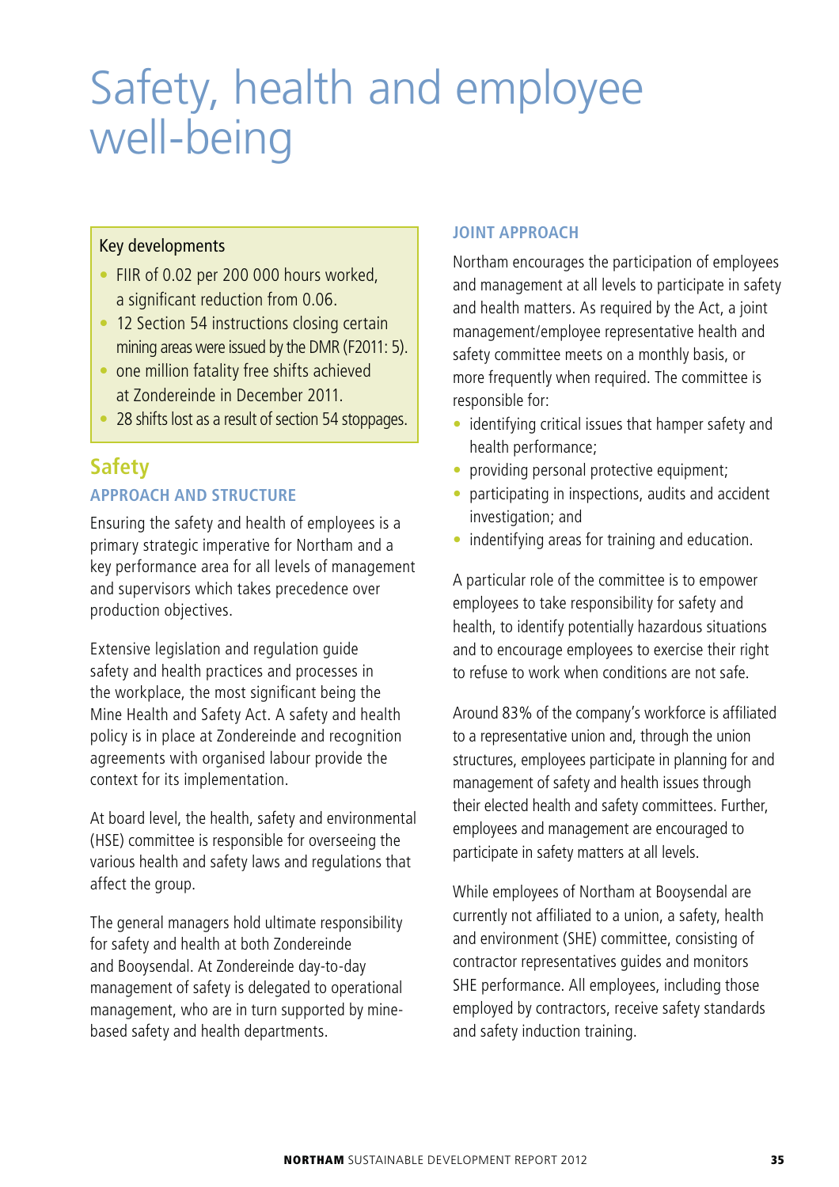# Safety, health and employee well-being

Key developments

- FIIR of 0.02 per 200 000 hours worked, a significant reduction from 0.06.
- 12 Section 54 instructions closing certain mining areas were issued by the DMR (F2011: 5).
- one million fatality free shifts achieved at Zondereinde in December 2011.
- 28 shifts lost as a result of section 54 stoppages.

## Safety

### APPROACH AND STRUCTURE

Ensuring the safety and health of employees is a primary strategic imperative for Northam and a key performance area for all levels of management and supervisors which takes precedence over production objectives.

Extensive legislation and regulation guide safety and health practices and processes in the workplace, the most significant being the Mine Health and Safety Act. A safety and health policy is in place at Zondereinde and recognition agreements with organised labour provide the context for its implementation.

At board level, the health, safety and environmental (HSE) committee is responsible for overseeing the various health and safety laws and regulations that affect the group.

The general managers hold ultimate responsibility for safety and health at both Zondereinde and Booysendal. At Zondereinde day-to-day management of safety is delegated to operational management, who are in turn supported by mine-based safety and health departments.

### JOINT APPROACH

Northam encourages the participation of employees and management at all levels to participate in safety and health matters. As required by the Act, a joint management/employee representative health and safety committee meets on a monthly basis, or more frequently when required. The committee is responsible for:

- identifying critical issues that hamper safety and health performance;
- providing personal protective equipment;
- participating in inspections, audits and accident investigation; and
- indentifying areas for training and education.

A particular role of the committee is to empower employees to take responsibility for safety and health, to identify potentially hazardous situations and to encourage employees to exercise their right to refuse to work when conditions are not safe.

Around 83% of the company's workforce is affiliated to a representative union and, through the union structures, employees participate in planning for and management of safety and health issues through their elected health and safety committees. Further, employees and management are encouraged to participate in safety matters at all levels.

While employees of Northam at Booysendal are currently not affiliated to a union, a safety, health and environment (SHE) committee, consisting of contractor representatives guides and monitors SHE performance. All employees, including those employed by contractors, receive safety standards and safety induction training.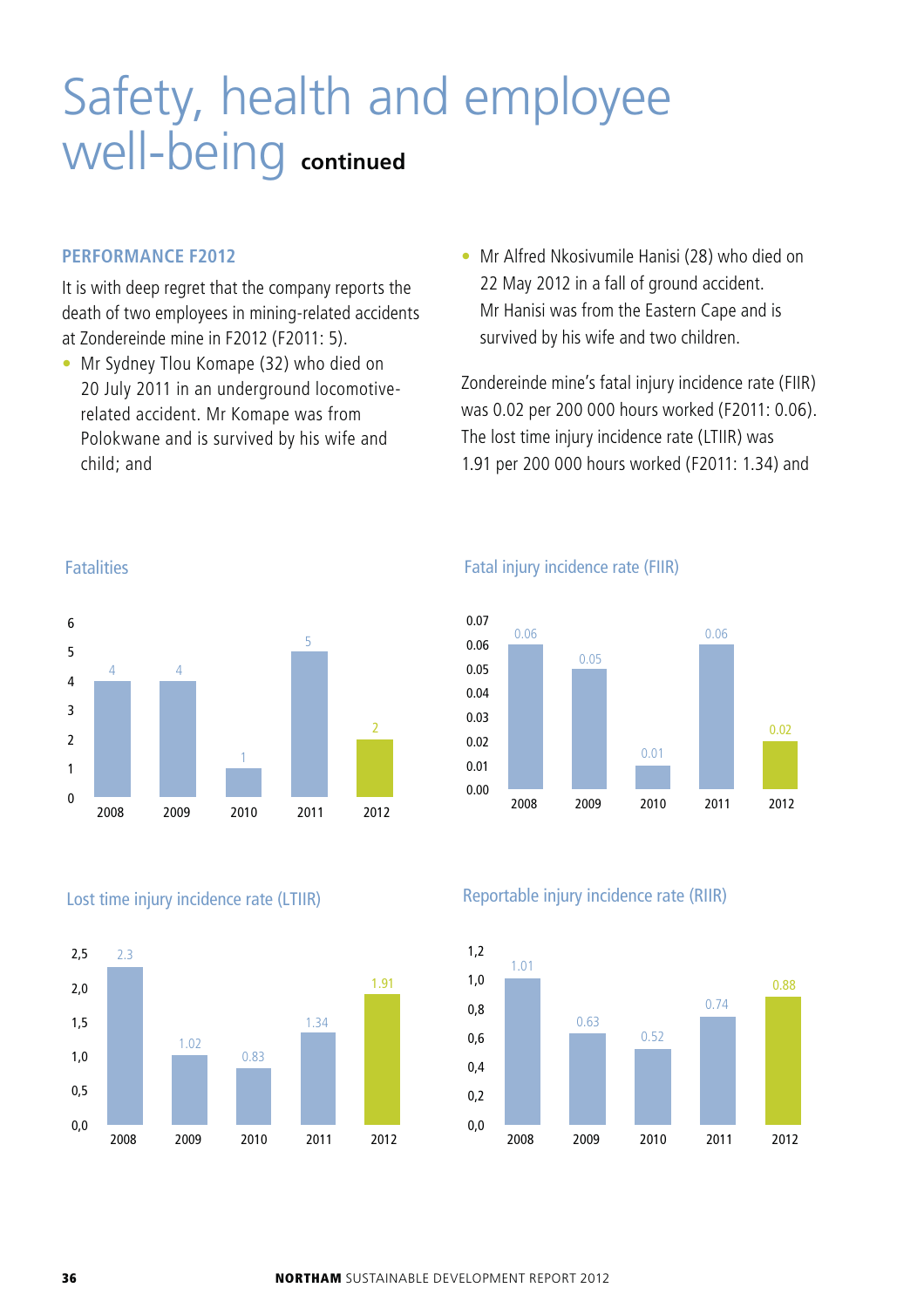# Safety, health and employee well-being continued

## PERFORMANCE F2012

It is with deep regret that the company reports the death of two employees in mining-related accidents at Zondereinde mine in F2012 (F2011: 5).

- Mr Sydney Tlou Komape (32) who died on 20 July 2011 in an underground locomotive-related accident. Mr Komape was from Polokwane and is survived by his wife and child; and
- Mr Alfred Nkosivumile Hanisi (28) who died on 22 May 2012 in a fall of ground accident. Mr Hanisi was from the Eastern Cape and is survived by his wife and two children.

Zondereinde mine's fatal injury incidence rate (FIIR) was 0.02 per 200 000 hours worked (F2011: 0.06). The lost time injury incidence rate (LTIIR) was 1.91 per 200 000 hours worked (F2011: 1.34) and

### Fatalities

| Year | Fatalities |
|---|---|
| 2008 | 4 |
| 2009 | 4 |
| 2010 | 1 |
| 2011 | 5 |
| 2012 | 2 |

### Fatal injury incidence rate (FIIR)

| Year | FIIR |
|---|---|
| 2008 | 0.06 |
| 2009 | 0.05 |
| 2010 | 0.01 |
| 2011 | 0.06 |
| 2012 | 0.02 |

### Lost time injury incidence rate (LTIIR)

| Year | LTIIR |
|---|---|
| 2008 | 2.3 |
| 2009 | 1.02 |
| 2010 | 0.83 |
| 2011 | 1.34 |
| 2012 | 1.91 |

### Reportable injury incidence rate (RIIR)

| Year | RIIR |
|---|---|
| 2008 | 1.01 |
| 2009 | 0.63 |
| 2010 | 0.52 |
| 2011 | 0.74 |
| 2012 | 0.88 |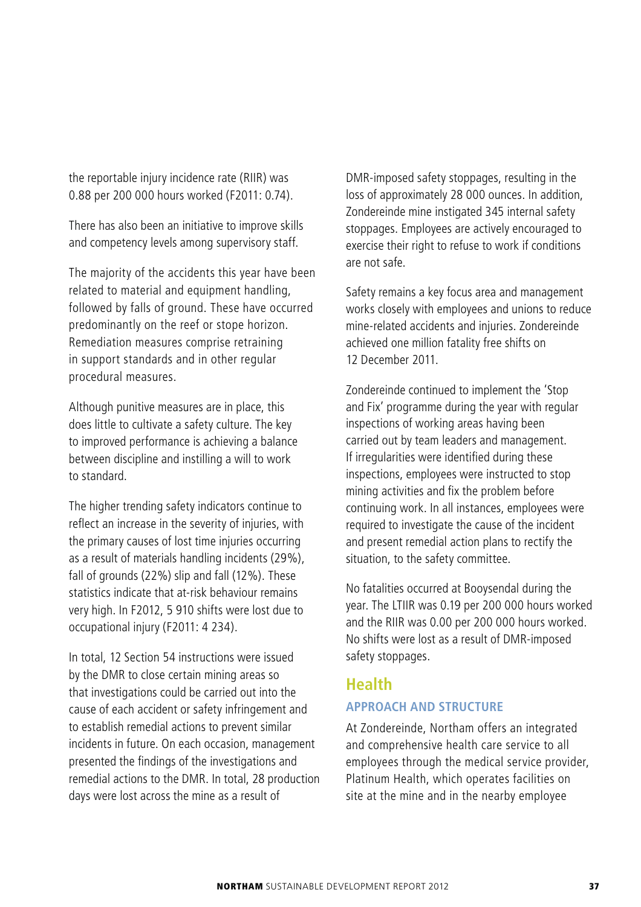the reportable injury incidence rate (RIIR) was 0.88 per 200 000 hours worked (F2011: 0.74).

There has also been an initiative to improve skills and competency levels among supervisory staff.

The majority of the accidents this year have been related to material and equipment handling, followed by falls of ground. These have occurred predominantly on the reef or stope horizon. Remediation measures comprise retraining in support standards and in other regular procedural measures.

Although punitive measures are in place, this does little to cultivate a safety culture. The key to improved performance is achieving a balance between discipline and instilling a will to work to standard.

The higher trending safety indicators continue to reflect an increase in the severity of injuries, with the primary causes of lost time injuries occurring as a result of materials handling incidents (29%), fall of grounds (22%) slip and fall (12%). These statistics indicate that at-risk behaviour remains very high. In F2012, 5 910 shifts were lost due to occupational injury (F2011: 4 234).

In total, 12 Section 54 instructions were issued by the DMR to close certain mining areas so that investigations could be carried out into the cause of each accident or safety infringement and to establish remedial actions to prevent similar incidents in future. On each occasion, management presented the findings of the investigations and remedial actions to the DMR. In total, 28 production days were lost across the mine as a result of DMR-imposed safety stoppages, resulting in the loss of approximately 28 000 ounces. In addition, Zondereinde mine instigated 345 internal safety stoppages. Employees are actively encouraged to exercise their right to refuse to work if conditions are not safe.

Safety remains a key focus area and management works closely with employees and unions to reduce mine-related accidents and injuries. Zondereinde achieved one million fatality free shifts on 12 December 2011.

Zondereinde continued to implement the 'Stop and Fix' programme during the year with regular inspections of working areas having been carried out by team leaders and management. If irregularities were identified during these inspections, employees were instructed to stop mining activities and fix the problem before continuing work. In all instances, employees were required to investigate the cause of the incident and present remedial action plans to rectify the situation, to the safety committee.

No fatalities occurred at Booysendal during the year. The LTIIR was 0.19 per 200 000 hours worked and the RIIR was 0.00 per 200 000 hours worked. No shifts were lost as a result of DMR-imposed safety stoppages.

## Health

### APPROACH AND STRUCTURE

At Zondereinde, Northam offers an integrated and comprehensive health care service to all employees through the medical service provider, Platinum Health, which operates facilities on site at the mine and in the nearby employee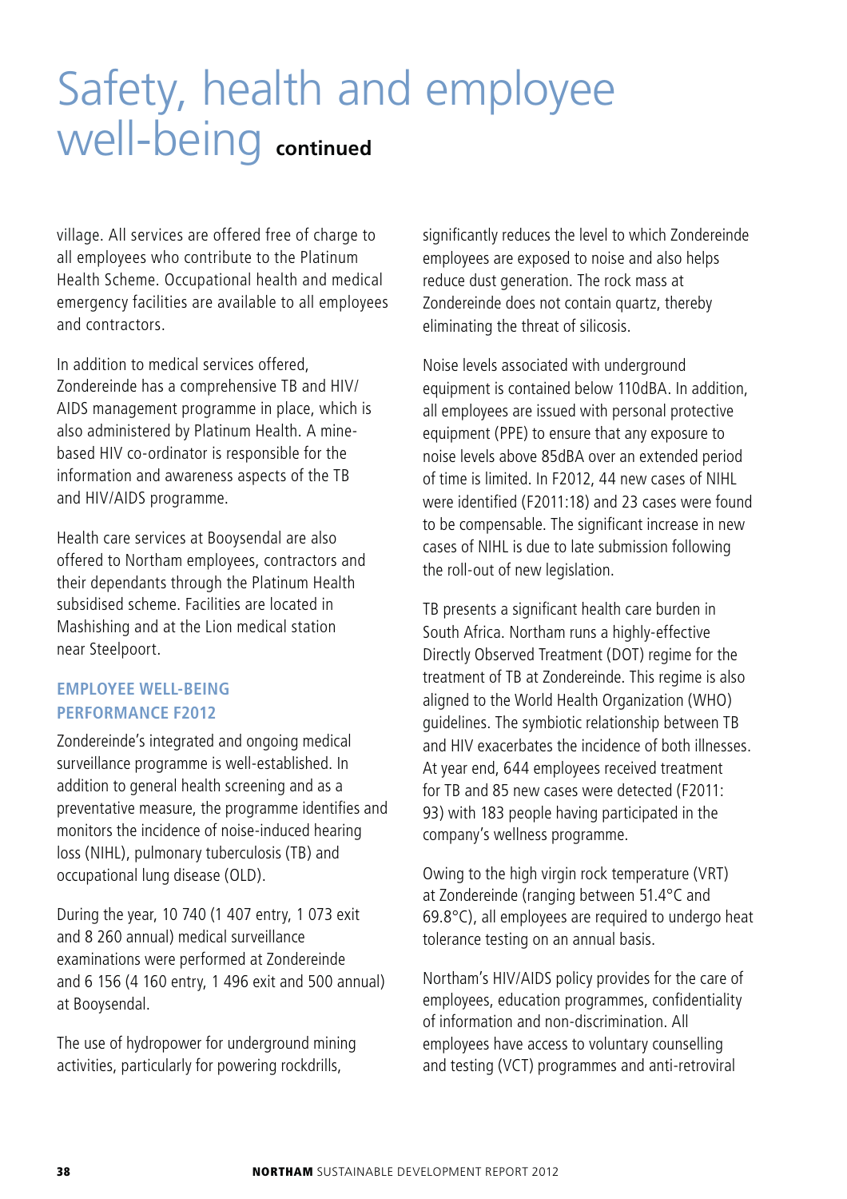# Safety, health and employee well-being continued

village. All services are offered free of charge to all employees who contribute to the Platinum Health Scheme. Occupational health and medical emergency facilities are available to all employees and contractors.

In addition to medical services offered, Zondereinde has a comprehensive TB and HIV/AIDS management programme in place, which is also administered by Platinum Health. A mine-based HIV co-ordinator is responsible for the information and awareness aspects of the TB and HIV/AIDS programme.

Health care services at Booysendal are also offered to Northam employees, contractors and their dependants through the Platinum Health subsidised scheme. Facilities are located in Mashishing and at the Lion medical station near Steelpoort.

### EMPLOYEE WELL-BEING PERFORMANCE F2012

Zondereinde's integrated and ongoing medical surveillance programme is well-established. In addition to general health screening and as a preventative measure, the programme identifies and monitors the incidence of noise-induced hearing loss (NIHL), pulmonary tuberculosis (TB) and occupational lung disease (OLD).

During the year, 10 740 (1 407 entry, 1 073 exit and 8 260 annual) medical surveillance examinations were performed at Zondereinde and 6 156 (4 160 entry, 1 496 exit and 500 annual) at Booysendal.

The use of hydropower for underground mining activities, particularly for powering rockdrills, significantly reduces the level to which Zondereinde employees are exposed to noise and also helps reduce dust generation. The rock mass at Zondereinde does not contain quartz, thereby eliminating the threat of silicosis.

Noise levels associated with underground equipment is contained below 110dBA. In addition, all employees are issued with personal protective equipment (PPE) to ensure that any exposure to noise levels above 85dBA over an extended period of time is limited. In F2012, 44 new cases of NIHL were identified (F2011:18) and 23 cases were found to be compensable. The significant increase in new cases of NIHL is due to late submission following the roll-out of new legislation.

TB presents a significant health care burden in South Africa. Northam runs a highly-effective Directly Observed Treatment (DOT) regime for the treatment of TB at Zondereinde. This regime is also aligned to the World Health Organization (WHO) guidelines. The symbiotic relationship between TB and HIV exacerbates the incidence of both illnesses. At year end, 644 employees received treatment for TB and 85 new cases were detected (F2011: 93) with 183 people having participated in the company's wellness programme.

Owing to the high virgin rock temperature (VRT) at Zondereinde (ranging between 51.4°C and 69.8°C), all employees are required to undergo heat tolerance testing on an annual basis.

Northam's HIV/AIDS policy provides for the care of employees, education programmes, confidentiality of information and non-discrimination. All employees have access to voluntary counselling and testing (VCT) programmes and anti-retroviral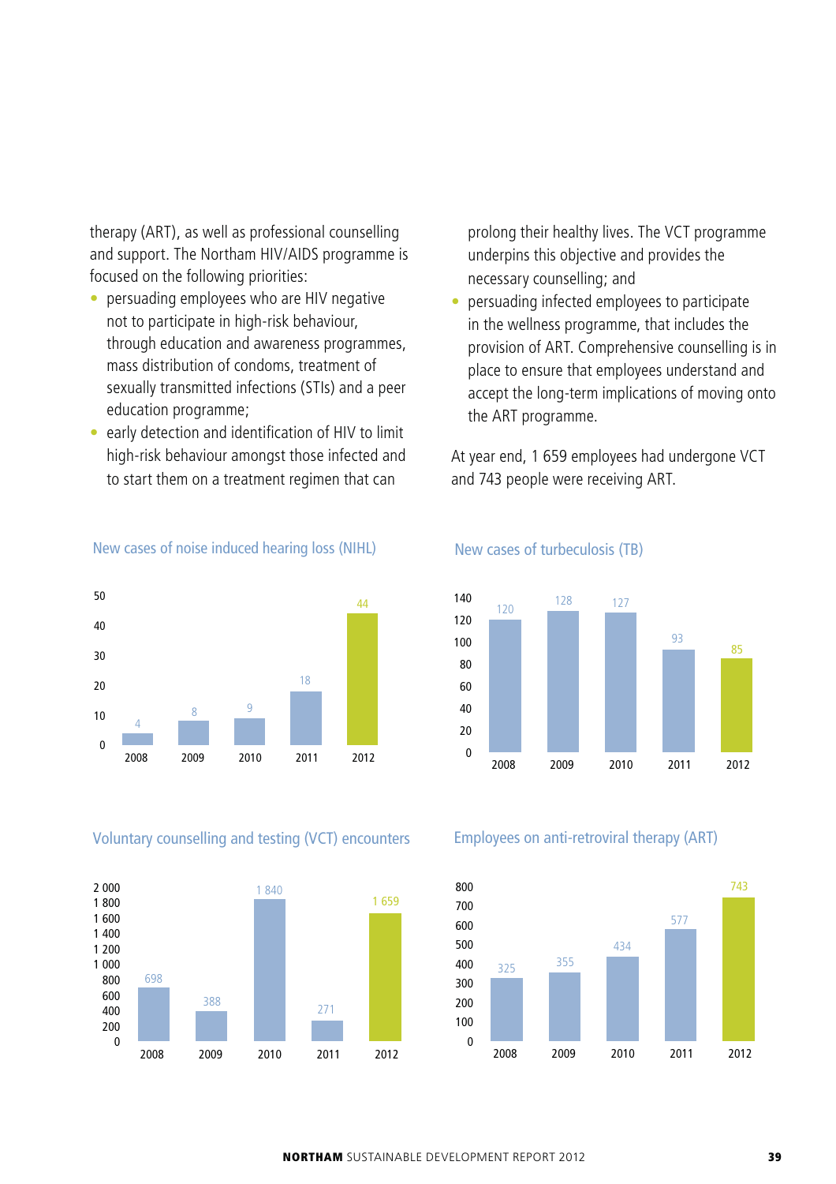therapy (ART), as well as professional counselling and support. The Northam HIV/AIDS programme is focused on the following priorities:

- persuading employees who are HIV negative not to participate in high-risk behaviour, through education and awareness programmes, mass distribution of condoms, treatment of sexually transmitted infections (STIs) and a peer education programme;
- early detection and identification of HIV to limit high-risk behaviour amongst those infected and to start them on a treatment regimen that can prolong their healthy lives. The VCT programme underpins this objective and provides the necessary counselling; and
- persuading infected employees to participate in the wellness programme, that includes the provision of ART. Comprehensive counselling is in place to ensure that employees understand and accept the long-term implications of moving onto the ART programme.

At year end, 1 659 employees had undergone VCT and 743 people were receiving ART.

### New cases of noise induced hearing loss (NIHL)

| Year | Cases |
|---|---|
| 2008 | 4 |
| 2009 | 8 |
| 2010 | 9 |
| 2011 | 18 |
| 2012 | 44 |

### New cases of turbeculosis (TB)

| Year | Cases |
|---|---|
| 2008 | 120 |
| 2009 | 128 |
| 2010 | 127 |
| 2011 | 93 |
| 2012 | 85 |

### Voluntary counselling and testing (VCT) encounters

| Year | Encounters |
|---|---|
| 2008 | 698 |
| 2009 | 388 |
| 2010 | 1 840 |
| 2011 | 271 |
| 2012 | 1 659 |

### Employees on anti-retroviral therapy (ART)

| Year | Employees |
|---|---|
| 2008 | 325 |
| 2009 | 355 |
| 2010 | 434 |
| 2011 | 577 |
| 2012 | 743 |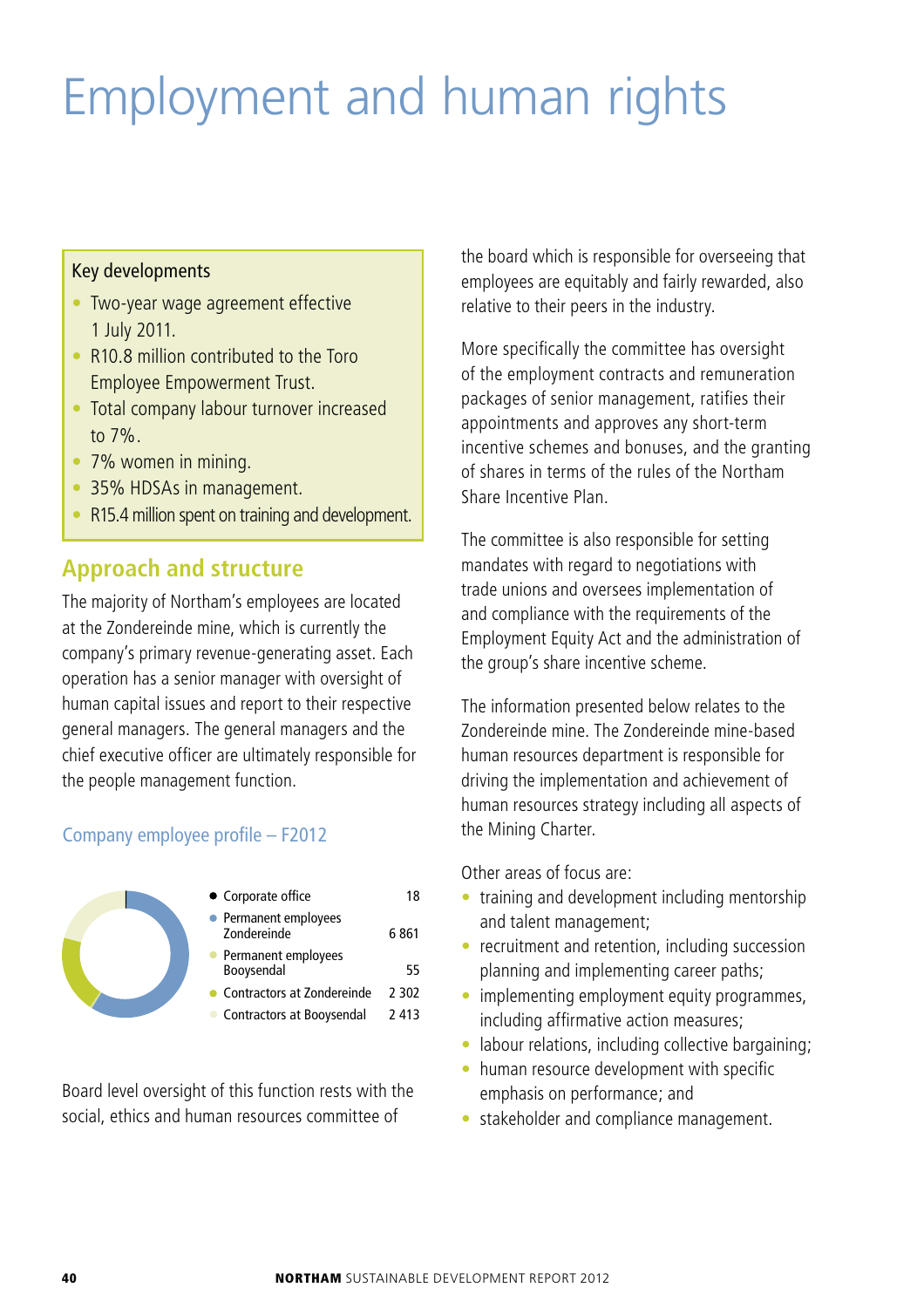# Employment and human rights

## Key developments

- Two-year wage agreement effective 1 July 2011.
- R10.8 million contributed to the Toro Employee Empowerment Trust.
- Total company labour turnover increased to 7%.
- 7% women in mining.
- 35% HDSAs in management.
- R15.4 million spent on training and development.

## Approach and structure

The majority of Northam's employees are located at the Zondereinde mine, which is currently the company's primary revenue-generating asset. Each operation has a senior manager with oversight of human capital issues and report to their respective general managers. The general managers and the chief executive officer are ultimately responsible for the people management function.

### Company employee profile – F2012

| | |
|---|---|
| Corporate office | 18 |
| Permanent employees Zondereinde | 6 861 |
| Permanent employees Booysendal | 55 |
| Contractors at Zondereinde | 2 302 |
| Contractors at Booysendal | 2 413 |

Board level oversight of this function rests with the social, ethics and human resources committee of the board which is responsible for overseeing that employees are equitably and fairly rewarded, also relative to their peers in the industry.

More specifically the committee has oversight of the employment contracts and remuneration packages of senior management, ratifies their appointments and approves any short-term incentive schemes and bonuses, and the granting of shares in terms of the rules of the Northam Share Incentive Plan.

The committee is also responsible for setting mandates with regard to negotiations with trade unions and oversees implementation of and compliance with the requirements of the Employment Equity Act and the administration of the group's share incentive scheme.

The information presented below relates to the Zondereinde mine. The Zondereinde mine-based human resources department is responsible for driving the implementation and achievement of human resources strategy including all aspects of the Mining Charter.

Other areas of focus are:

- training and development including mentorship and talent management;
- recruitment and retention, including succession planning and implementing career paths;
- implementing employment equity programmes, including affirmative action measures;
- labour relations, including collective bargaining;
- human resource development with specific emphasis on performance; and
- stakeholder and compliance management.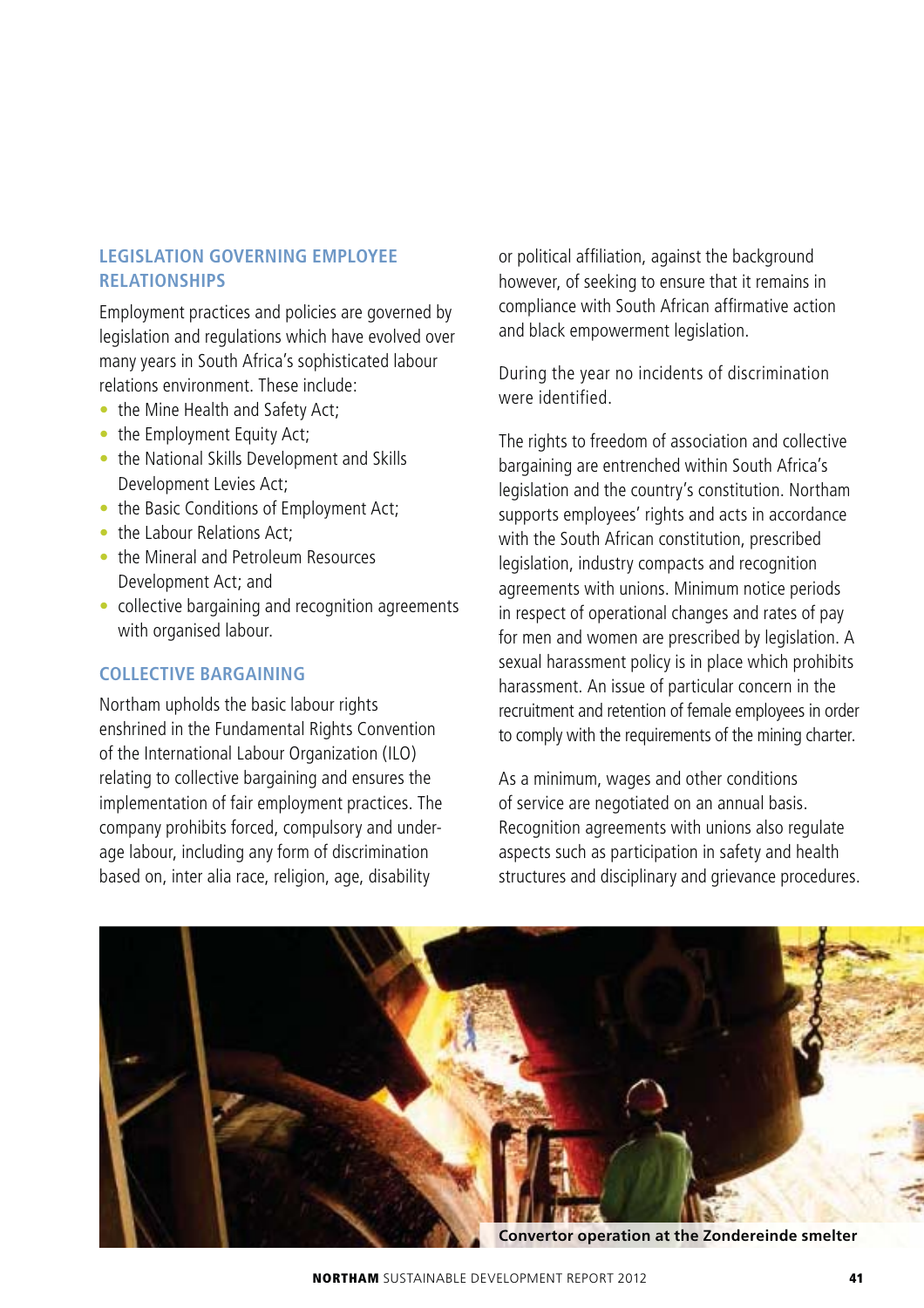## LEGISLATION GOVERNING EMPLOYEE RELATIONSHIPS

Employment practices and policies are governed by legislation and regulations which have evolved over many years in South Africa's sophisticated labour relations environment. These include:

- the Mine Health and Safety Act;
- the Employment Equity Act;
- the National Skills Development and Skills Development Levies Act;
- the Basic Conditions of Employment Act;
- the Labour Relations Act;
- the Mineral and Petroleum Resources Development Act; and
- collective bargaining and recognition agreements with organised labour.

## COLLECTIVE BARGAINING

Northam upholds the basic labour rights enshrined in the Fundamental Rights Convention of the International Labour Organization (ILO) relating to collective bargaining and ensures the implementation of fair employment practices. The company prohibits forced, compulsory and under-age labour, including any form of discrimination based on, inter alia race, religion, age, disability or political affiliation, against the background however, of seeking to ensure that it remains in compliance with South African affirmative action and black empowerment legislation.

During the year no incidents of discrimination were identified.

The rights to freedom of association and collective bargaining are entrenched within South Africa's legislation and the country's constitution. Northam supports employees' rights and acts in accordance with the South African constitution, prescribed legislation, industry compacts and recognition agreements with unions. Minimum notice periods in respect of operational changes and rates of pay for men and women are prescribed by legislation. A sexual harassment policy is in place which prohibits harassment. An issue of particular concern in the recruitment and retention of female employees in order to comply with the requirements of the mining charter.

As a minimum, wages and other conditions of service are negotiated on an annual basis. Recognition agreements with unions also regulate aspects such as participation in safety and health structures and disciplinary and grievance procedures.

Convertor operation at the Zondereinde smelter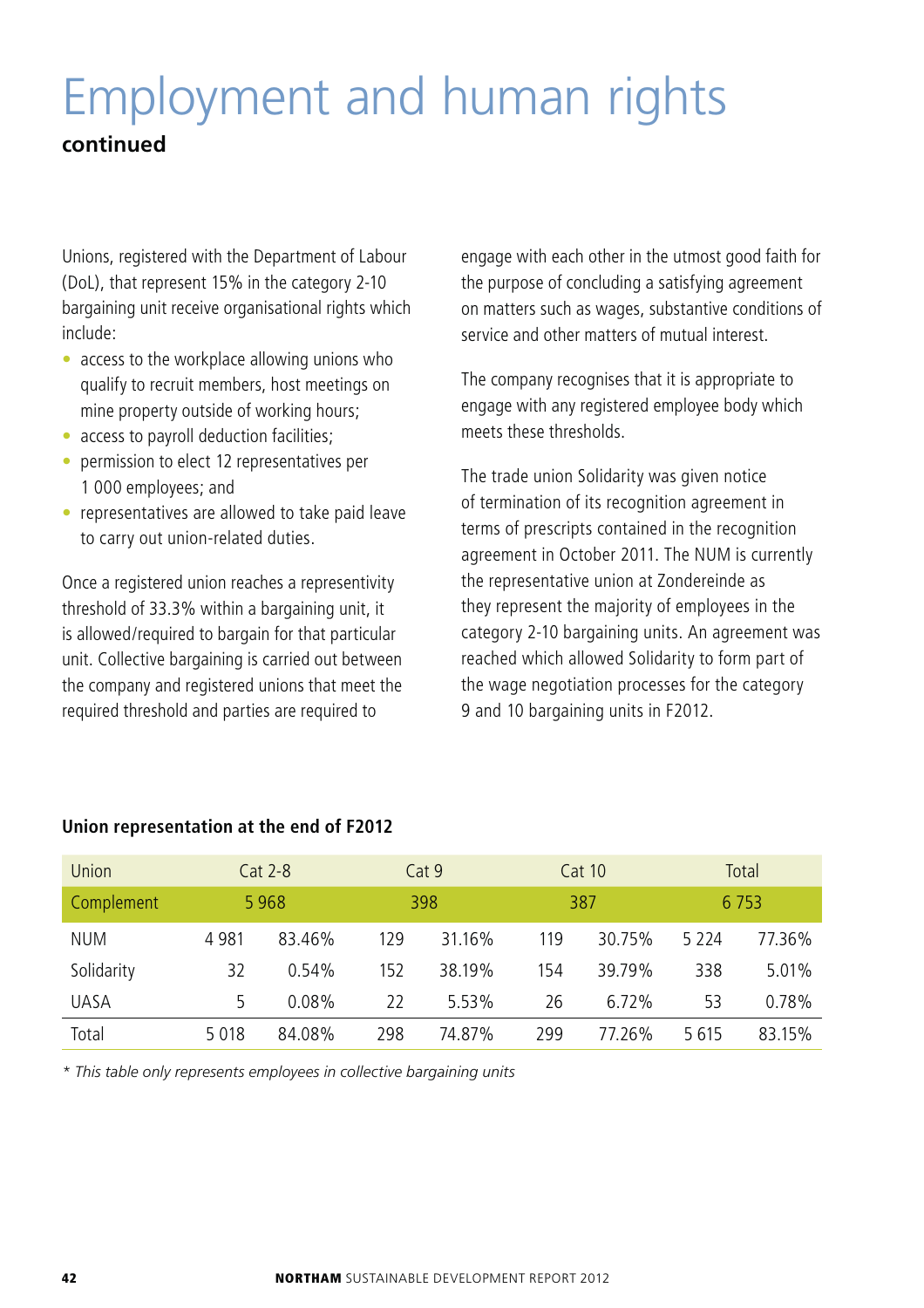# Employment and human rights

**continued**

Unions, registered with the Department of Labour (DoL), that represent 15% in the category 2-10 bargaining unit receive organisational rights which include:

- access to the workplace allowing unions who qualify to recruit members, host meetings on mine property outside of working hours;
- access to payroll deduction facilities;
- permission to elect 12 representatives per 1 000 employees; and
- representatives are allowed to take paid leave to carry out union-related duties.

Once a registered union reaches a representivity threshold of 33.3% within a bargaining unit, it is allowed/required to bargain for that particular unit. Collective bargaining is carried out between the company and registered unions that meet the required threshold and parties are required to engage with each other in the utmost good faith for the purpose of concluding a satisfying agreement on matters such as wages, substantive conditions of service and other matters of mutual interest.

The company recognises that it is appropriate to engage with any registered employee body which meets these thresholds.

The trade union Solidarity was given notice of termination of its recognition agreement in terms of prescripts contained in the recognition agreement in October 2011. The NUM is currently the representative union at Zondereinde as they represent the majority of employees in the category 2-10 bargaining units. An agreement was reached which allowed Solidarity to form part of the wage negotiation processes for the category 9 and 10 bargaining units in F2012.

**Union representation at the end of F2012**

| Union | Cat 2-8 | | Cat 9 | | Cat 10 | | Total | |
|---|---|---|---|---|---|---|---|---|
| Complement | 5 968 | | 398 | | 387 | | 6 753 | |
| NUM | 4 981 | 83.46% | 129 | 31.16% | 119 | 30.75% | 5 224 | 77.36% |
| Solidarity | 32 | 0.54% | 152 | 38.19% | 154 | 39.79% | 338 | 5.01% |
| UASA | 5 | 0.08% | 22 | 5.53% | 26 | 6.72% | 53 | 0.78% |
| Total | 5 018 | 84.08% | 298 | 74.87% | 299 | 77.26% | 5 615 | 83.15% |

*\* This table only represents employees in collective bargaining units*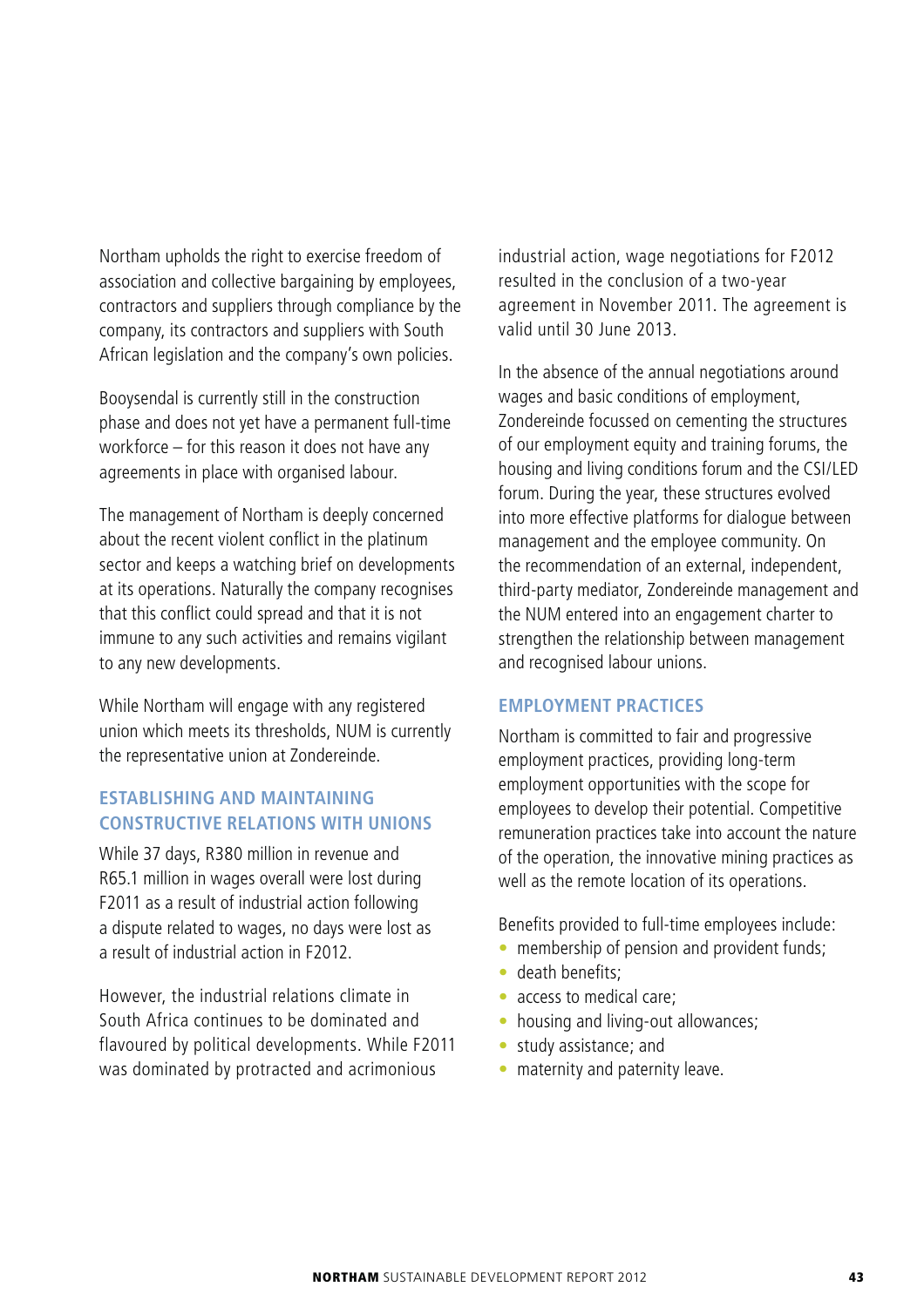Northam upholds the right to exercise freedom of association and collective bargaining by employees, contractors and suppliers through compliance by the company, its contractors and suppliers with South African legislation and the company's own policies.

Booysendal is currently still in the construction phase and does not yet have a permanent full-time workforce – for this reason it does not have any agreements in place with organised labour.

The management of Northam is deeply concerned about the recent violent conflict in the platinum sector and keeps a watching brief on developments at its operations. Naturally the company recognises that this conflict could spread and that it is not immune to any such activities and remains vigilant to any new developments.

While Northam will engage with any registered union which meets its thresholds, NUM is currently the representative union at Zondereinde.

## ESTABLISHING AND MAINTAINING CONSTRUCTIVE RELATIONS WITH UNIONS

While 37 days, R380 million in revenue and R65.1 million in wages overall were lost during F2011 as a result of industrial action following a dispute related to wages, no days were lost as a result of industrial action in F2012.

However, the industrial relations climate in South Africa continues to be dominated and flavoured by political developments. While F2011 was dominated by protracted and acrimonious industrial action, wage negotiations for F2012 resulted in the conclusion of a two-year agreement in November 2011. The agreement is valid until 30 June 2013.

In the absence of the annual negotiations around wages and basic conditions of employment, Zondereinde focussed on cementing the structures of our employment equity and training forums, the housing and living conditions forum and the CSI/LED forum. During the year, these structures evolved into more effective platforms for dialogue between management and the employee community. On the recommendation of an external, independent, third-party mediator, Zondereinde management and the NUM entered into an engagement charter to strengthen the relationship between management and recognised labour unions.

## EMPLOYMENT PRACTICES

Northam is committed to fair and progressive employment practices, providing long-term employment opportunities with the scope for employees to develop their potential. Competitive remuneration practices take into account the nature of the operation, the innovative mining practices as well as the remote location of its operations.

Benefits provided to full-time employees include:

- membership of pension and provident funds;
- death benefits;
- access to medical care;
- housing and living-out allowances;
- study assistance; and
- maternity and paternity leave.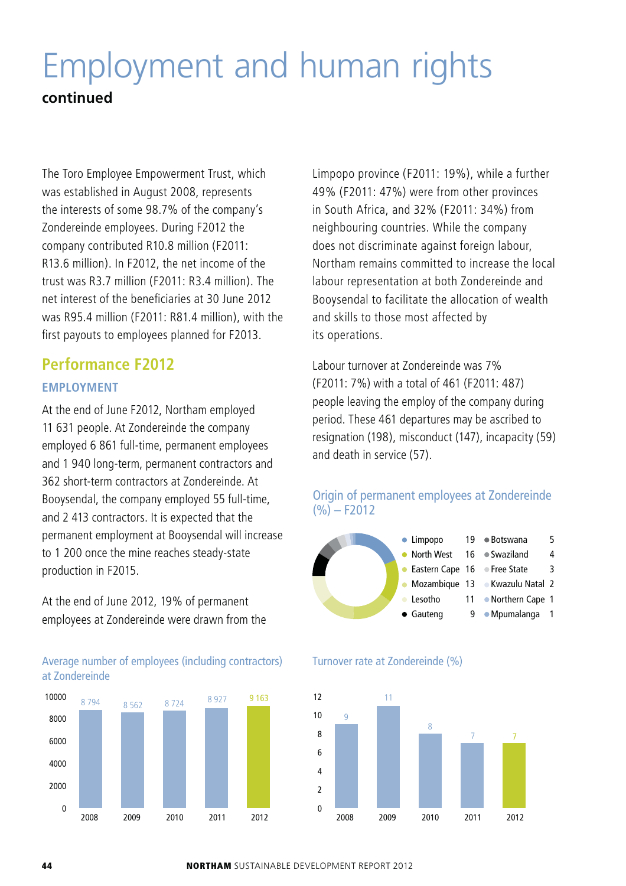# Employment and human rights

**continued**

The Toro Employee Empowerment Trust, which was established in August 2008, represents the interests of some 98.7% of the company's Zondereinde employees. During F2012 the company contributed R10.8 million (F2011: R13.6 million). In F2012, the net income of the trust was R3.7 million (F2011: R3.4 million). The net interest of the beneficiaries at 30 June 2012 was R95.4 million (F2011: R81.4 million), with the first payouts to employees planned for F2013.

## Performance F2012

### EMPLOYMENT

At the end of June F2012, Northam employed 11 631 people. At Zondereinde the company employed 6 861 full-time, permanent employees and 1 940 long-term, permanent contractors and 362 short-term contractors at Zondereinde. At Booysendal, the company employed 55 full-time, and 2 413 contractors. It is expected that the permanent employment at Booysendal will increase to 1 200 once the mine reaches steady-state production in F2015.

At the end of June 2012, 19% of permanent employees at Zondereinde were drawn from the Limpopo province (F2011: 19%), while a further 49% (F2011: 47%) were from other provinces in South Africa, and 32% (F2011: 34%) from neighbouring countries. While the company does not discriminate against foreign labour, Northam remains committed to increase the local labour representation at both Zondereinde and Booysendal to facilitate the allocation of wealth and skills to those most affected by its operations.

Labour turnover at Zondereinde was 7% (F2011: 7%) with a total of 461 (F2011: 487) people leaving the employ of the company during period. These 461 departures may be ascribed to resignation (198), misconduct (147), incapacity (59) and death in service (57).

**Average number of employees (including contractors) at Zondereinde**

| Year | Employees |
|---|---|
| 2008 | 8 794 |
| 2009 | 8 562 |
| 2010 | 8 724 |
| 2011 | 8 927 |
| 2012 | 9 163 |

**Origin of permanent employees at Zondereinde (%) – F2012**

| Origin | % |
|---|---|
| Limpopo | 19 |
| North West | 16 |
| Eastern Cape | 16 |
| Mozambique | 13 |
| Lesotho | 11 |
| Gauteng | 9 |
| Botswana | 5 |
| Swaziland | 4 |
| Free State | 3 |
| Kwazulu Natal | 2 |
| Northern Cape | 1 |
| Mpumalanga | 1 |

**Turnover rate at Zondereinde (%)**

| Year | Turnover rate (%) |
|---|---|
| 2008 | 9 |
| 2009 | 11 |
| 2010 | 8 |
| 2011 | 7 |
| 2012 | 7 |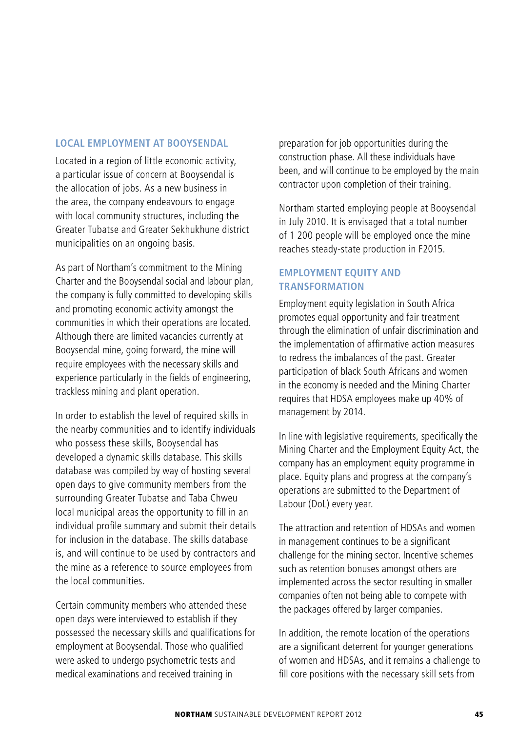## LOCAL EMPLOYMENT AT BOOYSENDAL

Located in a region of little economic activity, a particular issue of concern at Booysendal is the allocation of jobs. As a new business in the area, the company endeavours to engage with local community structures, including the Greater Tubatse and Greater Sekhukhune district municipalities on an ongoing basis.

As part of Northam's commitment to the Mining Charter and the Booysendal social and labour plan, the company is fully committed to developing skills and promoting economic activity amongst the communities in which their operations are located. Although there are limited vacancies currently at Booysendal mine, going forward, the mine will require employees with the necessary skills and experience particularly in the fields of engineering, trackless mining and plant operation.

In order to establish the level of required skills in the nearby communities and to identify individuals who possess these skills, Booysendal has developed a dynamic skills database. This skills database was compiled by way of hosting several open days to give community members from the surrounding Greater Tubatse and Taba Chweu local municipal areas the opportunity to fill in an individual profile summary and submit their details for inclusion in the database. The skills database is, and will continue to be used by contractors and the mine as a reference to source employees from the local communities.

Certain community members who attended these open days were interviewed to establish if they possessed the necessary skills and qualifications for employment at Booysendal. Those who qualified were asked to undergo psychometric tests and medical examinations and received training in preparation for job opportunities during the construction phase. All these individuals have been, and will continue to be employed by the main contractor upon completion of their training.

Northam started employing people at Booysendal in July 2010. It is envisaged that a total number of 1 200 people will be employed once the mine reaches steady-state production in F2015.

## EMPLOYMENT EQUITY AND TRANSFORMATION

Employment equity legislation in South Africa promotes equal opportunity and fair treatment through the elimination of unfair discrimination and the implementation of affirmative action measures to redress the imbalances of the past. Greater participation of black South Africans and women in the economy is needed and the Mining Charter requires that HDSA employees make up 40% of management by 2014.

In line with legislative requirements, specifically the Mining Charter and the Employment Equity Act, the company has an employment equity programme in place. Equity plans and progress at the company's operations are submitted to the Department of Labour (DoL) every year.

The attraction and retention of HDSAs and women in management continues to be a significant challenge for the mining sector. Incentive schemes such as retention bonuses amongst others are implemented across the sector resulting in smaller companies often not being able to compete with the packages offered by larger companies.

In addition, the remote location of the operations are a significant deterrent for younger generations of women and HDSAs, and it remains a challenge to fill core positions with the necessary skill sets from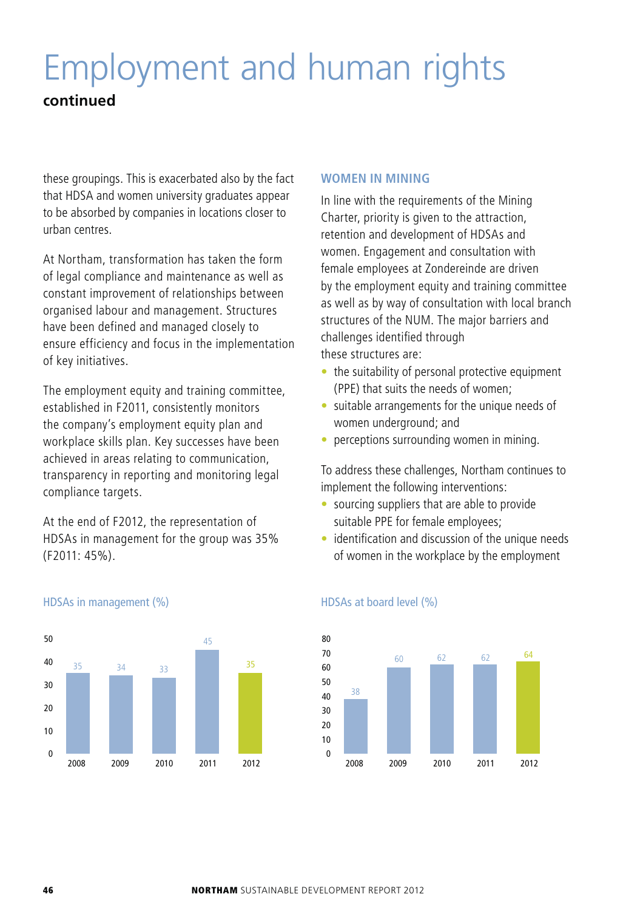# Employment and human rights

**continued**

these groupings. This is exacerbated also by the fact that HDSA and women university graduates appear to be absorbed by companies in locations closer to urban centres.

At Northam, transformation has taken the form of legal compliance and maintenance as well as constant improvement of relationships between organised labour and management. Structures have been defined and managed closely to ensure efficiency and focus in the implementation of key initiatives.

The employment equity and training committee, established in F2011, consistently monitors the company's employment equity plan and workplace skills plan. Key successes have been achieved in areas relating to communication, transparency in reporting and monitoring legal compliance targets.

At the end of F2012, the representation of HDSAs in management for the group was 35% (F2011: 45%).

## WOMEN IN MINING

In line with the requirements of the Mining Charter, priority is given to the attraction, retention and development of HDSAs and women. Engagement and consultation with female employees at Zondereinde are driven by the employment equity and training committee as well as by way of consultation with local branch structures of the NUM. The major barriers and challenges identified through these structures are:

- the suitability of personal protective equipment (PPE) that suits the needs of women;
- suitable arrangements for the unique needs of women underground; and
- perceptions surrounding women in mining.

To address these challenges, Northam continues to implement the following interventions:

- sourcing suppliers that are able to provide suitable PPE for female employees;
- identification and discussion of the unique needs of women in the workplace by the employment

HDSAs in management (%)

| Year | % |
|---|---|
| 2008 | 35 |
| 2009 | 34 |
| 2010 | 33 |
| 2011 | 45 |
| 2012 | 35 |

HDSAs at board level (%)

| Year | % |
|---|---|
| 2008 | 38 |
| 2009 | 60 |
| 2010 | 62 |
| 2011 | 62 |
| 2012 | 64 |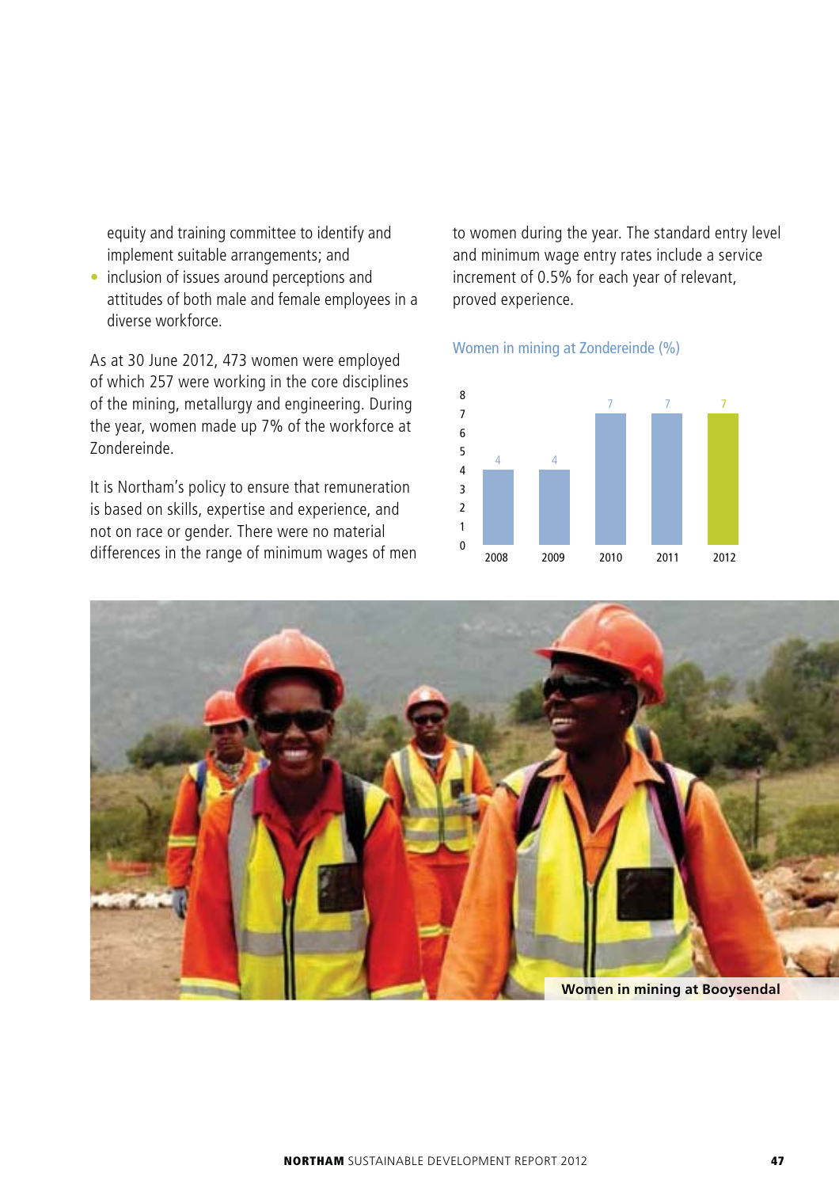equity and training committee to identify and implement suitable arrangements; and

- inclusion of issues around perceptions and attitudes of both male and female employees in a diverse workforce.

As at 30 June 2012, 473 women were employed of which 257 were working in the core disciplines of the mining, metallurgy and engineering. During the year, women made up 7% of the workforce at Zondereinde.

It is Northam's policy to ensure that remuneration is based on skills, expertise and experience, and not on race or gender. There were no material differences in the range of minimum wages of men to women during the year. The standard entry level and minimum wage entry rates include a service increment of 0.5% for each year of relevant, proved experience.

**Women in mining at Zondereinde (%)**

| Year | % |
|---|---|
| 2008 | 4 |
| 2009 | 4 |
| 2010 | 7 |
| 2011 | 7 |
| 2012 | 7 |

Women in mining at Booysendal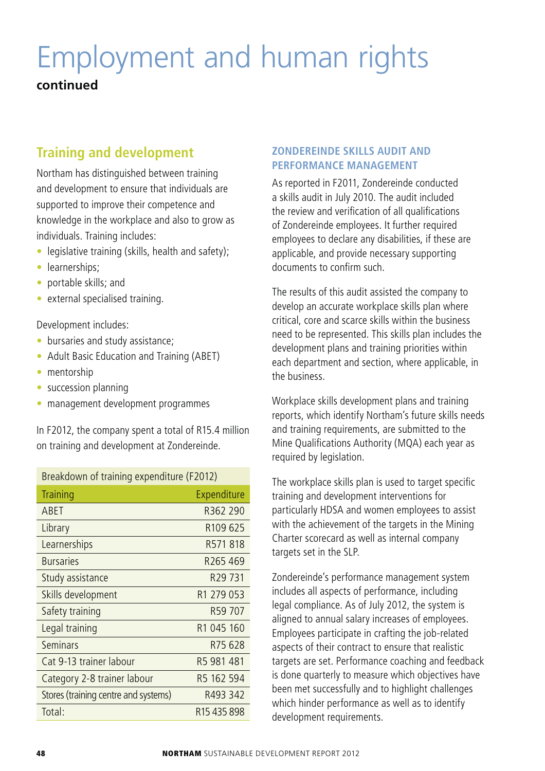# Employment and human rights

**continued**

## Training and development

Northam has distinguished between training and development to ensure that individuals are supported to improve their competence and knowledge in the workplace and also to grow as individuals. Training includes:

- legislative training (skills, health and safety);
- learnerships;
- portable skills; and
- external specialised training.

Development includes:

- bursaries and study assistance;
- Adult Basic Education and Training (ABET)
- mentorship
- succession planning
- management development programmes

In F2012, the company spent a total of R15.4 million on training and development at Zondereinde.

| Breakdown of training expenditure (F2012) | |
|---|---|
| Training | Expenditure |
| ABET | R362 290 |
| Library | R109 625 |
| Learnerships | R571 818 |
| Bursaries | R265 469 |
| Study assistance | R29 731 |
| Skills development | R1 279 053 |
| Safety training | R59 707 |
| Legal training | R1 045 160 |
| Seminars | R75 628 |
| Cat 9-13 trainer labour | R5 981 481 |
| Category 2-8 trainer labour | R5 162 594 |
| Stores (training centre and systems) | R493 342 |
| Total: | R15 435 898 |

### ZONDEREINDE SKILLS AUDIT AND PERFORMANCE MANAGEMENT

As reported in F2011, Zondereinde conducted a skills audit in July 2010. The audit included the review and verification of all qualifications of Zondereinde employees. It further required employees to declare any disabilities, if these are applicable, and provide necessary supporting documents to confirm such.

The results of this audit assisted the company to develop an accurate workplace skills plan where critical, core and scarce skills within the business need to be represented. This skills plan includes the development plans and training priorities within each department and section, where applicable, in the business.

Workplace skills development plans and training reports, which identify Northam's future skills needs and training requirements, are submitted to the Mine Qualifications Authority (MQA) each year as required by legislation.

The workplace skills plan is used to target specific training and development interventions for particularly HDSA and women employees to assist with the achievement of the targets in the Mining Charter scorecard as well as internal company targets set in the SLP.

Zondereinde's performance management system includes all aspects of performance, including legal compliance. As of July 2012, the system is aligned to annual salary increases of employees. Employees participate in crafting the job-related aspects of their contract to ensure that realistic targets are set. Performance coaching and feedback is done quarterly to measure which objectives have been met successfully and to highlight challenges which hinder performance as well as to identify development requirements.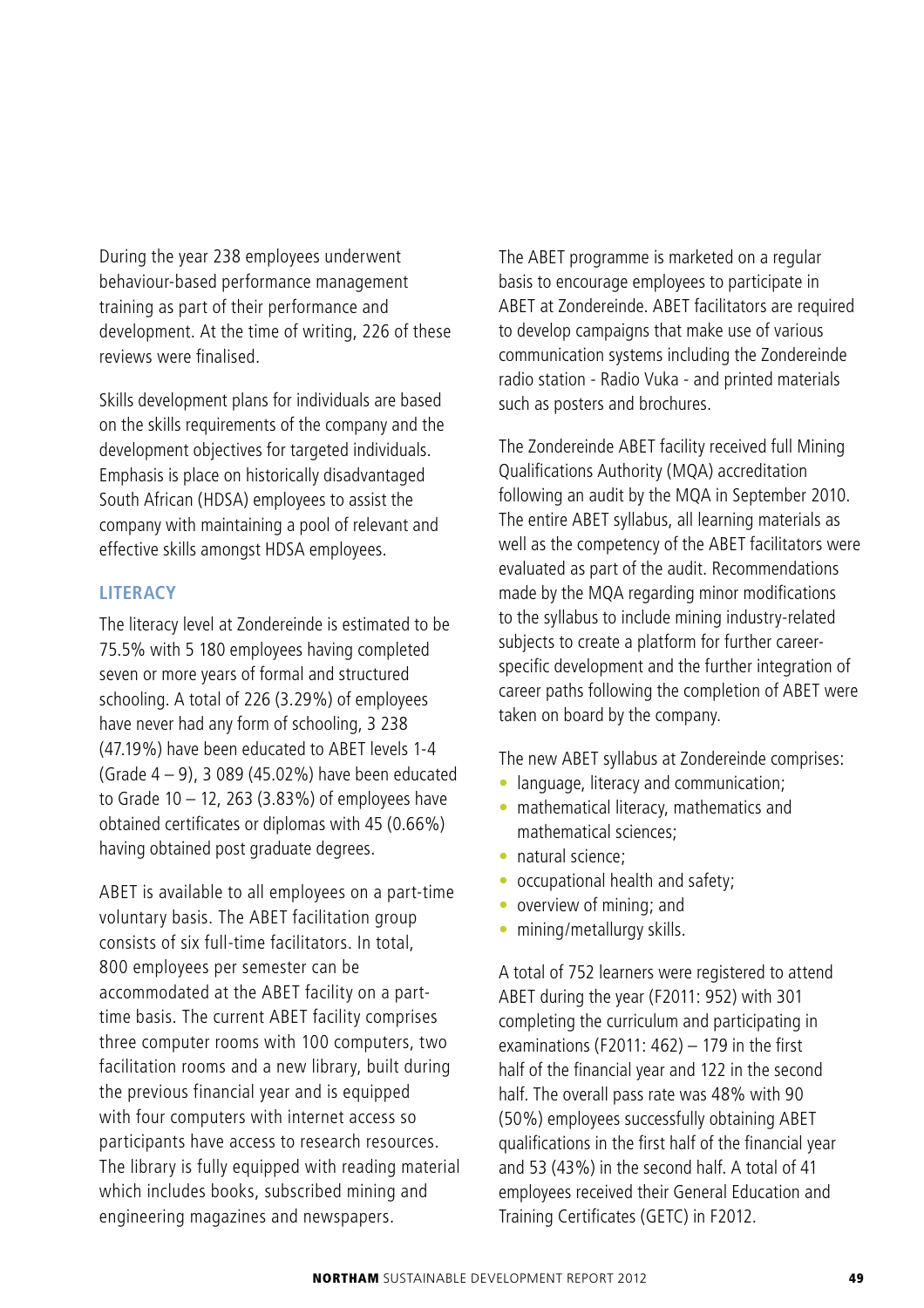During the year 238 employees underwent behaviour-based performance management training as part of their performance and development. At the time of writing, 226 of these reviews were finalised.

Skills development plans for individuals are based on the skills requirements of the company and the development objectives for targeted individuals. Emphasis is place on historically disadvantaged South African (HDSA) employees to assist the company with maintaining a pool of relevant and effective skills amongst HDSA employees.

### LITERACY

The literacy level at Zondereinde is estimated to be 75.5% with 5 180 employees having completed seven or more years of formal and structured schooling. A total of 226 (3.29%) of employees have never had any form of schooling, 3 238 (47.19%) have been educated to ABET levels 1-4 (Grade 4 – 9), 3 089 (45.02%) have been educated to Grade 10 – 12, 263 (3.83%) of employees have obtained certificates or diplomas with 45 (0.66%) having obtained post graduate degrees.

ABET is available to all employees on a part-time voluntary basis. The ABET facilitation group consists of six full-time facilitators. In total, 800 employees per semester can be accommodated at the ABET facility on a part-time basis. The current ABET facility comprises three computer rooms with 100 computers, two facilitation rooms and a new library, built during the previous financial year and is equipped with four computers with internet access so participants have access to research resources. The library is fully equipped with reading material which includes books, subscribed mining and engineering magazines and newspapers.

The ABET programme is marketed on a regular basis to encourage employees to participate in ABET at Zondereinde. ABET facilitators are required to develop campaigns that make use of various communication systems including the Zondereinde radio station - Radio Vuka - and printed materials such as posters and brochures.

The Zondereinde ABET facility received full Mining Qualifications Authority (MQA) accreditation following an audit by the MQA in September 2010. The entire ABET syllabus, all learning materials as well as the competency of the ABET facilitators were evaluated as part of the audit. Recommendations made by the MQA regarding minor modifications to the syllabus to include mining industry-related subjects to create a platform for further career-specific development and the further integration of career paths following the completion of ABET were taken on board by the company.

The new ABET syllabus at Zondereinde comprises:

- language, literacy and communication;
- mathematical literacy, mathematics and mathematical sciences;
- natural science;
- occupational health and safety;
- overview of mining; and
- mining/metallurgy skills.

A total of 752 learners were registered to attend ABET during the year (F2011: 952) with 301 completing the curriculum and participating in examinations (F2011: 462) – 179 in the first half of the financial year and 122 in the second half. The overall pass rate was 48% with 90 (50%) employees successfully obtaining ABET qualifications in the first half of the financial year and 53 (43%) in the second half. A total of 41 employees received their General Education and Training Certificates (GETC) in F2012.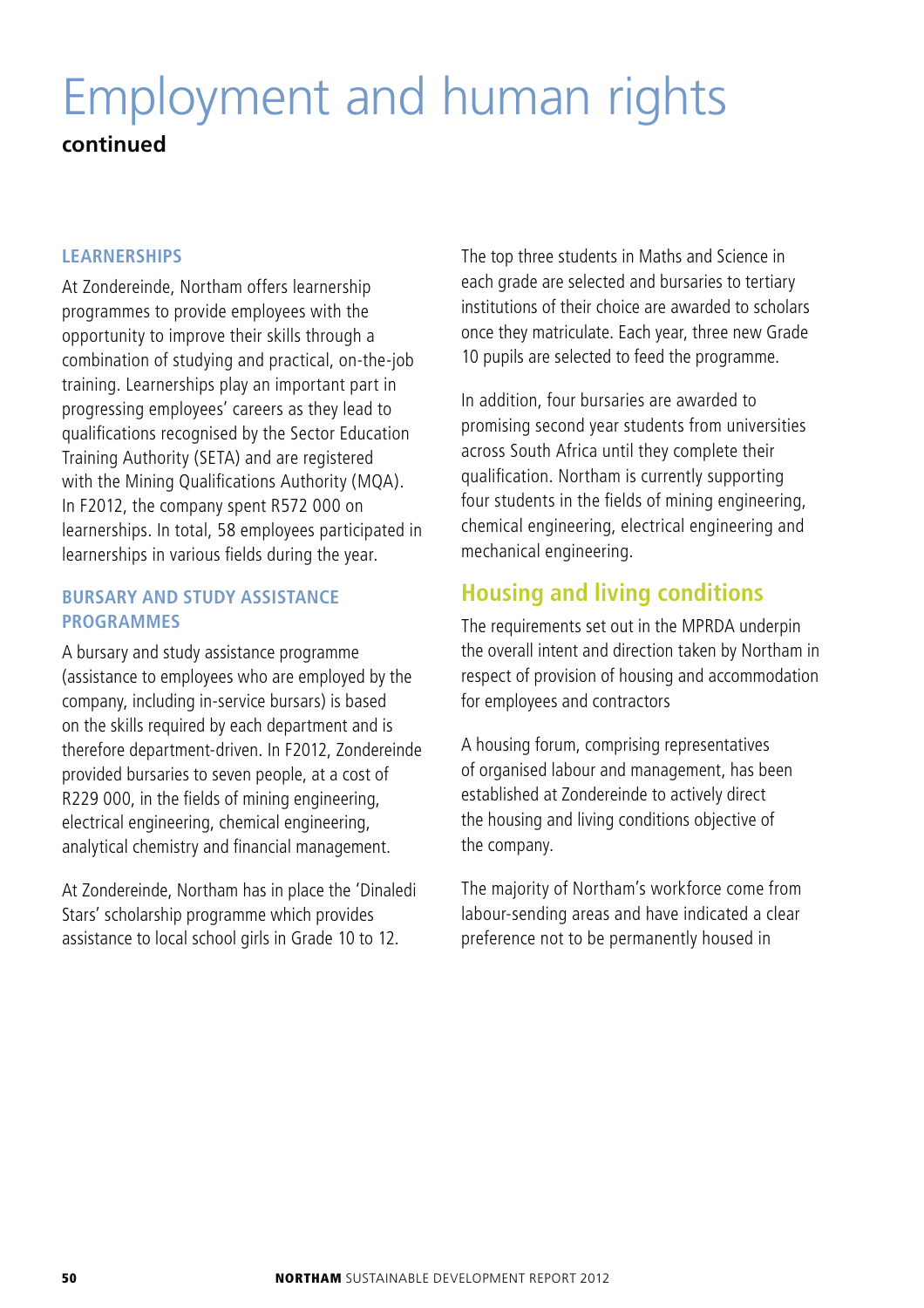# Employment and human rights

**continued**

### LEARNERSHIPS

At Zondereinde, Northam offers learnership programmes to provide employees with the opportunity to improve their skills through a combination of studying and practical, on-the-job training. Learnerships play an important part in progressing employees' careers as they lead to qualifications recognised by the Sector Education Training Authority (SETA) and are registered with the Mining Qualifications Authority (MQA). In F2012, the company spent R572 000 on learnerships. In total, 58 employees participated in learnerships in various fields during the year.

### BURSARY AND STUDY ASSISTANCE PROGRAMMES

A bursary and study assistance programme (assistance to employees who are employed by the company, including in-service bursars) is based on the skills required by each department and is therefore department-driven. In F2012, Zondereinde provided bursaries to seven people, at a cost of R229 000, in the fields of mining engineering, electrical engineering, chemical engineering, analytical chemistry and financial management.

At Zondereinde, Northam has in place the 'Dinaledi Stars' scholarship programme which provides assistance to local school girls in Grade 10 to 12.

The top three students in Maths and Science in each grade are selected and bursaries to tertiary institutions of their choice are awarded to scholars once they matriculate. Each year, three new Grade 10 pupils are selected to feed the programme.

In addition, four bursaries are awarded to promising second year students from universities across South Africa until they complete their qualification. Northam is currently supporting four students in the fields of mining engineering, chemical engineering, electrical engineering and mechanical engineering.

## Housing and living conditions

The requirements set out in the MPRDA underpin the overall intent and direction taken by Northam in respect of provision of housing and accommodation for employees and contractors

A housing forum, comprising representatives of organised labour and management, has been established at Zondereinde to actively direct the housing and living conditions objective of the company.

The majority of Northam's workforce come from labour-sending areas and have indicated a clear preference not to be permanently housed in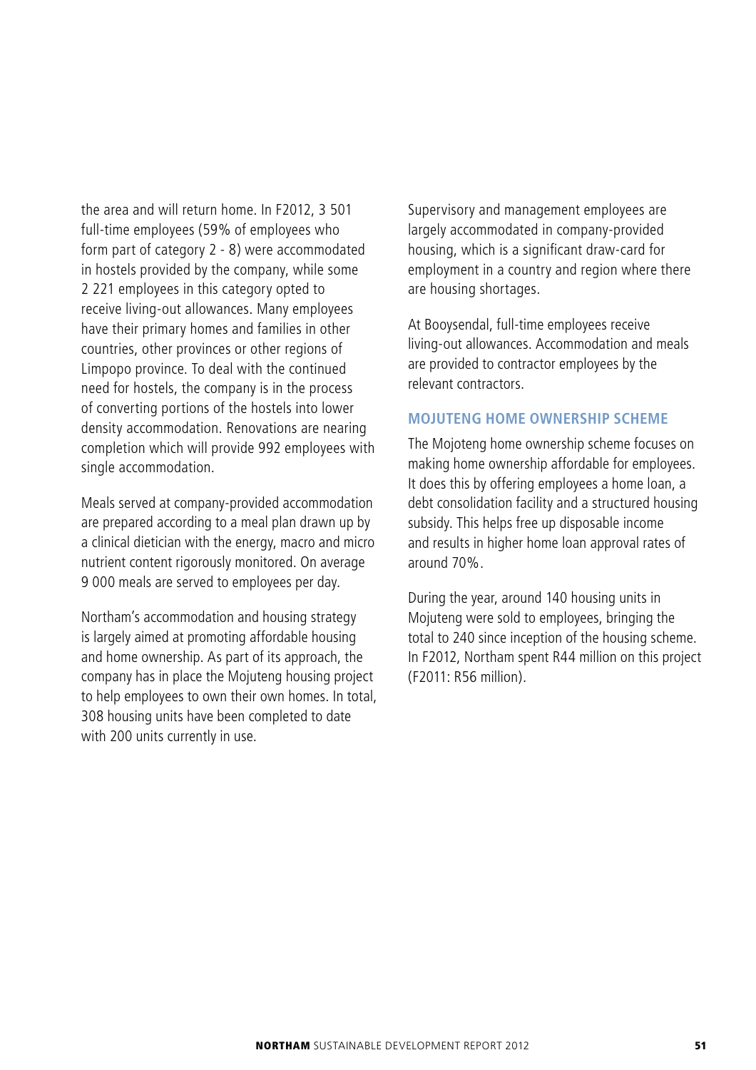the area and will return home. In F2012, 3 501 full-time employees (59% of employees who form part of category 2 - 8) were accommodated in hostels provided by the company, while some 2 221 employees in this category opted to receive living-out allowances. Many employees have their primary homes and families in other countries, other provinces or other regions of Limpopo province. To deal with the continued need for hostels, the company is in the process of converting portions of the hostels into lower density accommodation. Renovations are nearing completion which will provide 992 employees with single accommodation.

Meals served at company-provided accommodation are prepared according to a meal plan drawn up by a clinical dietician with the energy, macro and micro nutrient content rigorously monitored. On average 9 000 meals are served to employees per day.

Northam's accommodation and housing strategy is largely aimed at promoting affordable housing and home ownership. As part of its approach, the company has in place the Mojuteng housing project to help employees to own their own homes. In total, 308 housing units have been completed to date with 200 units currently in use.

Supervisory and management employees are largely accommodated in company-provided housing, which is a significant draw-card for employment in a country and region where there are housing shortages.

At Booysendal, full-time employees receive living-out allowances. Accommodation and meals are provided to contractor employees by the relevant contractors.

### MOJUTENG HOME OWNERSHIP SCHEME

The Mojoteng home ownership scheme focuses on making home ownership affordable for employees. It does this by offering employees a home loan, a debt consolidation facility and a structured housing subsidy. This helps free up disposable income and results in higher home loan approval rates of around 70%.

During the year, around 140 housing units in Mojuteng were sold to employees, bringing the total to 240 since inception of the housing scheme. In F2012, Northam spent R44 million on this project (F2011: R56 million).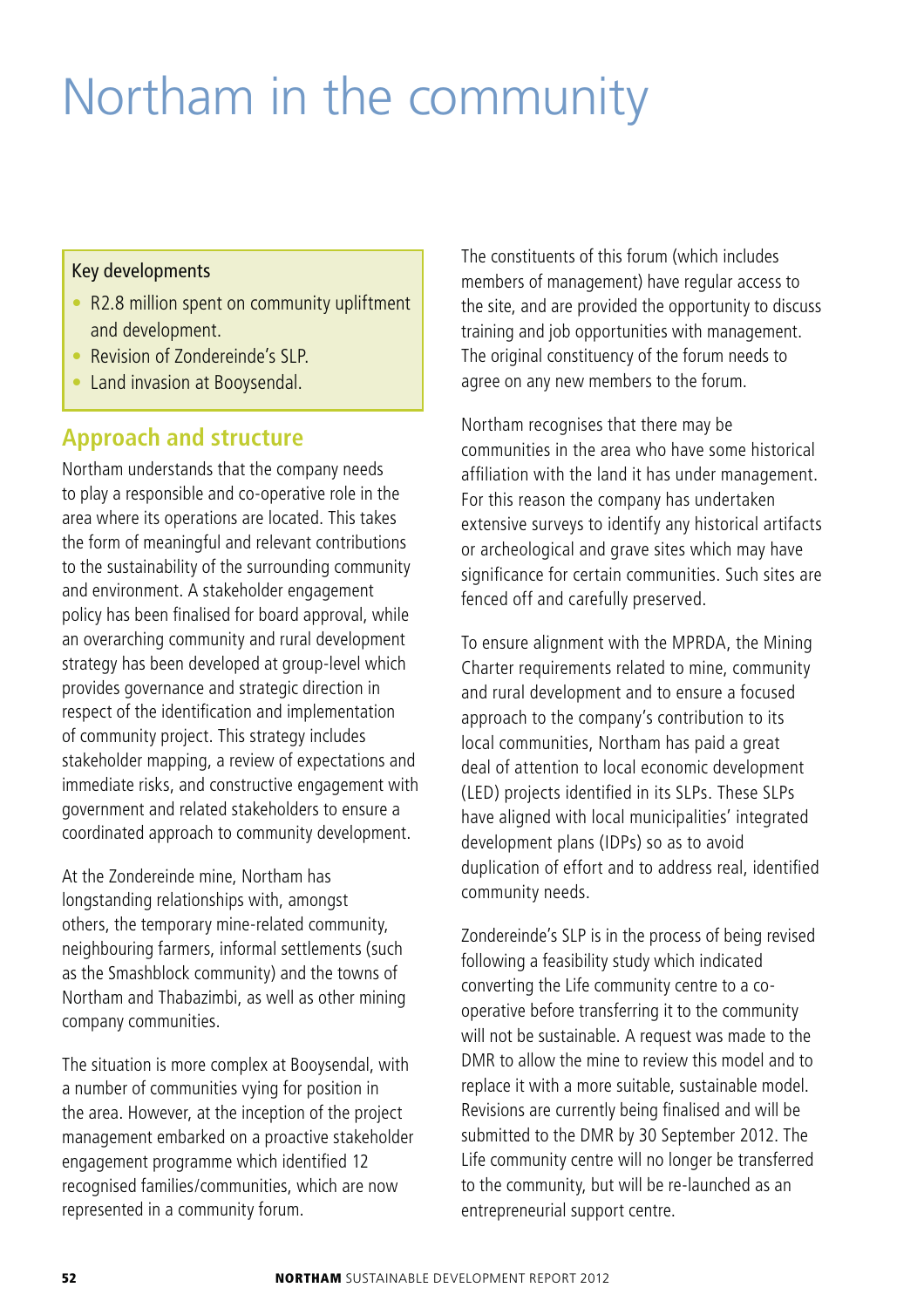# Northam in the community

**Key developments**

- R2.8 million spent on community upliftment and development.
- Revision of Zondereinde's SLP.
- Land invasion at Booysendal.

## Approach and structure

Northam understands that the company needs to play a responsible and co-operative role in the area where its operations are located. This takes the form of meaningful and relevant contributions to the sustainability of the surrounding community and environment. A stakeholder engagement policy has been finalised for board approval, while an overarching community and rural development strategy has been developed at group-level which provides governance and strategic direction in respect of the identification and implementation of community project. This strategy includes stakeholder mapping, a review of expectations and immediate risks, and constructive engagement with government and related stakeholders to ensure a coordinated approach to community development.

At the Zondereinde mine, Northam has longstanding relationships with, amongst others, the temporary mine-related community, neighbouring farmers, informal settlements (such as the Smashblock community) and the towns of Northam and Thabazimbi, as well as other mining company communities.

The situation is more complex at Booysendal, with a number of communities vying for position in the area. However, at the inception of the project management embarked on a proactive stakeholder engagement programme which identified 12 recognised families/communities, which are now represented in a community forum.

The constituents of this forum (which includes members of management) have regular access to the site, and are provided the opportunity to discuss training and job opportunities with management. The original constituency of the forum needs to agree on any new members to the forum.

Northam recognises that there may be communities in the area who have some historical affiliation with the land it has under management. For this reason the company has undertaken extensive surveys to identify any historical artifacts or archeological and grave sites which may have significance for certain communities. Such sites are fenced off and carefully preserved.

To ensure alignment with the MPRDA, the Mining Charter requirements related to mine, community and rural development and to ensure a focused approach to the company's contribution to its local communities, Northam has paid a great deal of attention to local economic development (LED) projects identified in its SLPs. These SLPs have aligned with local municipalities' integrated development plans (IDPs) so as to avoid duplication of effort and to address real, identified community needs.

Zondereinde's SLP is in the process of being revised following a feasibility study which indicated converting the Life community centre to a co-operative before transferring it to the community will not be sustainable. A request was made to the DMR to allow the mine to review this model and to replace it with a more suitable, sustainable model. Revisions are currently being finalised and will be submitted to the DMR by 30 September 2012. The Life community centre will no longer be transferred to the community, but will be re-launched as an entrepreneurial support centre.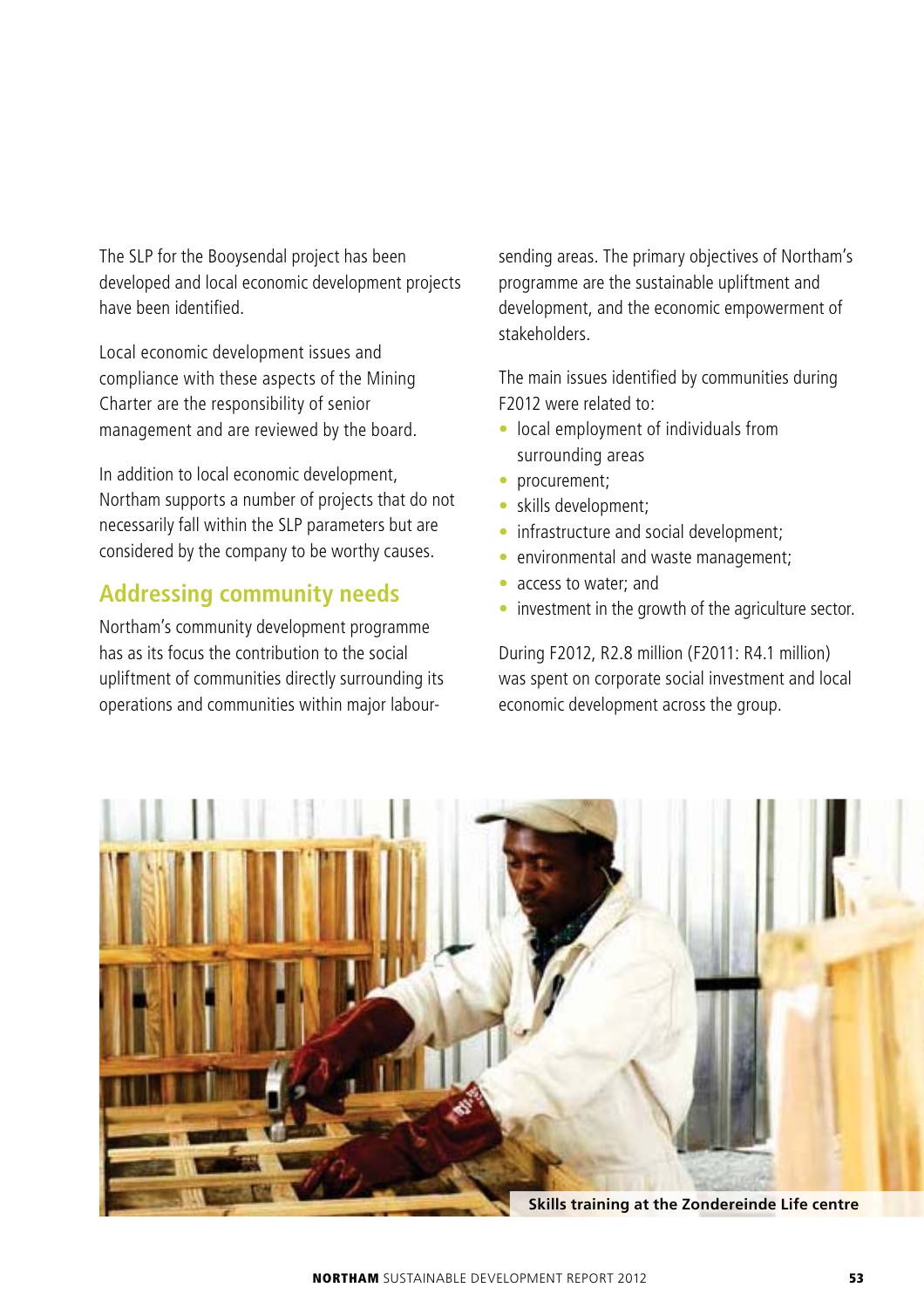The SLP for the Booysendal project has been developed and local economic development projects have been identified.

Local economic development issues and compliance with these aspects of the Mining Charter are the responsibility of senior management and are reviewed by the board.

In addition to local economic development, Northam supports a number of projects that do not necessarily fall within the SLP parameters but are considered by the company to be worthy causes.

## Addressing community needs

Northam's community development programme has as its focus the contribution to the social upliftment of communities directly surrounding its operations and communities within major labour-sending areas. The primary objectives of Northam's programme are the sustainable upliftment and development, and the economic empowerment of stakeholders.

The main issues identified by communities during F2012 were related to:

- local employment of individuals from surrounding areas
- procurement;
- skills development;
- infrastructure and social development;
- environmental and waste management;
- access to water; and
- investment in the growth of the agriculture sector.

During F2012, R2.8 million (F2011: R4.1 million) was spent on corporate social investment and local economic development across the group.

**Skills training at the Zondereinde Life centre**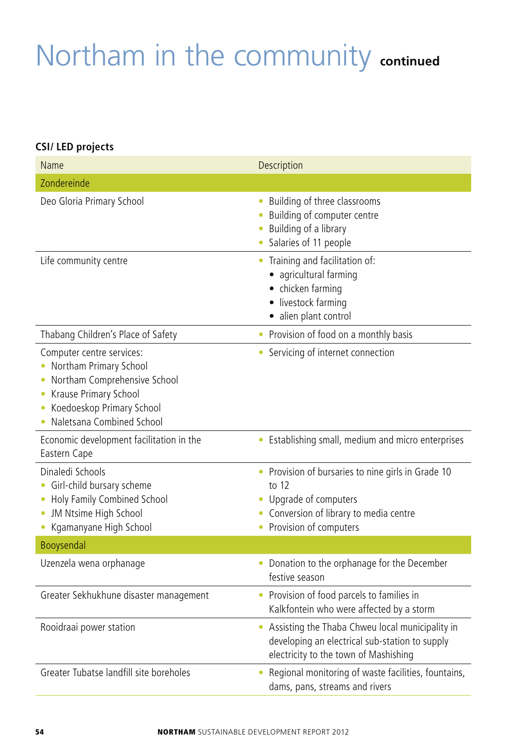# Northam in the community continued

**CSI/ LED projects**

| Name | Description |
|---|---|
| Zondereinde | |
| Deo Gloria Primary School | • Building of three classrooms<br>• Building of computer centre<br>• Building of a library<br>• Salaries of 11 people |
| Life community centre | • Training and facilitation of:<br>• agricultural farming<br>• chicken farming<br>• livestock farming<br>• alien plant control |
| Thabang Children's Place of Safety | • Provision of food on a monthly basis |
| Computer centre services:<br>• Northam Primary School<br>• Northam Comprehensive School<br>• Krause Primary School<br>• Koedoeskop Primary School<br>• Naletsana Combined School | • Servicing of internet connection |
| Economic development facilitation in the Eastern Cape | • Establishing small, medium and micro enterprises |
| Dinaledi Schools<br>• Girl-child bursary scheme<br>• Holy Family Combined School<br>• JM Ntsime High School<br>• Kgamanyane High School | • Provision of bursaries to nine girls in Grade 10 to 12<br>• Upgrade of computers<br>• Conversion of library to media centre<br>• Provision of computers |
| Booysendal | |
| Uzenzela wena orphanage | • Donation to the orphanage for the December festive season |
| Greater Sekhukhune disaster management | • Provision of food parcels to families in Kalkfontein who were affected by a storm |
| Rooidraai power station | • Assisting the Thaba Chweu local municipality in developing an electrical sub-station to supply electricity to the town of Mashishing |
| Greater Tubatse landfill site boreholes | • Regional monitoring of waste facilities, fountains, dams, pans, streams and rivers |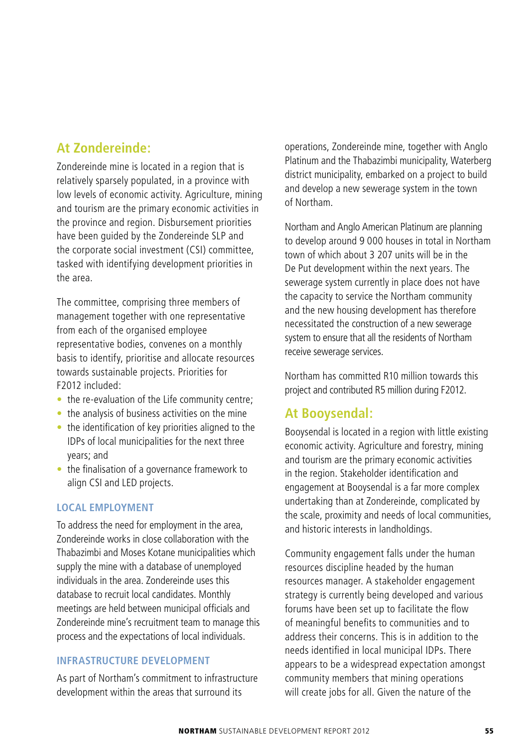## At Zondereinde:

Zondereinde mine is located in a region that is relatively sparsely populated, in a province with low levels of economic activity. Agriculture, mining and tourism are the primary economic activities in the province and region. Disbursement priorities have been guided by the Zondereinde SLP and the corporate social investment (CSI) committee, tasked with identifying development priorities in the area.

The committee, comprising three members of management together with one representative from each of the organised employee representative bodies, convenes on a monthly basis to identify, prioritise and allocate resources towards sustainable projects. Priorities for F2012 included:

- the re-evaluation of the Life community centre;
- the analysis of business activities on the mine
- the identification of key priorities aligned to the IDPs of local municipalities for the next three years; and
- the finalisation of a governance framework to align CSI and LED projects.

### LOCAL EMPLOYMENT

To address the need for employment in the area, Zondereinde works in close collaboration with the Thabazimbi and Moses Kotane municipalities which supply the mine with a database of unemployed individuals in the area. Zondereinde uses this database to recruit local candidates. Monthly meetings are held between municipal officials and Zondereinde mine's recruitment team to manage this process and the expectations of local individuals.

### INFRASTRUCTURE DEVELOPMENT

As part of Northam's commitment to infrastructure development within the areas that surround its operations, Zondereinde mine, together with Anglo Platinum and the Thabazimbi municipality, Waterberg district municipality, embarked on a project to build and develop a new sewerage system in the town of Northam.

Northam and Anglo American Platinum are planning to develop around 9 000 houses in total in Northam town of which about 3 207 units will be in the De Put development within the next years. The sewerage system currently in place does not have the capacity to service the Northam community and the new housing development has therefore necessitated the construction of a new sewerage system to ensure that all the residents of Northam receive sewerage services.

Northam has committed R10 million towards this project and contributed R5 million during F2012.

## At Booysendal:

Booysendal is located in a region with little existing economic activity. Agriculture and forestry, mining and tourism are the primary economic activities in the region. Stakeholder identification and engagement at Booysendal is a far more complex undertaking than at Zondereinde, complicated by the scale, proximity and needs of local communities, and historic interests in landholdings.

Community engagement falls under the human resources discipline headed by the human resources manager. A stakeholder engagement strategy is currently being developed and various forums have been set up to facilitate the flow of meaningful benefits to communities and to address their concerns. This is in addition to the needs identified in local municipal IDPs. There appears to be a widespread expectation amongst community members that mining operations will create jobs for all. Given the nature of the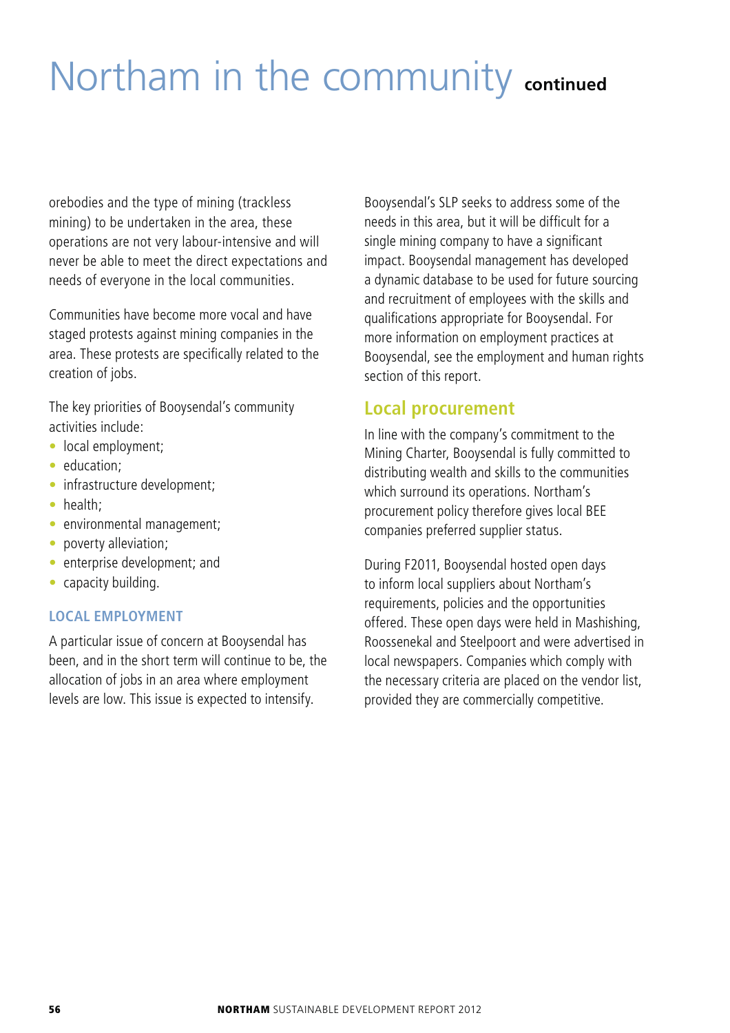# Northam in the community continued

orebodies and the type of mining (trackless mining) to be undertaken in the area, these operations are not very labour-intensive and will never be able to meet the direct expectations and needs of everyone in the local communities.

Communities have become more vocal and have staged protests against mining companies in the area. These protests are specifically related to the creation of jobs.

The key priorities of Booysendal's community activities include:

- local employment;
- education;
- infrastructure development;
- health;
- environmental management;
- poverty alleviation;
- enterprise development; and
- capacity building.

### LOCAL EMPLOYMENT

A particular issue of concern at Booysendal has been, and in the short term will continue to be, the allocation of jobs in an area where employment levels are low. This issue is expected to intensify. Booysendal's SLP seeks to address some of the needs in this area, but it will be difficult for a single mining company to have a significant impact. Booysendal management has developed a dynamic database to be used for future sourcing and recruitment of employees with the skills and qualifications appropriate for Booysendal. For more information on employment practices at Booysendal, see the employment and human rights section of this report.

## Local procurement

In line with the company's commitment to the Mining Charter, Booysendal is fully committed to distributing wealth and skills to the communities which surround its operations. Northam's procurement policy therefore gives local BEE companies preferred supplier status.

During F2011, Booysendal hosted open days to inform local suppliers about Northam's requirements, policies and the opportunities offered. These open days were held in Mashishing, Roossenekal and Steelpoort and were advertised in local newspapers. Companies which comply with the necessary criteria are placed on the vendor list, provided they are commercially competitive.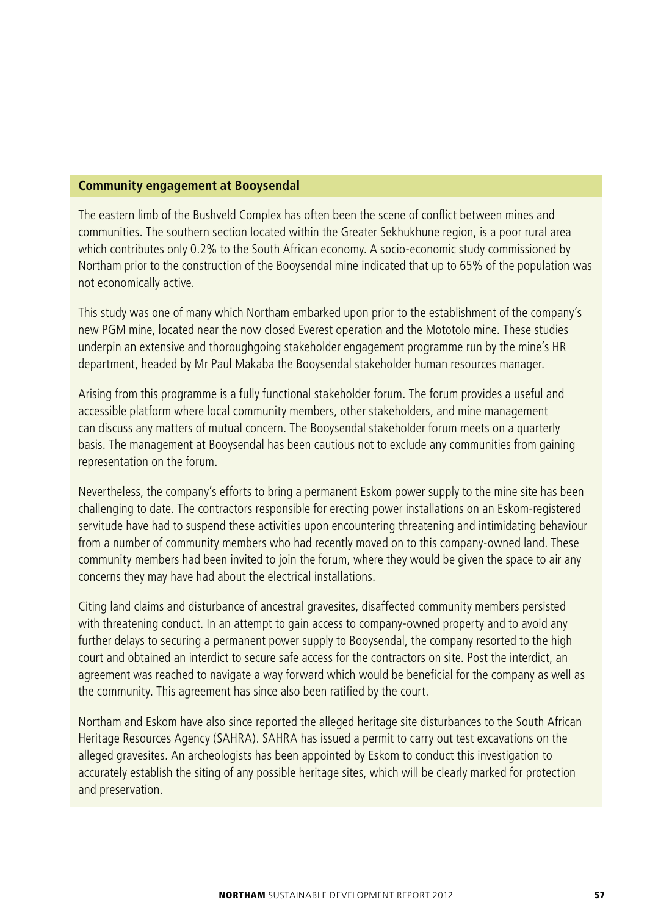## Community engagement at Booysendal

The eastern limb of the Bushveld Complex has often been the scene of conflict between mines and communities. The southern section located within the Greater Sekhukhune region, is a poor rural area which contributes only 0.2% to the South African economy. A socio-economic study commissioned by Northam prior to the construction of the Booysendal mine indicated that up to 65% of the population was not economically active.

This study was one of many which Northam embarked upon prior to the establishment of the company's new PGM mine, located near the now closed Everest operation and the Mototolo mine. These studies underpin an extensive and thoroughgoing stakeholder engagement programme run by the mine's HR department, headed by Mr Paul Makaba the Booysendal stakeholder human resources manager.

Arising from this programme is a fully functional stakeholder forum. The forum provides a useful and accessible platform where local community members, other stakeholders, and mine management can discuss any matters of mutual concern. The Booysendal stakeholder forum meets on a quarterly basis. The management at Booysendal has been cautious not to exclude any communities from gaining representation on the forum.

Nevertheless, the company's efforts to bring a permanent Eskom power supply to the mine site has been challenging to date. The contractors responsible for erecting power installations on an Eskom-registered servitude have had to suspend these activities upon encountering threatening and intimidating behaviour from a number of community members who had recently moved on to this company-owned land. These community members had been invited to join the forum, where they would be given the space to air any concerns they may have had about the electrical installations.

Citing land claims and disturbance of ancestral gravesites, disaffected community members persisted with threatening conduct. In an attempt to gain access to company-owned property and to avoid any further delays to securing a permanent power supply to Booysendal, the company resorted to the high court and obtained an interdict to secure safe access for the contractors on site. Post the interdict, an agreement was reached to navigate a way forward which would be beneficial for the company as well as the community. This agreement has since also been ratified by the court.

Northam and Eskom have also since reported the alleged heritage site disturbances to the South African Heritage Resources Agency (SAHRA). SAHRA has issued a permit to carry out test excavations on the alleged gravesites. An archeologists has been appointed by Eskom to conduct this investigation to accurately establish the siting of any possible heritage sites, which will be clearly marked for protection and preservation.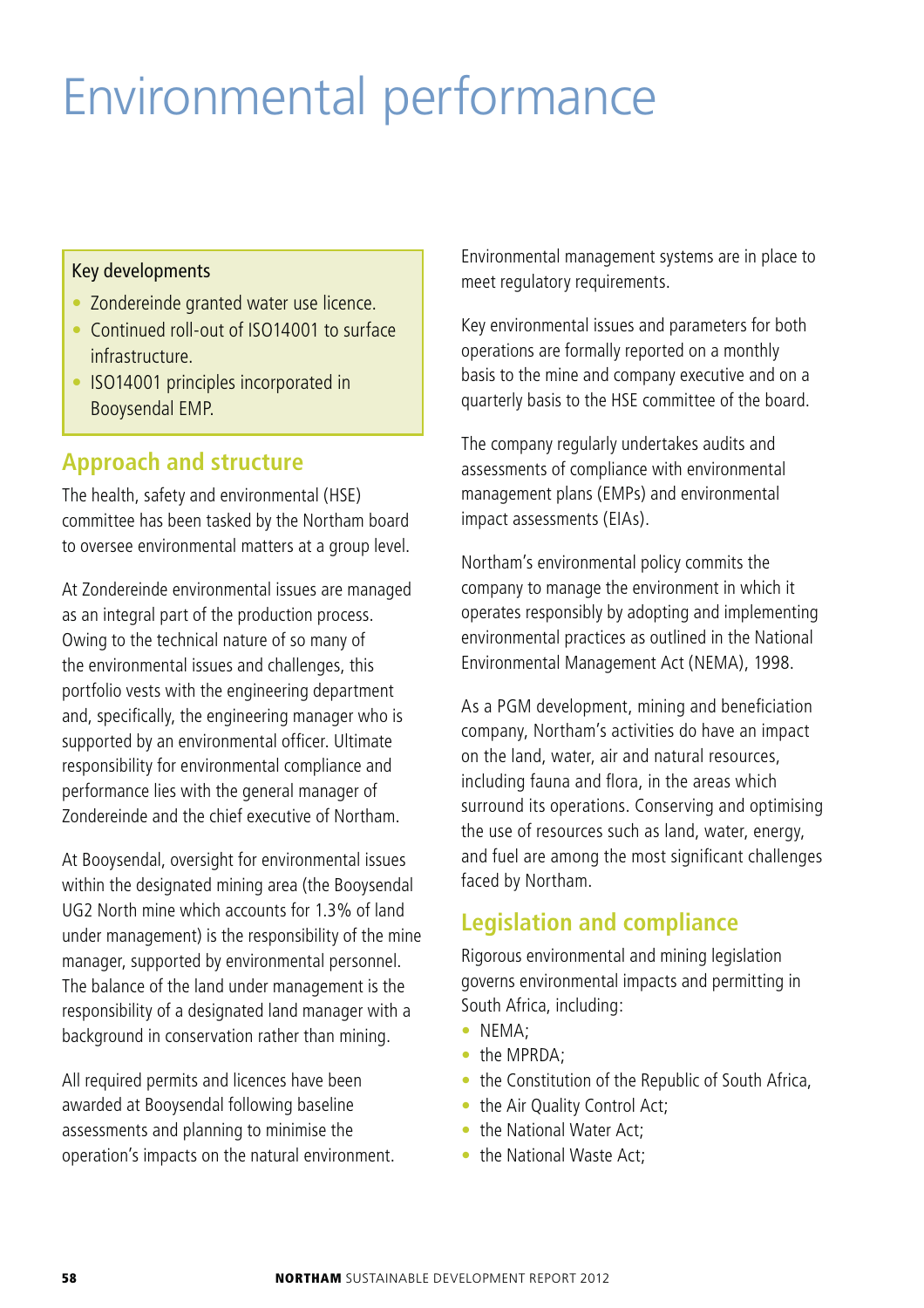# Environmental performance

**Key developments**

- Zondereinde granted water use licence.
- Continued roll-out of ISO14001 to surface infrastructure.
- ISO14001 principles incorporated in Booysendal EMP.

## Approach and structure

The health, safety and environmental (HSE) committee has been tasked by the Northam board to oversee environmental matters at a group level.

At Zondereinde environmental issues are managed as an integral part of the production process. Owing to the technical nature of so many of the environmental issues and challenges, this portfolio vests with the engineering department and, specifically, the engineering manager who is supported by an environmental officer. Ultimate responsibility for environmental compliance and performance lies with the general manager of Zondereinde and the chief executive of Northam.

At Booysendal, oversight for environmental issues within the designated mining area (the Booysendal UG2 North mine which accounts for 1.3% of land under management) is the responsibility of the mine manager, supported by environmental personnel. The balance of the land under management is the responsibility of a designated land manager with a background in conservation rather than mining.

All required permits and licences have been awarded at Booysendal following baseline assessments and planning to minimise the operation's impacts on the natural environment.

Environmental management systems are in place to meet regulatory requirements.

Key environmental issues and parameters for both operations are formally reported on a monthly basis to the mine and company executive and on a quarterly basis to the HSE committee of the board.

The company regularly undertakes audits and assessments of compliance with environmental management plans (EMPs) and environmental impact assessments (EIAs).

Northam's environmental policy commits the company to manage the environment in which it operates responsibly by adopting and implementing environmental practices as outlined in the National Environmental Management Act (NEMA), 1998.

As a PGM development, mining and beneficiation company, Northam's activities do have an impact on the land, water, air and natural resources, including fauna and flora, in the areas which surround its operations. Conserving and optimising the use of resources such as land, water, energy, and fuel are among the most significant challenges faced by Northam.

## Legislation and compliance

Rigorous environmental and mining legislation governs environmental impacts and permitting in South Africa, including:

- NEMA;
- the MPRDA;
- the Constitution of the Republic of South Africa,
- the Air Quality Control Act;
- the National Water Act;
- the National Waste Act;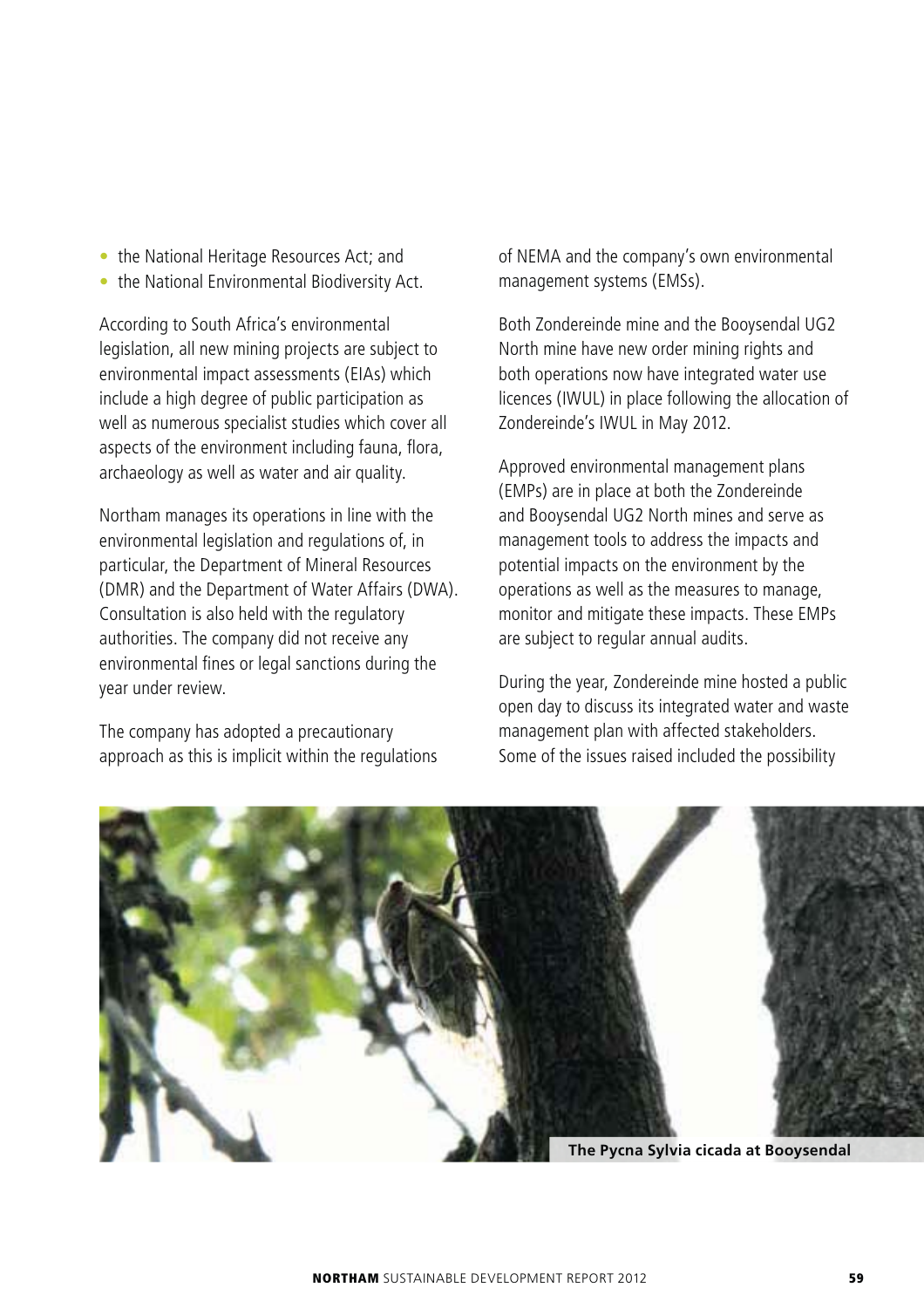- the National Heritage Resources Act; and
- the National Environmental Biodiversity Act.

According to South Africa's environmental legislation, all new mining projects are subject to environmental impact assessments (EIAs) which include a high degree of public participation as well as numerous specialist studies which cover all aspects of the environment including fauna, flora, archaeology as well as water and air quality.

Northam manages its operations in line with the environmental legislation and regulations of, in particular, the Department of Mineral Resources (DMR) and the Department of Water Affairs (DWA). Consultation is also held with the regulatory authorities. The company did not receive any environmental fines or legal sanctions during the year under review.

The company has adopted a precautionary approach as this is implicit within the regulations of NEMA and the company's own environmental management systems (EMSs).

Both Zondereinde mine and the Booysendal UG2 North mine have new order mining rights and both operations now have integrated water use licences (IWUL) in place following the allocation of Zondereinde's IWUL in May 2012.

Approved environmental management plans (EMPs) are in place at both the Zondereinde and Booysendal UG2 North mines and serve as management tools to address the impacts and potential impacts on the environment by the operations as well as the measures to manage, monitor and mitigate these impacts. These EMPs are subject to regular annual audits.

During the year, Zondereinde mine hosted a public open day to discuss its integrated water and waste management plan with affected stakeholders. Some of the issues raised included the possibility

**The Pycna Sylvia cicada at Booysendal**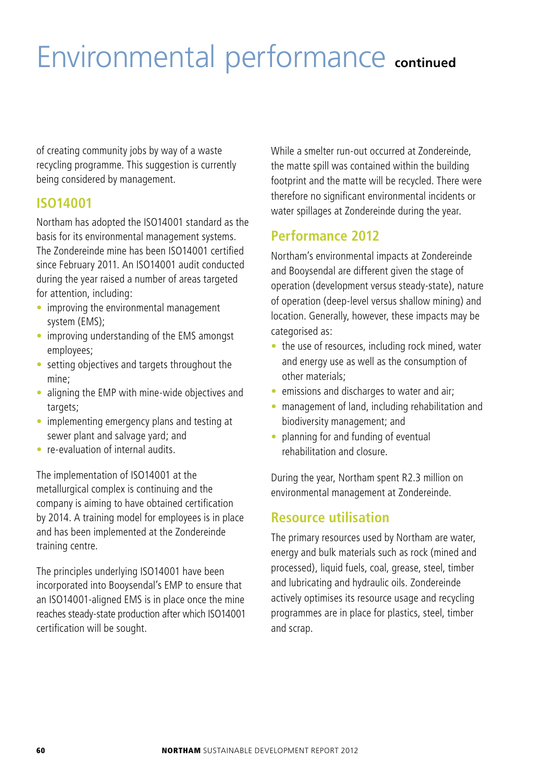# Environmental performance continued

of creating community jobs by way of a waste recycling programme. This suggestion is currently being considered by management.

## ISO14001

Northam has adopted the ISO14001 standard as the basis for its environmental management systems. The Zondereinde mine has been ISO14001 certified since February 2011. An ISO14001 audit conducted during the year raised a number of areas targeted for attention, including:

- improving the environmental management system (EMS);
- improving understanding of the EMS amongst employees;
- setting objectives and targets throughout the mine;
- aligning the EMP with mine-wide objectives and targets;
- implementing emergency plans and testing at sewer plant and salvage yard; and
- re-evaluation of internal audits.

The implementation of ISO14001 at the metallurgical complex is continuing and the company is aiming to have obtained certification by 2014. A training model for employees is in place and has been implemented at the Zondereinde training centre.

The principles underlying ISO14001 have been incorporated into Booysendal's EMP to ensure that an ISO14001-aligned EMS is in place once the mine reaches steady-state production after which ISO14001 certification will be sought.

While a smelter run-out occurred at Zondereinde, the matte spill was contained within the building footprint and the matte will be recycled. There were therefore no significant environmental incidents or water spillages at Zondereinde during the year.

## Performance 2012

Northam's environmental impacts at Zondereinde and Booysendal are different given the stage of operation (development versus steady-state), nature of operation (deep-level versus shallow mining) and location. Generally, however, these impacts may be categorised as:

- the use of resources, including rock mined, water and energy use as well as the consumption of other materials;
- emissions and discharges to water and air;
- management of land, including rehabilitation and biodiversity management; and
- planning for and funding of eventual rehabilitation and closure.

During the year, Northam spent R2.3 million on environmental management at Zondereinde.

## Resource utilisation

The primary resources used by Northam are water, energy and bulk materials such as rock (mined and processed), liquid fuels, coal, grease, steel, timber and lubricating and hydraulic oils. Zondereinde actively optimises its resource usage and recycling programmes are in place for plastics, steel, timber and scrap.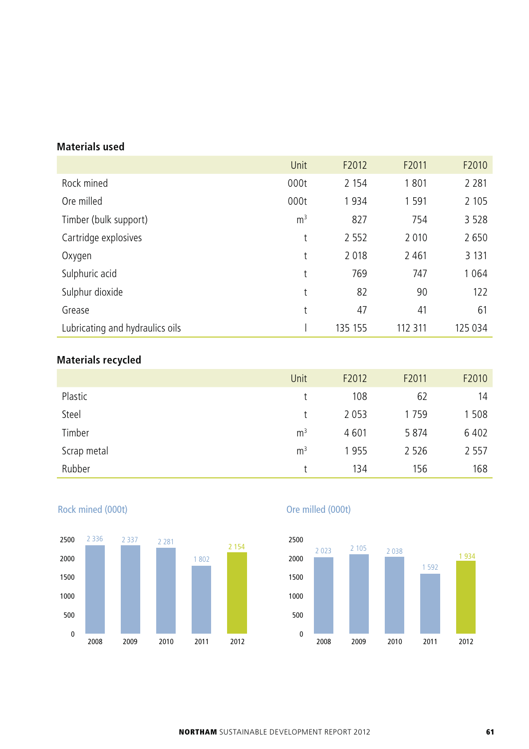## Materials used

| | Unit | F2012 | F2011 | F2010 |
|---|---|---|---|---|
| Rock mined | 000t | 2 154 | 1 801 | 2 281 |
| Ore milled | 000t | 1 934 | 1 591 | 2 105 |
| Timber (bulk support) | $m^3$ | 827 | 754 | 3 528 |
| Cartridge explosives | t | 2 552 | 2 010 | 2 650 |
| Oxygen | t | 2 018 | 2 461 | 3 131 |
| Sulphuric acid | t | 769 | 747 | 1 064 |
| Sulphur dioxide | t | 82 | 90 | 122 |
| Grease | t | 47 | 41 | 61 |
| Lubricating and hydraulics oils | l | 135 155 | 112 311 | 125 034 |

## Materials recycled

| | Unit | F2012 | F2011 | F2010 |
|---|---|---|---|---|
| Plastic | t | 108 | 62 | 14 |
| Steel | t | 2 053 | 1 759 | 1 508 |
| Timber | $m^3$ | 4 601 | 5 874 | 6 402 |
| Scrap metal | $m^3$ | 1 955 | 2 526 | 2 557 |
| Rubber | t | 134 | 156 | 168 |

### Rock mined (000t)

| Year | 2008 | 2009 | 2010 | 2011 | 2012 |
|---|---|---|---|---|---|
| Rock mined | 2 336 | 2 337 | 2 281 | 1 802 | 2 154 |

### Ore milled (000t)

| Year | 2008 | 2009 | 2010 | 2011 | 2012 |
|---|---|---|---|---|---|
| Ore milled | 2 023 | 2 105 | 2 038 | 1 592 | 1 934 |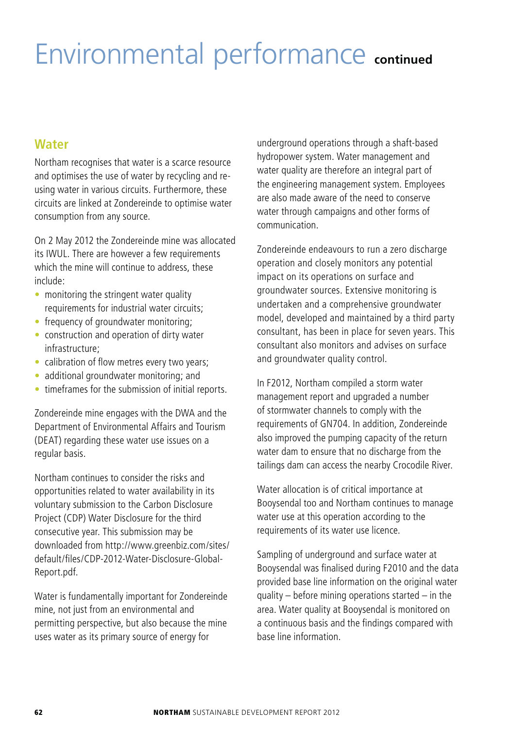# Environmental performance continued

## Water

Northam recognises that water is a scarce resource and optimises the use of water by recycling and re-using water in various circuits. Furthermore, these circuits are linked at Zondereinde to optimise water consumption from any source.

On 2 May 2012 the Zondereinde mine was allocated its IWUL. There are however a few requirements which the mine will continue to address, these include:

- monitoring the stringent water quality requirements for industrial water circuits;
- frequency of groundwater monitoring;
- construction and operation of dirty water infrastructure;
- calibration of flow metres every two years;
- additional groundwater monitoring; and
- timeframes for the submission of initial reports.

Zondereinde mine engages with the DWA and the Department of Environmental Affairs and Tourism (DEAT) regarding these water use issues on a regular basis.

Northam continues to consider the risks and opportunities related to water availability in its voluntary submission to the Carbon Disclosure Project (CDP) Water Disclosure for the third consecutive year. This submission may be downloaded from http://www.greenbiz.com/sites/default/files/CDP-2012-Water-Disclosure-Global-Report.pdf.

Water is fundamentally important for Zondereinde mine, not just from an environmental and permitting perspective, but also because the mine uses water as its primary source of energy for underground operations through a shaft-based hydropower system. Water management and water quality are therefore an integral part of the engineering management system. Employees are also made aware of the need to conserve water through campaigns and other forms of communication.

Zondereinde endeavours to run a zero discharge operation and closely monitors any potential impact on its operations on surface and groundwater sources. Extensive monitoring is undertaken and a comprehensive groundwater model, developed and maintained by a third party consultant, has been in place for seven years. This consultant also monitors and advises on surface and groundwater quality control.

In F2012, Northam compiled a storm water management report and upgraded a number of stormwater channels to comply with the requirements of GN704. In addition, Zondereinde also improved the pumping capacity of the return water dam to ensure that no discharge from the tailings dam can access the nearby Crocodile River.

Water allocation is of critical importance at Booysendal too and Northam continues to manage water use at this operation according to the requirements of its water use licence.

Sampling of underground and surface water at Booysendal was finalised during F2010 and the data provided base line information on the original water quality – before mining operations started – in the area. Water quality at Booysendal is monitored on a continuous basis and the findings compared with base line information.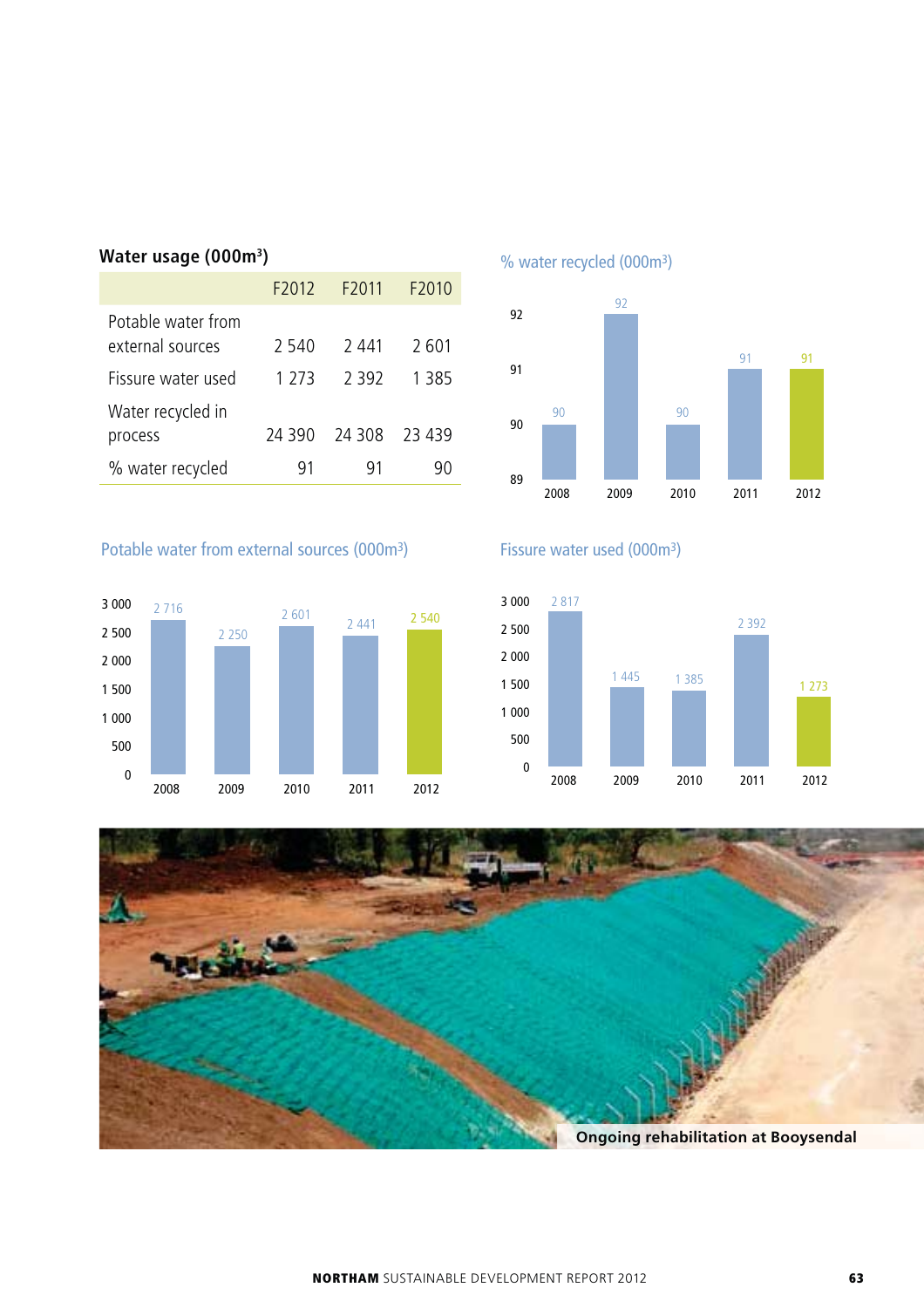### Water usage (000m³)

| | F2012 | F2011 | F2010 |
|---|---|---|---|
| Potable water from external sources | 2 540 | 2 441 | 2 601 |
| Fissure water used | 1 273 | 2 392 | 1 385 |
| Water recycled in process | 24 390 | 24 308 | 23 439 |
| % water recycled | 91 | 91 | 90 |

### % water recycled (000m³)

| 2008 | 2009 | 2010 | 2011 | 2012 |
|---|---|---|---|---|
| 90 | 92 | 90 | 91 | 91 |

### Potable water from external sources (000m³)

| 2008 | 2009 | 2010 | 2011 | 2012 |
|---|---|---|---|---|
| 2 716 | 2 250 | 2 601 | 2 441 | 2 540 |

### Fissure water used (000m³)

| 2008 | 2009 | 2010 | 2011 | 2012 |
|---|---|---|---|---|
| 2 817 | 1 445 | 1 385 | 2 392 | 1 273 |

Ongoing rehabilitation at Booysendal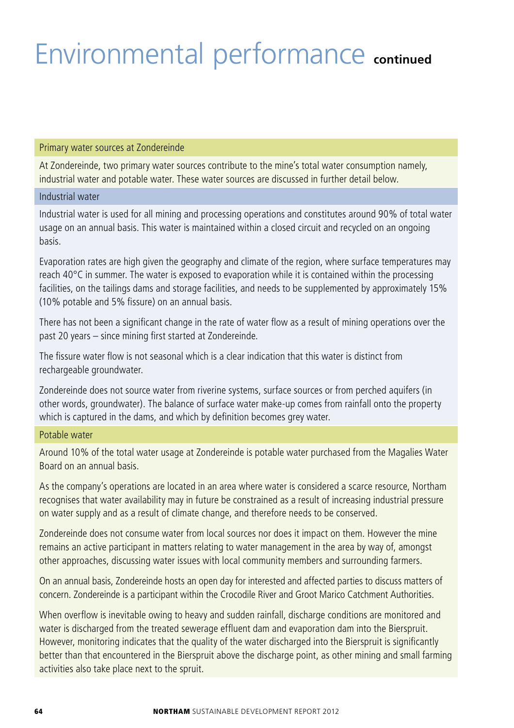# Environmental performance continued

## Primary water sources at Zondereinde

At Zondereinde, two primary water sources contribute to the mine's total water consumption namely, industrial water and potable water. These water sources are discussed in further detail below.

### Industrial water

Industrial water is used for all mining and processing operations and constitutes around 90% of total water usage on an annual basis. This water is maintained within a closed circuit and recycled on an ongoing basis.

Evaporation rates are high given the geography and climate of the region, where surface temperatures may reach 40°C in summer. The water is exposed to evaporation while it is contained within the processing facilities, on the tailings dams and storage facilities, and needs to be supplemented by approximately 15% (10% potable and 5% fissure) on an annual basis.

There has not been a significant change in the rate of water flow as a result of mining operations over the past 20 years – since mining first started at Zondereinde.

The fissure water flow is not seasonal which is a clear indication that this water is distinct from rechargeable groundwater.

Zondereinde does not source water from riverine systems, surface sources or from perched aquifers (in other words, groundwater). The balance of surface water make-up comes from rainfall onto the property which is captured in the dams, and which by definition becomes grey water.

### Potable water

Around 10% of the total water usage at Zondereinde is potable water purchased from the Magalies Water Board on an annual basis.

As the company's operations are located in an area where water is considered a scarce resource, Northam recognises that water availability may in future be constrained as a result of increasing industrial pressure on water supply and as a result of climate change, and therefore needs to be conserved.

Zondereinde does not consume water from local sources nor does it impact on them. However the mine remains an active participant in matters relating to water management in the area by way of, amongst other approaches, discussing water issues with local community members and surrounding farmers.

On an annual basis, Zondereinde hosts an open day for interested and affected parties to discuss matters of concern. Zondereinde is a participant within the Crocodile River and Groot Marico Catchment Authorities.

When overflow is inevitable owing to heavy and sudden rainfall, discharge conditions are monitored and water is discharged from the treated sewerage effluent dam and evaporation dam into the Bierspruit. However, monitoring indicates that the quality of the water discharged into the Bierspruit is significantly better than that encountered in the Bierspruit above the discharge point, as other mining and small farming activities also take place next to the spruit.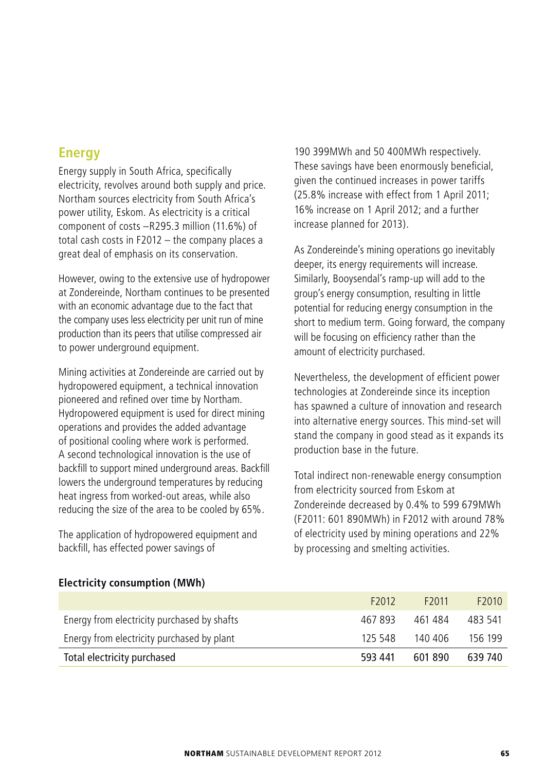## Energy

Energy supply in South Africa, specifically electricity, revolves around both supply and price. Northam sources electricity from South Africa's power utility, Eskom. As electricity is a critical component of costs –R295.3 million (11.6%) of total cash costs in F2012 – the company places a great deal of emphasis on its conservation.

However, owing to the extensive use of hydropower at Zondereinde, Northam continues to be presented with an economic advantage due to the fact that the company uses less electricity per unit run of mine production than its peers that utilise compressed air to power underground equipment.

Mining activities at Zondereinde are carried out by hydropowered equipment, a technical innovation pioneered and refined over time by Northam. Hydropowered equipment is used for direct mining operations and provides the added advantage of positional cooling where work is performed. A second technological innovation is the use of backfill to support mined underground areas. Backfill lowers the underground temperatures by reducing heat ingress from worked-out areas, while also reducing the size of the area to be cooled by 65%.

The application of hydropowered equipment and backfill, has effected power savings of 190 399MWh and 50 400MWh respectively. These savings have been enormously beneficial, given the continued increases in power tariffs (25.8% increase with effect from 1 April 2011; 16% increase on 1 April 2012; and a further increase planned for 2013).

As Zondereinde's mining operations go inevitably deeper, its energy requirements will increase. Similarly, Booysendal's ramp-up will add to the group's energy consumption, resulting in little potential for reducing energy consumption in the short to medium term. Going forward, the company will be focusing on efficiency rather than the amount of electricity purchased.

Nevertheless, the development of efficient power technologies at Zondereinde since its inception has spawned a culture of innovation and research into alternative energy sources. This mind-set will stand the company in good stead as it expands its production base in the future.

Total indirect non-renewable energy consumption from electricity sourced from Eskom at Zondereinde decreased by 0.4% to 599 679MWh (F2011: 601 890MWh) in F2012 with around 78% of electricity used by mining operations and 22% by processing and smelting activities.

**Electricity consumption (MWh)**

| | F2012 | F2011 | F2010 |
|---|---|---|---|
| Energy from electricity purchased by shafts | 467 893 | 461 484 | 483 541 |
| Energy from electricity purchased by plant | 125 548 | 140 406 | 156 199 |
| **Total electricity purchased** | **593 441** | **601 890** | **639 740** |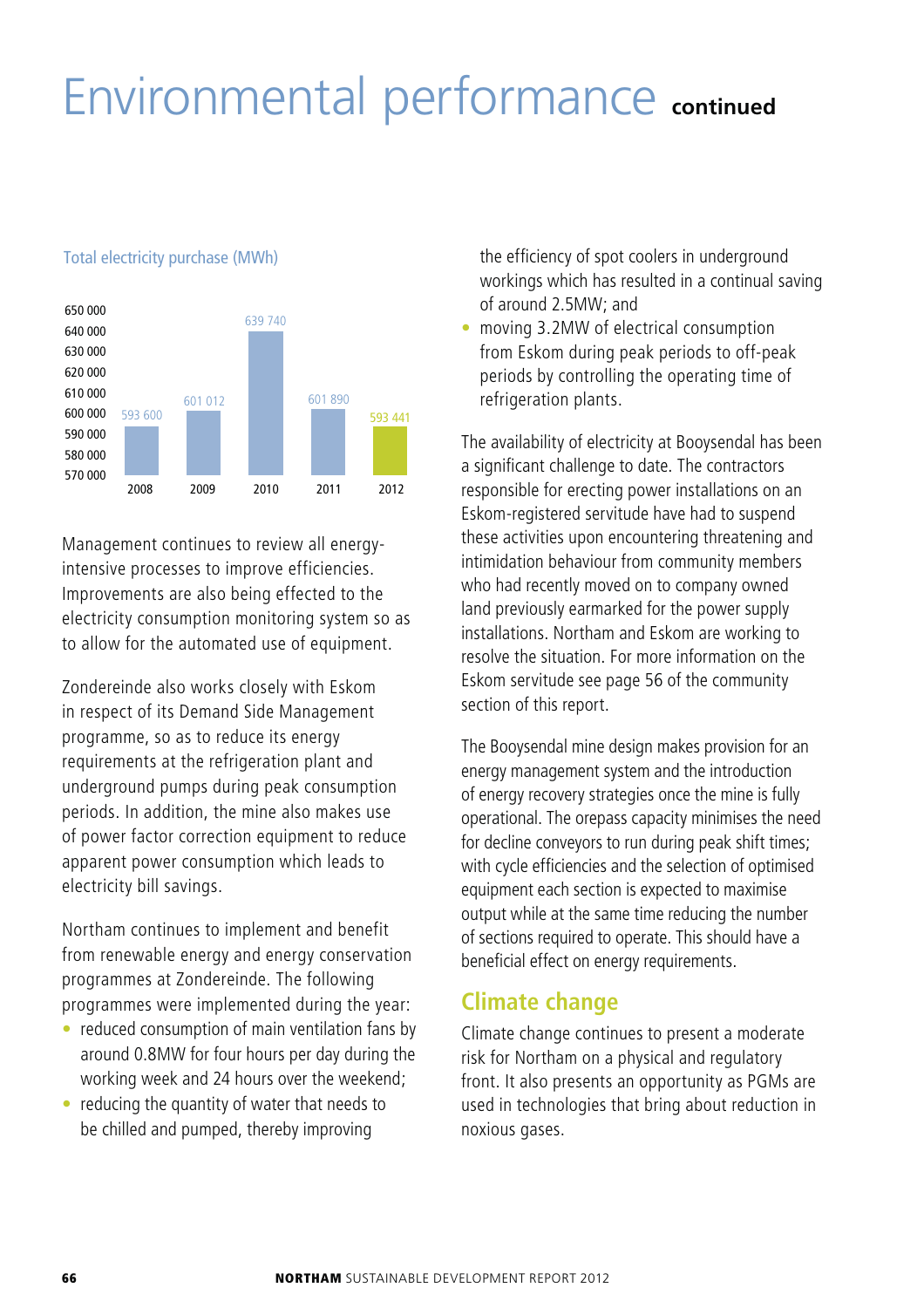# Environmental performance continued

Total electricity purchase (MWh)

| Year | MWh |
|---|---|
| 2008 | 593 600 |
| 2009 | 601 012 |
| 2010 | 639 740 |
| 2011 | 601 890 |
| 2012 | 593 441 |

Management continues to review all energy-intensive processes to improve efficiencies. Improvements are also being effected to the electricity consumption monitoring system so as to allow for the automated use of equipment.

Zondereinde also works closely with Eskom in respect of its Demand Side Management programme, so as to reduce its energy requirements at the refrigeration plant and underground pumps during peak consumption periods. In addition, the mine also makes use of power factor correction equipment to reduce apparent power consumption which leads to electricity bill savings.

Northam continues to implement and benefit from renewable energy and energy conservation programmes at Zondereinde. The following programmes were implemented during the year:

- reduced consumption of main ventilation fans by around 0.8MW for four hours per day during the working week and 24 hours over the weekend;
- reducing the quantity of water that needs to be chilled and pumped, thereby improving the efficiency of spot coolers in underground workings which has resulted in a continual saving of around 2.5MW; and
- moving 3.2MW of electrical consumption from Eskom during peak periods to off-peak periods by controlling the operating time of refrigeration plants.

The availability of electricity at Booysendal has been a significant challenge to date. The contractors responsible for erecting power installations on an Eskom-registered servitude have had to suspend these activities upon encountering threatening and intimidation behaviour from community members who had recently moved on to company owned land previously earmarked for the power supply installations. Northam and Eskom are working to resolve the situation. For more information on the Eskom servitude see page 56 of the community section of this report.

The Booysendal mine design makes provision for an energy management system and the introduction of energy recovery strategies once the mine is fully operational. The orepass capacity minimises the need for decline conveyors to run during peak shift times; with cycle efficiencies and the selection of optimised equipment each section is expected to maximise output while at the same time reducing the number of sections required to operate. This should have a beneficial effect on energy requirements.

## Climate change

Climate change continues to present a moderate risk for Northam on a physical and regulatory front. It also presents an opportunity as PGMs are used in technologies that bring about reduction in noxious gases.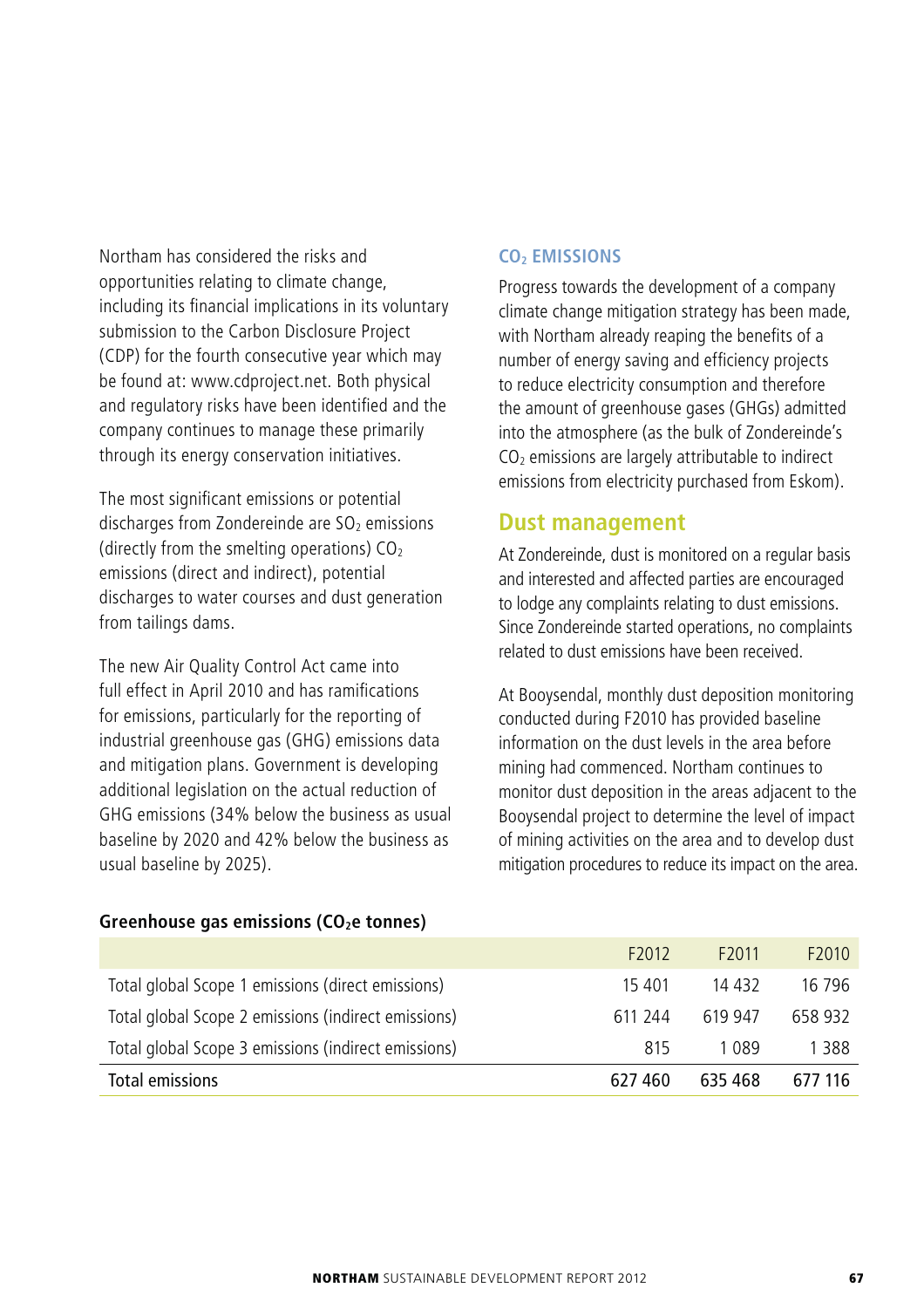Northam has considered the risks and opportunities relating to climate change, including its financial implications in its voluntary submission to the Carbon Disclosure Project (CDP) for the fourth consecutive year which may be found at: www.cdproject.net. Both physical and regulatory risks have been identified and the company continues to manage these primarily through its energy conservation initiatives.

The most significant emissions or potential discharges from Zondereinde are $SO_2$ emissions (directly from the smelting operations) $CO_2$ emissions (direct and indirect), potential discharges to water courses and dust generation from tailings dams.

The new Air Quality Control Act came into full effect in April 2010 and has ramifications for emissions, particularly for the reporting of industrial greenhouse gas (GHG) emissions data and mitigation plans. Government is developing additional legislation on the actual reduction of GHG emissions (34% below the business as usual baseline by 2020 and 42% below the business as usual baseline by 2025).

### $CO_2$ EMISSIONS

Progress towards the development of a company climate change mitigation strategy has been made, with Northam already reaping the benefits of a number of energy saving and efficiency projects to reduce electricity consumption and therefore the amount of greenhouse gases (GHGs) admitted into the atmosphere (as the bulk of Zondereinde's $CO_2$ emissions are largely attributable to indirect emissions from electricity purchased from Eskom).

## Dust management

At Zondereinde, dust is monitored on a regular basis and interested and affected parties are encouraged to lodge any complaints relating to dust emissions. Since Zondereinde started operations, no complaints related to dust emissions have been received.

At Booysendal, monthly dust deposition monitoring conducted during F2010 has provided baseline information on the dust levels in the area before mining had commenced. Northam continues to monitor dust deposition in the areas adjacent to the Booysendal project to determine the level of impact of mining activities on the area and to develop dust mitigation procedures to reduce its impact on the area.

**Greenhouse gas emissions ($CO_2e$ tonnes)**

| | F2012 | F2011 | F2010 |
|---|---|---|---|
| Total global Scope 1 emissions (direct emissions) | 15 401 | 14 432 | 16 796 |
| Total global Scope 2 emissions (indirect emissions) | 611 244 | 619 947 | 658 932 |
| Total global Scope 3 emissions (indirect emissions) | 815 | 1 089 | 1 388 |
| Total emissions | 627 460 | 635 468 | 677 116 |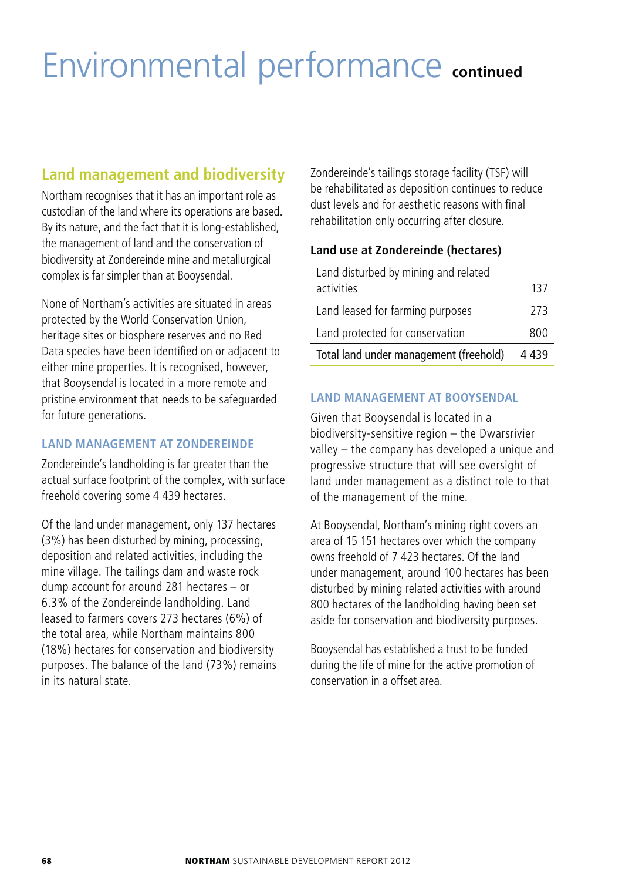# Environmental performance continued

## Land management and biodiversity

Northam recognises that it has an important role as custodian of the land where its operations are based. By its nature, and the fact that it is long-established, the management of land and the conservation of biodiversity at Zondereinde mine and metallurgical complex is far simpler than at Booysendal.

None of Northam's activities are situated in areas protected by the World Conservation Union, heritage sites or biosphere reserves and no Red Data species have been identified on or adjacent to either mine properties. It is recognised, however, that Booysendal is located in a more remote and pristine environment that needs to be safeguarded for future generations.

### LAND MANAGEMENT AT ZONDEREINDE

Zondereinde's landholding is far greater than the actual surface footprint of the complex, with surface freehold covering some 4 439 hectares.

Of the land under management, only 137 hectares (3%) has been disturbed by mining, processing, deposition and related activities, including the mine village. The tailings dam and waste rock dump account for around 281 hectares – or 6.3% of the Zondereinde landholding. Land leased to farmers covers 273 hectares (6%) of the total area, while Northam maintains 800 (18%) hectares for conservation and biodiversity purposes. The balance of the land (73%) remains in its natural state.

Zondereinde's tailings storage facility (TSF) will be rehabilitated as deposition continues to reduce dust levels and for aesthetic reasons with final rehabilitation only occurring after closure.

**Land use at Zondereinde (hectares)**

| | |
|---|---|
| Land disturbed by mining and related activities | 137 |
| Land leased for farming purposes | 273 |
| Land protected for conservation | 800 |
| Total land under management (freehold) | 4 439 |

### LAND MANAGEMENT AT BOOYSENDAL

Given that Booysendal is located in a biodiversity-sensitive region – the Dwarsrivier valley – the company has developed a unique and progressive structure that will see oversight of land under management as a distinct role to that of the management of the mine.

At Booysendal, Northam's mining right covers an area of 15 151 hectares over which the company owns freehold of 7 423 hectares. Of the land under management, around 100 hectares has been disturbed by mining related activities with around 800 hectares of the landholding having been set aside for conservation and biodiversity purposes.

Booysendal has established a trust to be funded during the life of mine for the active promotion of conservation in a offset area.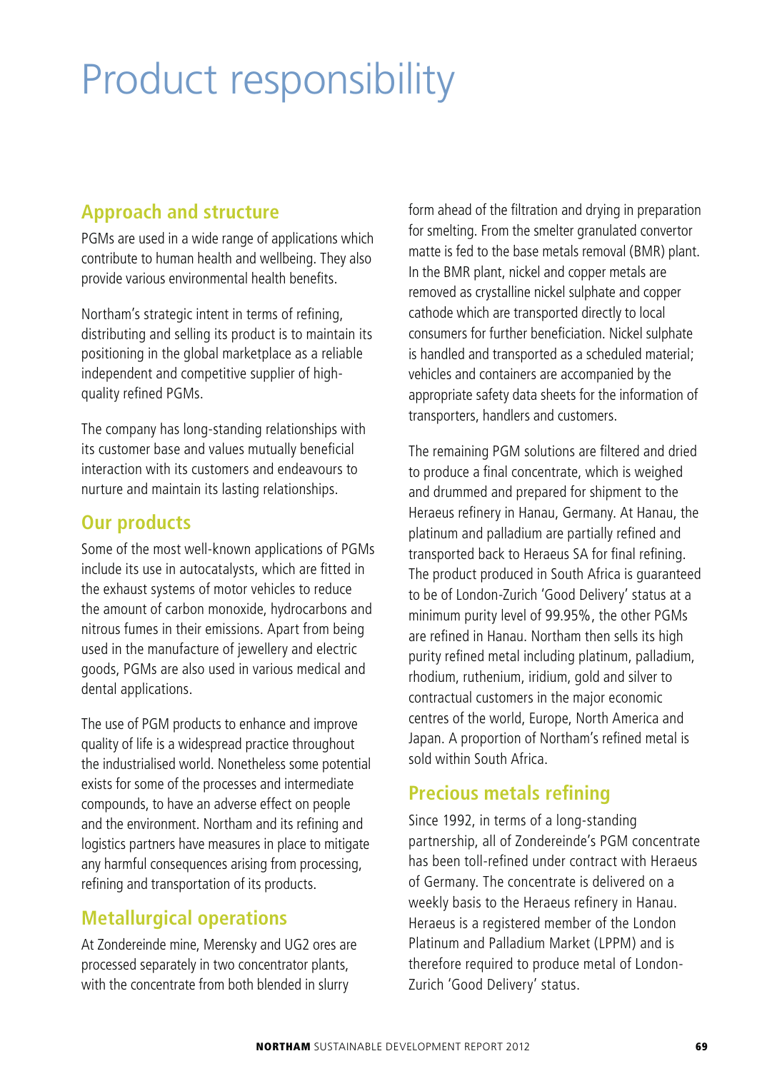# Product responsibility

## Approach and structure

PGMs are used in a wide range of applications which contribute to human health and wellbeing. They also provide various environmental health benefits.

Northam's strategic intent in terms of refining, distributing and selling its product is to maintain its positioning in the global marketplace as a reliable independent and competitive supplier of high-quality refined PGMs.

The company has long-standing relationships with its customer base and values mutually beneficial interaction with its customers and endeavours to nurture and maintain its lasting relationships.

## Our products

Some of the most well-known applications of PGMs include its use in autocatalysts, which are fitted in the exhaust systems of motor vehicles to reduce the amount of carbon monoxide, hydrocarbons and nitrous fumes in their emissions. Apart from being used in the manufacture of jewellery and electric goods, PGMs are also used in various medical and dental applications.

The use of PGM products to enhance and improve quality of life is a widespread practice throughout the industrialised world. Nonetheless some potential exists for some of the processes and intermediate compounds, to have an adverse effect on people and the environment. Northam and its refining and logistics partners have measures in place to mitigate any harmful consequences arising from processing, refining and transportation of its products.

## Metallurgical operations

At Zondereinde mine, Merensky and UG2 ores are processed separately in two concentrator plants, with the concentrate from both blended in slurry form ahead of the filtration and drying in preparation for smelting. From the smelter granulated convertor matte is fed to the base metals removal (BMR) plant. In the BMR plant, nickel and copper metals are removed as crystalline nickel sulphate and copper cathode which are transported directly to local consumers for further beneficiation. Nickel sulphate is handled and transported as a scheduled material; vehicles and containers are accompanied by the appropriate safety data sheets for the information of transporters, handlers and customers.

The remaining PGM solutions are filtered and dried to produce a final concentrate, which is weighed and drummed and prepared for shipment to the Heraeus refinery in Hanau, Germany. At Hanau, the platinum and palladium are partially refined and transported back to Heraeus SA for final refining. The product produced in South Africa is guaranteed to be of London-Zurich 'Good Delivery' status at a minimum purity level of 99.95%, the other PGMs are refined in Hanau. Northam then sells its high purity refined metal including platinum, palladium, rhodium, ruthenium, iridium, gold and silver to contractual customers in the major economic centres of the world, Europe, North America and Japan. A proportion of Northam's refined metal is sold within South Africa.

## Precious metals refining

Since 1992, in terms of a long-standing partnership, all of Zondereinde's PGM concentrate has been toll-refined under contract with Heraeus of Germany. The concentrate is delivered on a weekly basis to the Heraeus refinery in Hanau. Heraeus is a registered member of the London Platinum and Palladium Market (LPPM) and is therefore required to produce metal of London-Zurich 'Good Delivery' status.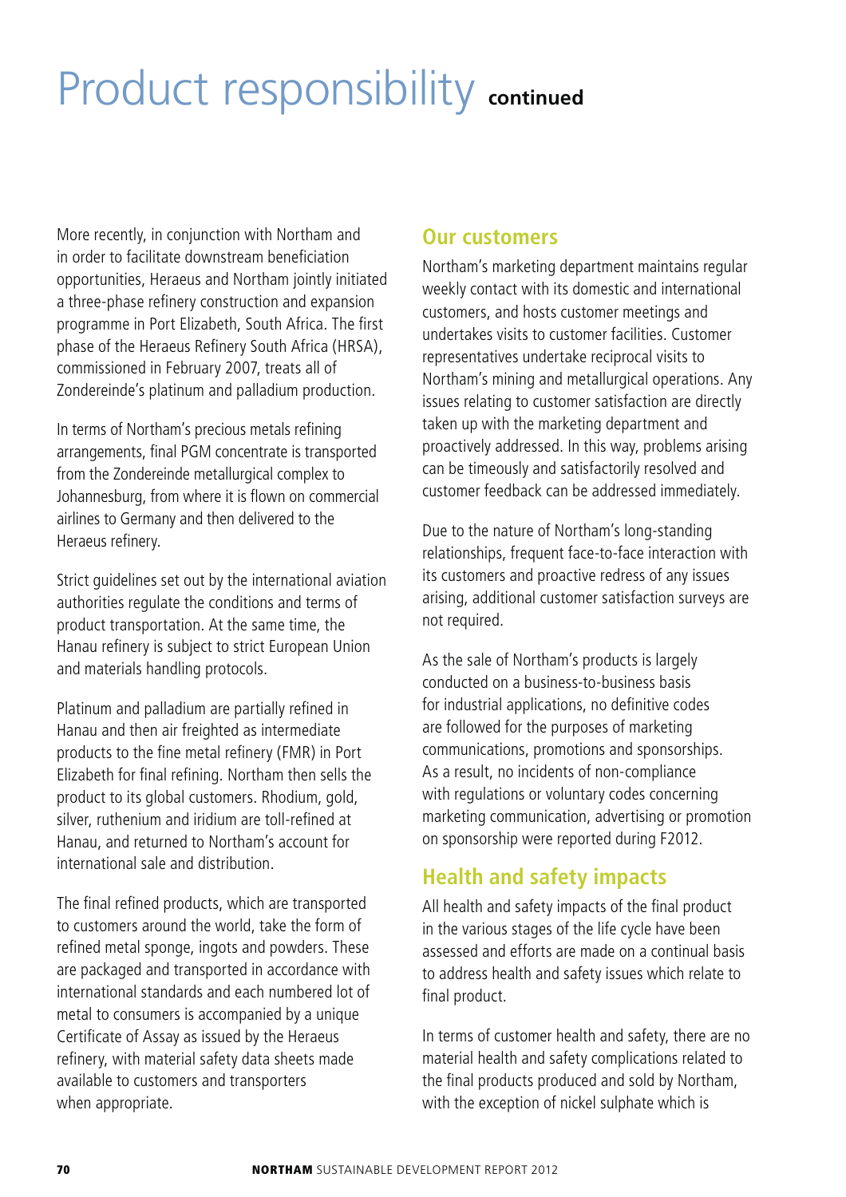# Product responsibility continued

More recently, in conjunction with Northam and in order to facilitate downstream beneficiation opportunities, Heraeus and Northam jointly initiated a three-phase refinery construction and expansion programme in Port Elizabeth, South Africa. The first phase of the Heraeus Refinery South Africa (HRSA), commissioned in February 2007, treats all of Zondereinde's platinum and palladium production.

In terms of Northam's precious metals refining arrangements, final PGM concentrate is transported from the Zondereinde metallurgical complex to Johannesburg, from where it is flown on commercial airlines to Germany and then delivered to the Heraeus refinery.

Strict guidelines set out by the international aviation authorities regulate the conditions and terms of product transportation. At the same time, the Hanau refinery is subject to strict European Union and materials handling protocols.

Platinum and palladium are partially refined in Hanau and then air freighted as intermediate products to the fine metal refinery (FMR) in Port Elizabeth for final refining. Northam then sells the product to its global customers. Rhodium, gold, silver, ruthenium and iridium are toll-refined at Hanau, and returned to Northam's account for international sale and distribution.

The final refined products, which are transported to customers around the world, take the form of refined metal sponge, ingots and powders. These are packaged and transported in accordance with international standards and each numbered lot of metal to consumers is accompanied by a unique Certificate of Assay as issued by the Heraeus refinery, with material safety data sheets made available to customers and transporters when appropriate.

## Our customers

Northam's marketing department maintains regular weekly contact with its domestic and international customers, and hosts customer meetings and undertakes visits to customer facilities. Customer representatives undertake reciprocal visits to Northam's mining and metallurgical operations. Any issues relating to customer satisfaction are directly taken up with the marketing department and proactively addressed. In this way, problems arising can be timeously and satisfactorily resolved and customer feedback can be addressed immediately.

Due to the nature of Northam's long-standing relationships, frequent face-to-face interaction with its customers and proactive redress of any issues arising, additional customer satisfaction surveys are not required.

As the sale of Northam's products is largely conducted on a business-to-business basis for industrial applications, no definitive codes are followed for the purposes of marketing communications, promotions and sponsorships. As a result, no incidents of non-compliance with regulations or voluntary codes concerning marketing communication, advertising or promotion on sponsorship were reported during F2012.

## Health and safety impacts

All health and safety impacts of the final product in the various stages of the life cycle have been assessed and efforts are made on a continual basis to address health and safety issues which relate to final product.

In terms of customer health and safety, there are no material health and safety complications related to the final products produced and sold by Northam, with the exception of nickel sulphate which is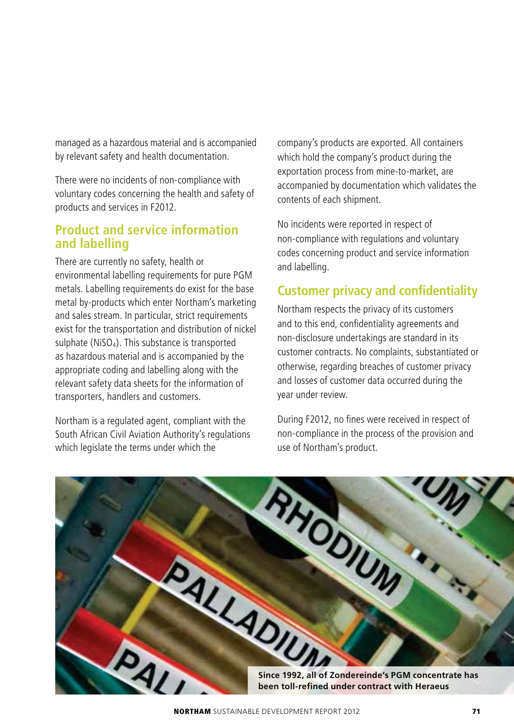managed as a hazardous material and is accompanied by relevant safety and health documentation.

There were no incidents of non-compliance with voluntary codes concerning the health and safety of products and services in F2012.

## Product and service information and labelling

There are currently no safety, health or environmental labelling requirements for pure PGM metals. Labelling requirements do exist for the base metal by-products which enter Northam's marketing and sales stream. In particular, strict requirements exist for the transportation and distribution of nickel sulphate ($NiSO_4$). This substance is transported as hazardous material and is accompanied by the appropriate coding and labelling along with the relevant safety data sheets for the information of transporters, handlers and customers.

Northam is a regulated agent, compliant with the South African Civil Aviation Authority's regulations which legislate the terms under which the company's products are exported. All containers which hold the company's product during the exportation process from mine-to-market, are accompanied by documentation which validates the contents of each shipment.

No incidents were reported in respect of non-compliance with regulations and voluntary codes concerning product and service information and labelling.

## Customer privacy and confidentiality

Northam respects the privacy of its customers and to this end, confidentiality agreements and non-disclosure undertakings are standard in its customer contracts. No complaints, substantiated or otherwise, regarding breaches of customer privacy and losses of customer data occurred during the year under review.

During F2012, no fines were received in respect of non-compliance in the process of the provision and use of Northam's product.

**Since 1992, all of Zondereinde's PGM concentrate has been toll-refined under contract with Heraeus**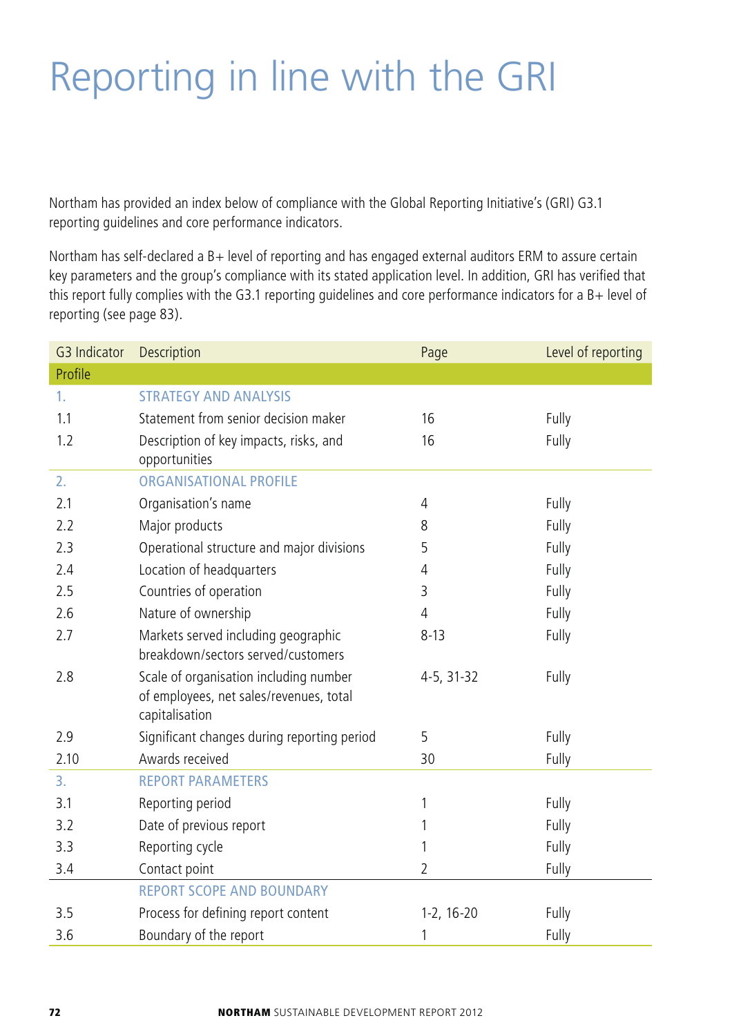# Reporting in line with the GRI

Northam has provided an index below of compliance with the Global Reporting Initiative's (GRI) G3.1 reporting guidelines and core performance indicators.

Northam has self-declared a B+ level of reporting and has engaged external auditors ERM to assure certain key parameters and the group's compliance with its stated application level. In addition, GRI has verified that this report fully complies with the G3.1 reporting guidelines and core performance indicators for a B+ level of reporting (see page 83).

| G3 Indicator | Description | Page | Level of reporting |
|---|---|---|---|
| Profile | | | |
| 1. | STRATEGY AND ANALYSIS | | |
| 1.1 | Statement from senior decision maker | 16 | Fully |
| 1.2 | Description of key impacts, risks, and opportunities | 16 | Fully |
| 2. | ORGANISATIONAL PROFILE | | |
| 2.1 | Organisation's name | 4 | Fully |
| 2.2 | Major products | 8 | Fully |
| 2.3 | Operational structure and major divisions | 5 | Fully |
| 2.4 | Location of headquarters | 4 | Fully |
| 2.5 | Countries of operation | 3 | Fully |
| 2.6 | Nature of ownership | 4 | Fully |
| 2.7 | Markets served including geographic breakdown/sectors served/customers | 8-13 | Fully |
| 2.8 | Scale of organisation including number of employees, net sales/revenues, total capitalisation | 4-5, 31-32 | Fully |
| 2.9 | Significant changes during reporting period | 5 | Fully |
| 2.10 | Awards received | 30 | Fully |
| 3. | REPORT PARAMETERS | | |
| 3.1 | Reporting period | 1 | Fully |
| 3.2 | Date of previous report | 1 | Fully |
| 3.3 | Reporting cycle | 1 | Fully |
| 3.4 | Contact point | 2 | Fully |
| | REPORT SCOPE AND BOUNDARY | | |
| 3.5 | Process for defining report content | 1-2, 16-20 | Fully |
| 3.6 | Boundary of the report | 1 | Fully |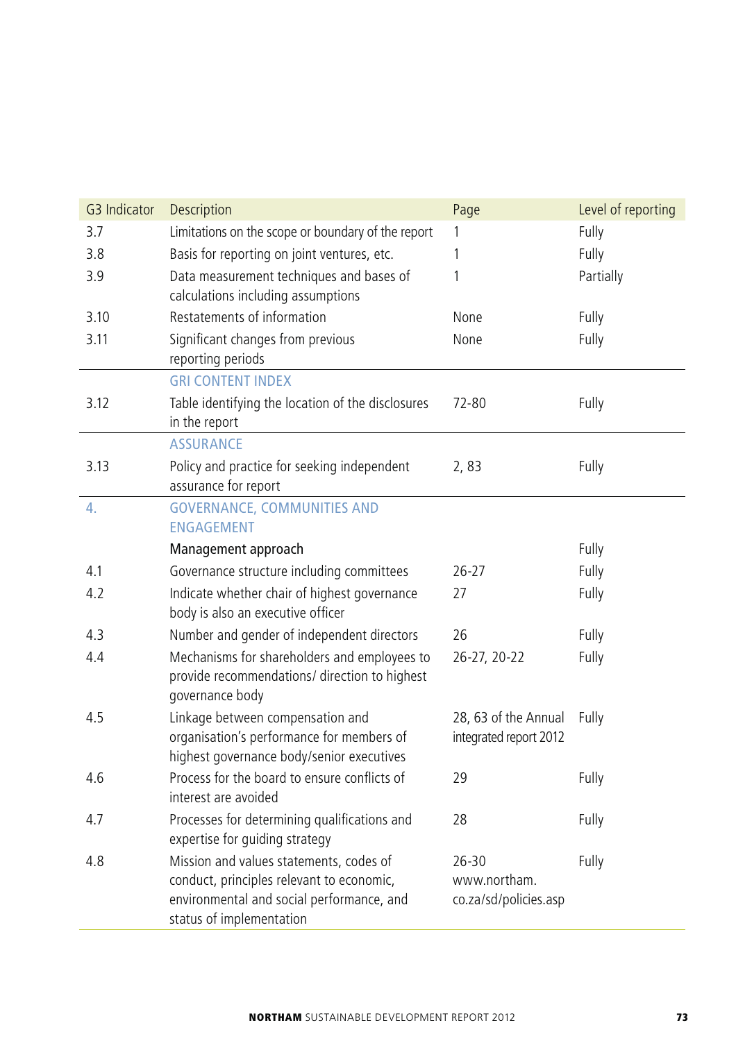| G3 Indicator | Description | Page | Level of reporting |
|---|---|---|---|
| 3.7 | Limitations on the scope or boundary of the report | 1 | Fully |
| 3.8 | Basis for reporting on joint ventures, etc. | 1 | Fully |
| 3.9 | Data measurement techniques and bases of calculations including assumptions | 1 | Partially |
| 3.10 | Restatements of information | None | Fully |
| 3.11 | Significant changes from previous reporting periods | None | Fully |
| | **GRI CONTENT INDEX** | | |
| 3.12 | Table identifying the location of the disclosures in the report | 72-80 | Fully |
| | **ASSURANCE** | | |
| 3.13 | Policy and practice for seeking independent assurance for report | 2, 83 | Fully |
| **4.** | **GOVERNANCE, COMMUNITIES AND ENGAGEMENT** | | |
| | Management approach | | Fully |
| 4.1 | Governance structure including committees | 26-27 | Fully |
| 4.2 | Indicate whether chair of highest governance body is also an executive officer | 27 | Fully |
| 4.3 | Number and gender of independent directors | 26 | Fully |
| 4.4 | Mechanisms for shareholders and employees to provide recommendations/ direction to highest governance body | 26-27, 20-22 | Fully |
| 4.5 | Linkage between compensation and organisation's performance for members of highest governance body/senior executives | 28, 63 of the Annual integrated report 2012 | Fully |
| 4.6 | Process for the board to ensure conflicts of interest are avoided | 29 | Fully |
| 4.7 | Processes for determining qualifications and expertise for guiding strategy | 28 | Fully |
| 4.8 | Mission and values statements, codes of conduct, principles relevant to economic, environmental and social performance, and status of implementation | 26-30 www.northam.co.za/sd/policies.asp | Fully |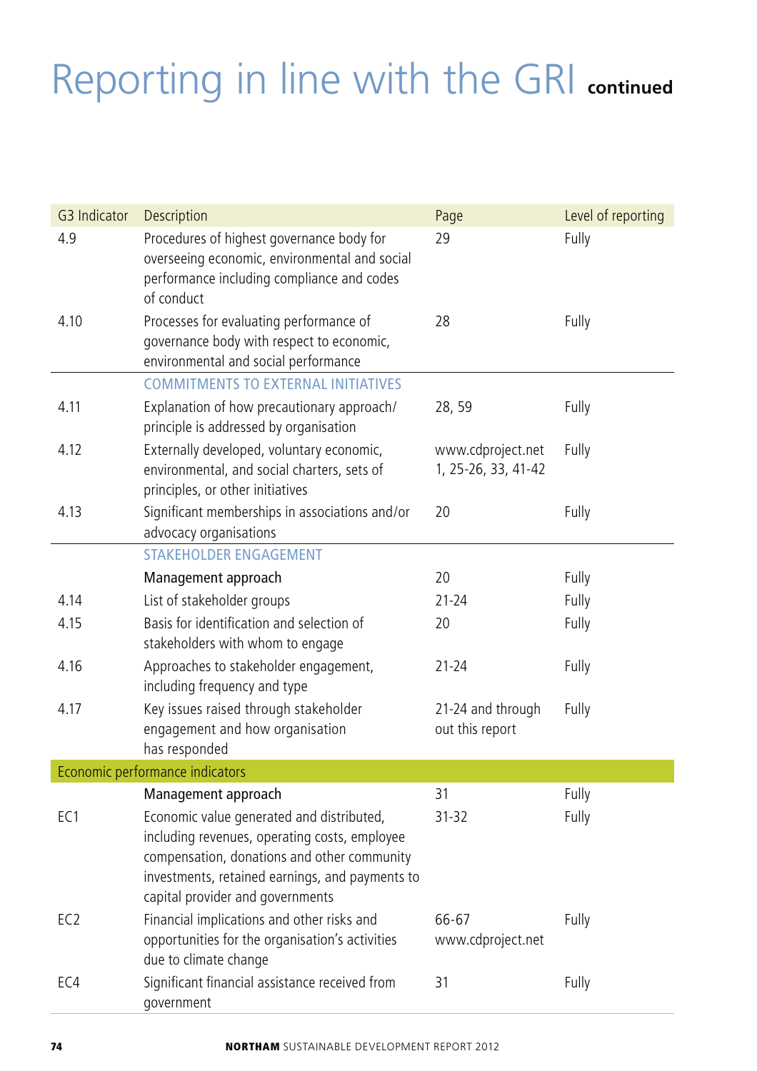# Reporting in line with the GRI continued

| G3 Indicator | Description | Page | Level of reporting |
|---|---|---|---|
| 4.9 | Procedures of highest governance body for overseeing economic, environmental and social performance including compliance and codes of conduct | 29 | Fully |
| 4.10 | Processes for evaluating performance of governance body with respect to economic, environmental and social performance | 28 | Fully |
| | COMMITMENTS TO EXTERNAL INITIATIVES | | |
| 4.11 | Explanation of how precautionary approach/ principle is addressed by organisation | 28, 59 | Fully |
| 4.12 | Externally developed, voluntary economic, environmental, and social charters, sets of principles, or other initiatives | www.cdproject.net 1, 25-26, 33, 41-42 | Fully |
| 4.13 | Significant memberships in associations and/or advocacy organisations | 20 | Fully |
| | STAKEHOLDER ENGAGEMENT | | |
| | Management approach | 20 | Fully |
| 4.14 | List of stakeholder groups | 21-24 | Fully |
| 4.15 | Basis for identification and selection of stakeholders with whom to engage | 20 | Fully |
| 4.16 | Approaches to stakeholder engagement, including frequency and type | 21-24 | Fully |
| 4.17 | Key issues raised through stakeholder engagement and how organisation has responded | 21-24 and through out this report | Fully |
| **Economic performance indicators** | | | |
| | Management approach | 31 | Fully |
| EC1 | Economic value generated and distributed, including revenues, operating costs, employee compensation, donations and other community investments, retained earnings, and payments to capital provider and governments | 31-32 | Fully |
| EC2 | Financial implications and other risks and opportunities for the organisation's activities due to climate change | 66-67 www.cdproject.net | Fully |
| EC4 | Significant financial assistance received from government | 31 | Fully |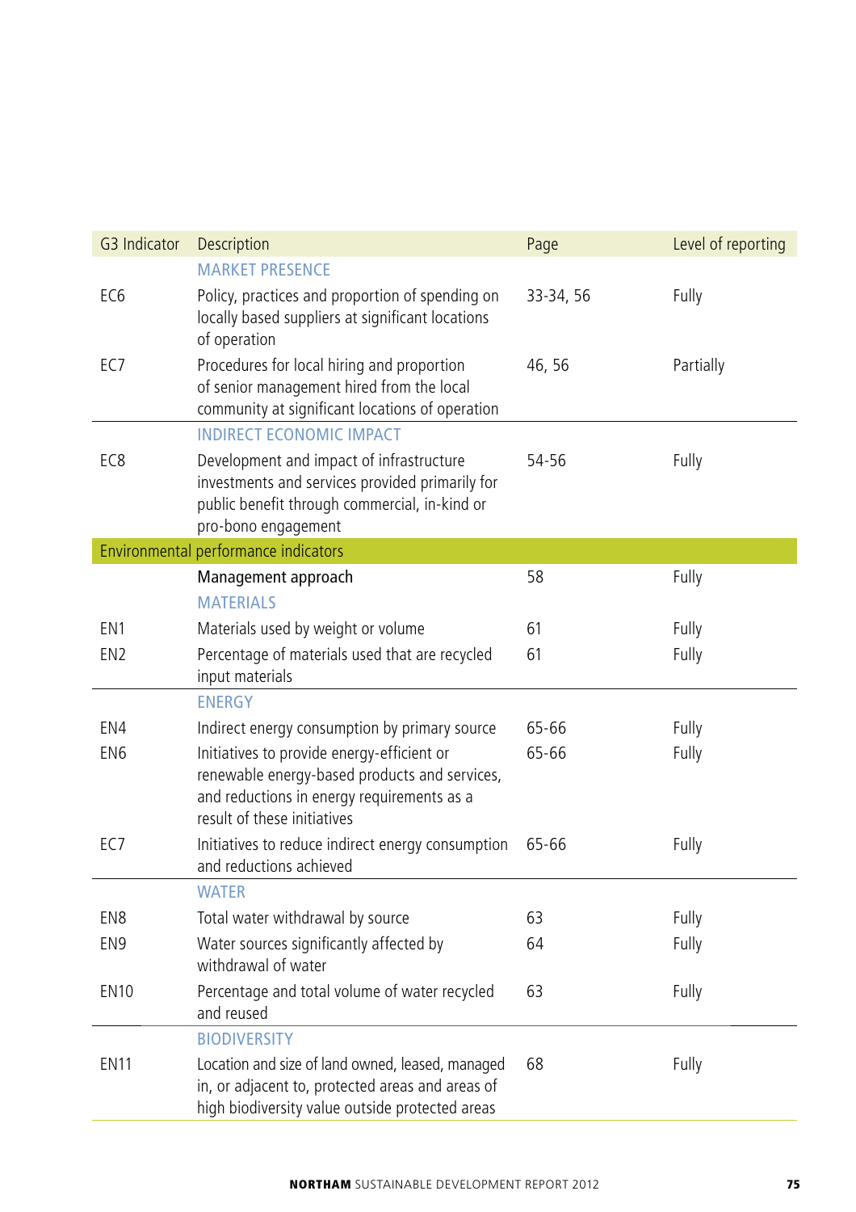| G3 Indicator | Description | Page | Level of reporting |
|---|---|---|---|
| | MARKET PRESENCE | | |
| EC6 | Policy, practices and proportion of spending on locally based suppliers at significant locations of operation | 33-34, 56 | Fully |
| EC7 | Procedures for local hiring and proportion of senior management hired from the local community at significant locations of operation | 46, 56 | Partially |
| | INDIRECT ECONOMIC IMPACT | | |
| EC8 | Development and impact of infrastructure investments and services provided primarily for public benefit through commercial, in-kind or pro-bono engagement | 54-56 | Fully |
| Environmental performance indicators | | | |
| | Management approach | 58 | Fully |
| | MATERIALS | | |
| EN1 | Materials used by weight or volume | 61 | Fully |
| EN2 | Percentage of materials used that are recycled input materials | 61 | Fully |
| | ENERGY | | |
| EN4 | Indirect energy consumption by primary source | 65-66 | Fully |
| EN6 | Initiatives to provide energy-efficient or renewable energy-based products and services, and reductions in energy requirements as a result of these initiatives | 65-66 | Fully |
| EC7 | Initiatives to reduce indirect energy consumption and reductions achieved | 65-66 | Fully |
| | WATER | | |
| EN8 | Total water withdrawal by source | 63 | Fully |
| EN9 | Water sources significantly affected by withdrawal of water | 64 | Fully |
| EN10 | Percentage and total volume of water recycled and reused | 63 | Fully |
| | BIODIVERSITY | | |
| EN11 | Location and size of land owned, leased, managed in, or adjacent to, protected areas and areas of high biodiversity value outside protected areas | 68 | Fully |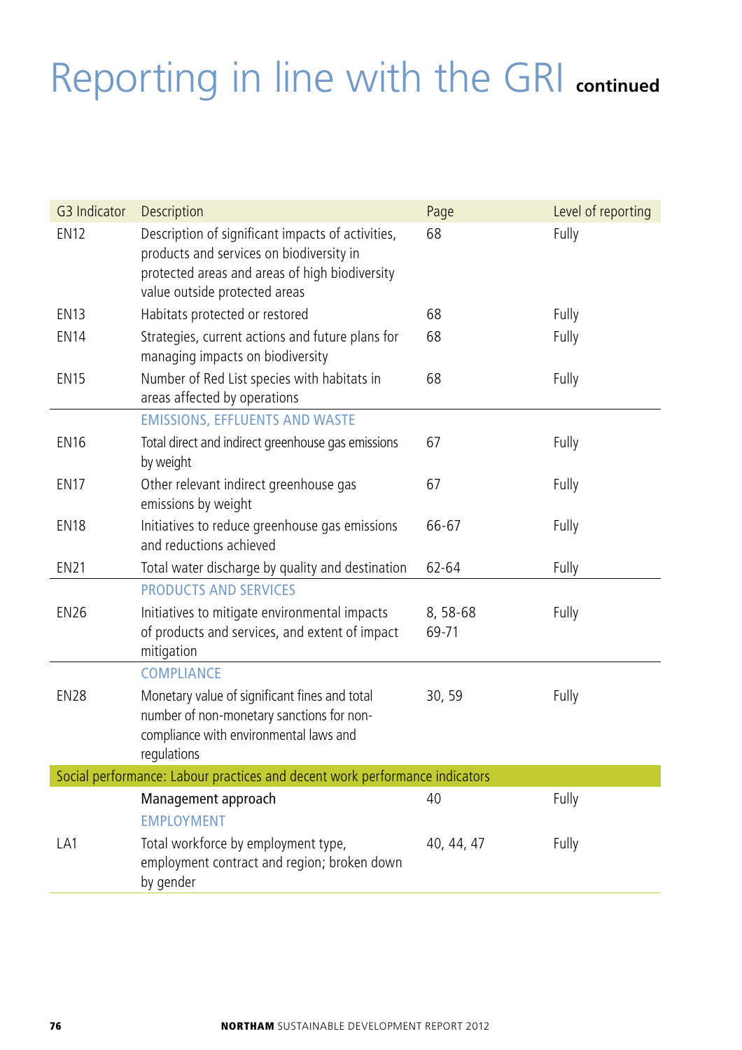# Reporting in line with the GRI continued

| G3 Indicator | Description | Page | Level of reporting |
|---|---|---|---|
| EN12 | Description of significant impacts of activities, products and services on biodiversity in protected areas and areas of high biodiversity value outside protected areas | 68 | Fully |
| EN13 | Habitats protected or restored | 68 | Fully |
| EN14 | Strategies, current actions and future plans for managing impacts on biodiversity | 68 | Fully |
| EN15 | Number of Red List species with habitats in areas affected by operations | 68 | Fully |
| | EMISSIONS, EFFLUENTS AND WASTE | | |
| EN16 | Total direct and indirect greenhouse gas emissions by weight | 67 | Fully |
| EN17 | Other relevant indirect greenhouse gas emissions by weight | 67 | Fully |
| EN18 | Initiatives to reduce greenhouse gas emissions and reductions achieved | 66-67 | Fully |
| EN21 | Total water discharge by quality and destination | 62-64 | Fully |
| | PRODUCTS AND SERVICES | | |
| EN26 | Initiatives to mitigate environmental impacts of products and services, and extent of impact mitigation | 8, 58-68 69-71 | Fully |
| | COMPLIANCE | | |
| EN28 | Monetary value of significant fines and total number of non-monetary sanctions for non-compliance with environmental laws and regulations | 30, 59 | Fully |
| Social performance: Labour practices and decent work performance indicators | | | |
| | Management approach | 40 | Fully |
| | EMPLOYMENT | | |
| LA1 | Total workforce by employment type, employment contract and region; broken down by gender | 40, 44, 47 | Fully |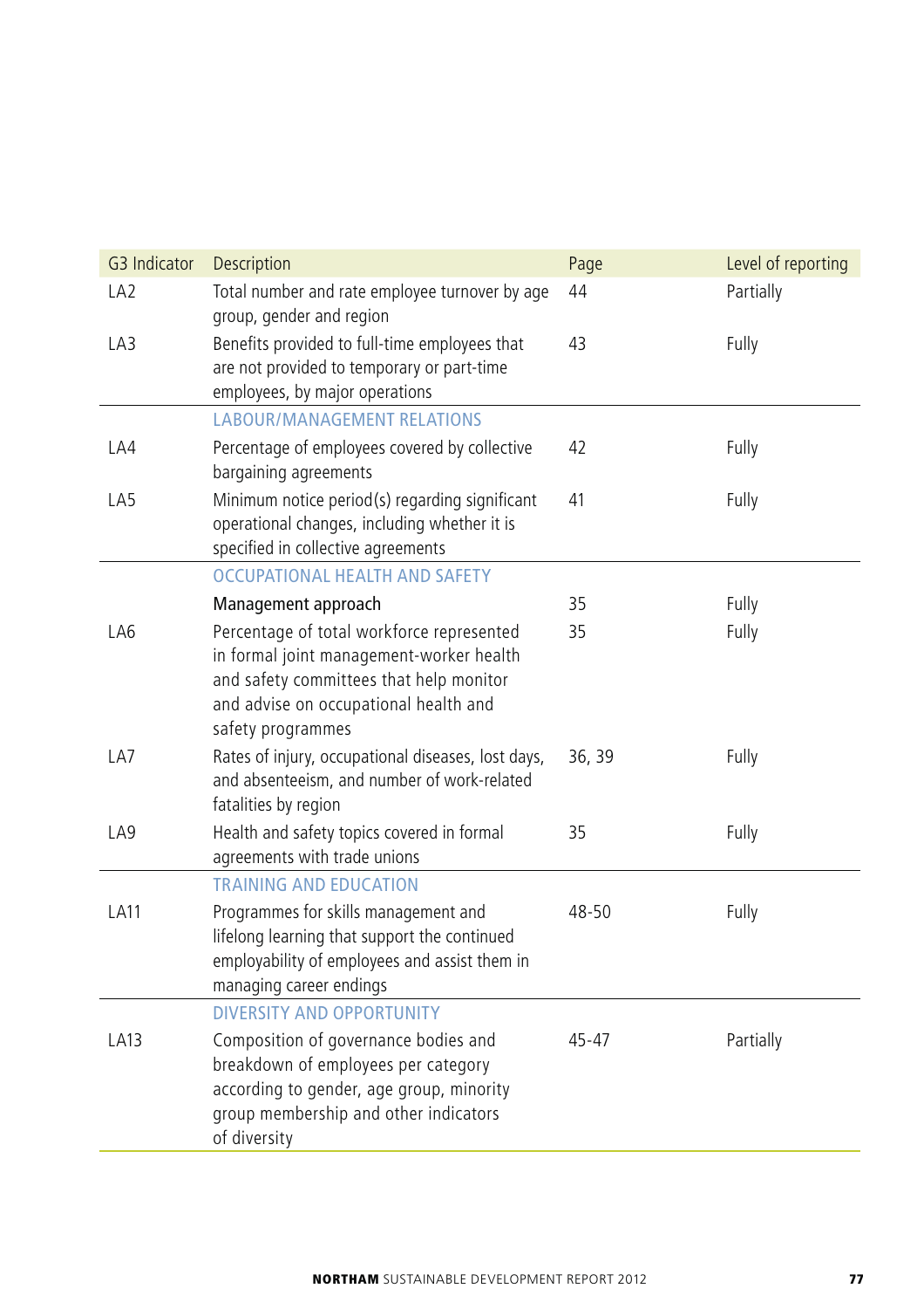| G3 Indicator | Description | Page | Level of reporting |
|---|---|---|---|
| LA2 | Total number and rate employee turnover by age group, gender and region | 44 | Partially |
| LA3 | Benefits provided to full-time employees that are not provided to temporary or part-time employees, by major operations | 43 | Fully |
| | LABOUR/MANAGEMENT RELATIONS | | |
| LA4 | Percentage of employees covered by collective bargaining agreements | 42 | Fully |
| LA5 | Minimum notice period(s) regarding significant operational changes, including whether it is specified in collective agreements | 41 | Fully |
| | OCCUPATIONAL HEALTH AND SAFETY | | |
| | Management approach | 35 | Fully |
| LA6 | Percentage of total workforce represented in formal joint management-worker health and safety committees that help monitor and advise on occupational health and safety programmes | 35 | Fully |
| LA7 | Rates of injury, occupational diseases, lost days, and absenteeism, and number of work-related fatalities by region | 36, 39 | Fully |
| LA9 | Health and safety topics covered in formal agreements with trade unions | 35 | Fully |
| | TRAINING AND EDUCATION | | |
| LA11 | Programmes for skills management and lifelong learning that support the continued employability of employees and assist them in managing career endings | 48-50 | Fully |
| | DIVERSITY AND OPPORTUNITY | | |
| LA13 | Composition of governance bodies and breakdown of employees per category according to gender, age group, minority group membership and other indicators of diversity | 45-47 | Partially |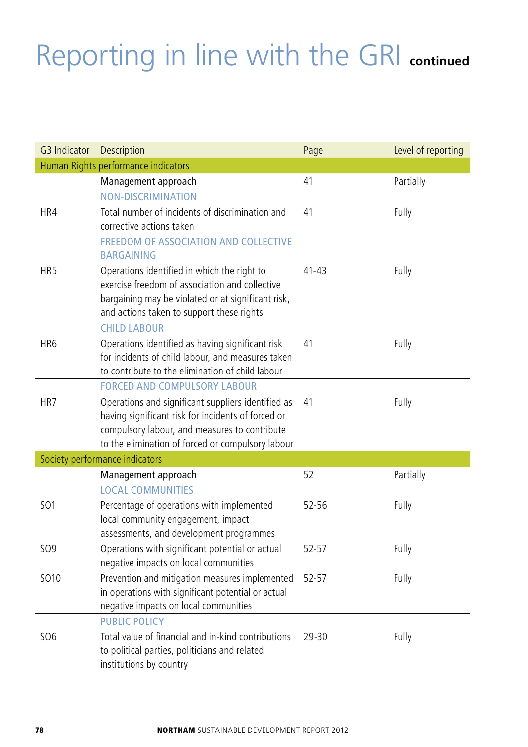# Reporting in line with the GRI continued

| G3 Indicator | Description | Page | Level of reporting |
|---|---|---|---|
| **Human Rights performance indicators** | | | |
| | Management approach | 41 | Partially |
| | NON-DISCRIMINATION | | |
| HR4 | Total number of incidents of discrimination and corrective actions taken | 41 | Fully |
| | FREEDOM OF ASSOCIATION AND COLLECTIVE BARGAINING | | |
| HR5 | Operations identified in which the right to exercise freedom of association and collective bargaining may be violated or at significant risk, and actions taken to support these rights | 41-43 | Fully |
| | CHILD LABOUR | | |
| HR6 | Operations identified as having significant risk for incidents of child labour, and measures taken to contribute to the elimination of child labour | 41 | Fully |
| | FORCED AND COMPULSORY LABOUR | | |
| HR7 | Operations and significant suppliers identified as having significant risk for incidents of forced or compulsory labour, and measures to contribute to the elimination of forced or compulsory labour | 41 | Fully |
| **Society performance indicators** | | | |
| | Management approach | 52 | Partially |
| | LOCAL COMMUNITIES | | |
| SO1 | Percentage of operations with implemented local community engagement, impact assessments, and development programmes | 52-56 | Fully |
| SO9 | Operations with significant potential or actual negative impacts on local communities | 52-57 | Fully |
| SO10 | Prevention and mitigation measures implemented in operations with significant potential or actual negative impacts on local communities | 52-57 | Fully |
| | PUBLIC POLICY | | |
| SO6 | Total value of financial and in-kind contributions to political parties, politicians and related institutions by country | 29-30 | Fully |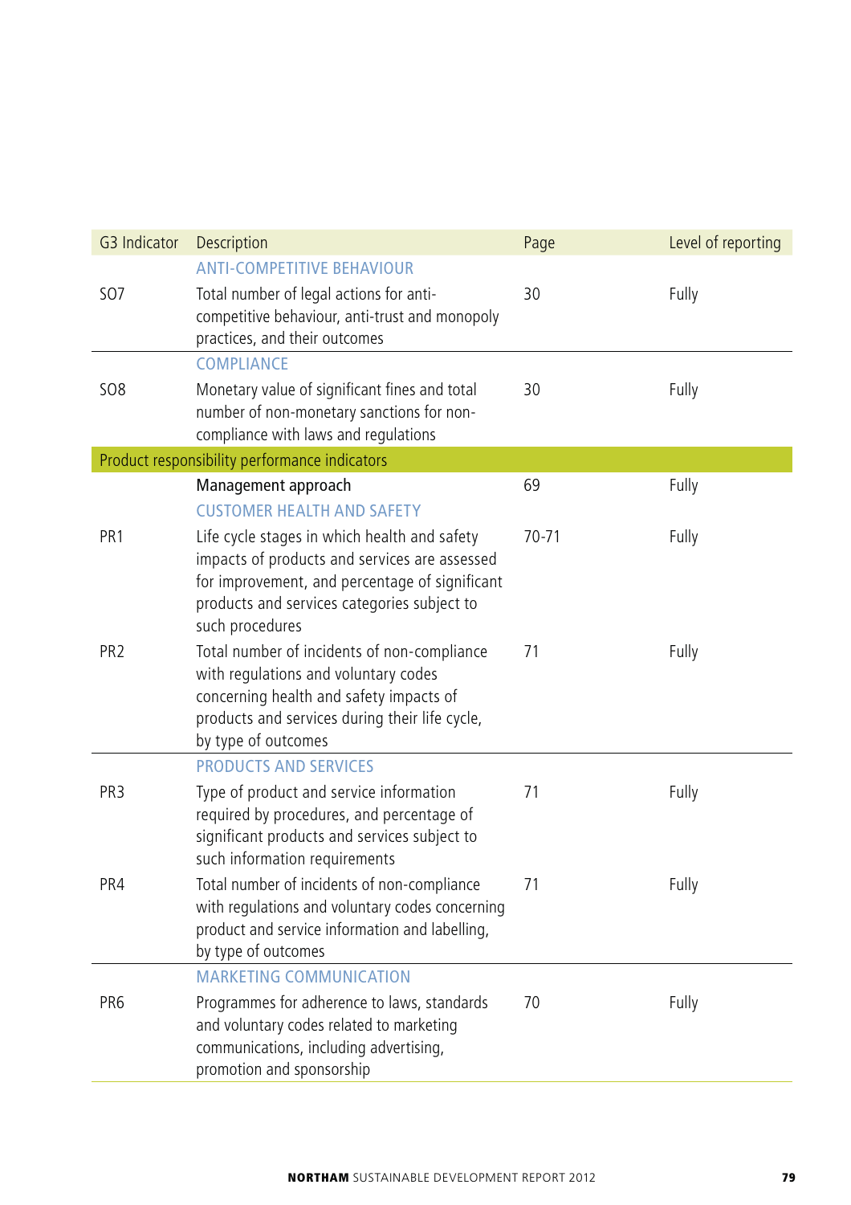| G3 Indicator | Description | Page | Level of reporting |
|---|---|---|---|
| | ANTI-COMPETITIVE BEHAVIOUR | | |
| SO7 | Total number of legal actions for anti-competitive behaviour, anti-trust and monopoly practices, and their outcomes | 30 | Fully |
| | COMPLIANCE | | |
| SO8 | Monetary value of significant fines and total number of non-monetary sanctions for non-compliance with laws and regulations | 30 | Fully |
| Product responsibility performance indicators | | | |
| | Management approach | 69 | Fully |
| | CUSTOMER HEALTH AND SAFETY | | |
| PR1 | Life cycle stages in which health and safety impacts of products and services are assessed for improvement, and percentage of significant products and services categories subject to such procedures | 70-71 | Fully |
| PR2 | Total number of incidents of non-compliance with regulations and voluntary codes concerning health and safety impacts of products and services during their life cycle, by type of outcomes | 71 | Fully |
| | PRODUCTS AND SERVICES | | |
| PR3 | Type of product and service information required by procedures, and percentage of significant products and services subject to such information requirements | 71 | Fully |
| PR4 | Total number of incidents of non-compliance with regulations and voluntary codes concerning product and service information and labelling, by type of outcomes | 71 | Fully |
| | MARKETING COMMUNICATION | | |
| PR6 | Programmes for adherence to laws, standards and voluntary codes related to marketing communications, including advertising, promotion and sponsorship | 70 | Fully |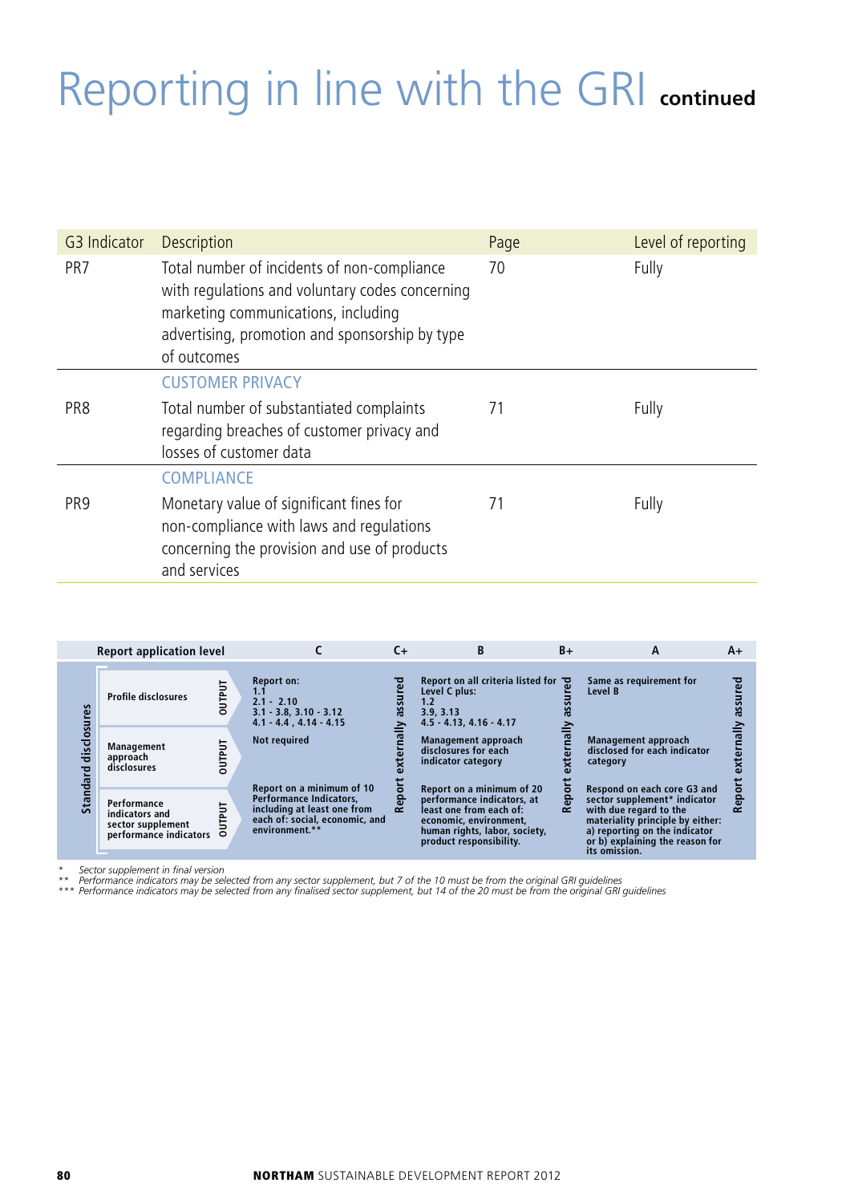# Reporting in line with the GRI continued

| G3 Indicator | Description | Page | Level of reporting |
|---|---|---|---|
| PR7 | Total number of incidents of non-compliance with regulations and voluntary codes concerning marketing communications, including advertising, promotion and sponsorship by type of outcomes | 70 | Fully |
| | CUSTOMER PRIVACY | | |
| PR8 | Total number of substantiated complaints regarding breaches of customer privacy and losses of customer data | 71 | Fully |
| | COMPLIANCE | | |
| PR9 | Monetary value of significant fines for non-compliance with laws and regulations concerning the provision and use of products and services | 71 | Fully |

| | Report application level | | C | C+ | B | B+ | A | A+ |
|---|---|---|---|---|---|---|---|---|
| Standard disclosures | Profile disclosures | OUTPUT | Report on: 1.1 2.1 - 2.10 3.1 - 3.8, 3.10 - 3.12 4.1 - 4.4 , 4.14 - 4.15 | Report externally assured | Report on all criteria listed for Level C plus: 1.2 3.9, 3.13 4.5 - 4.13, 4.16 - 4.17 | Report externally assured | Same as requirement for Level B | Report externally assured |
| | Management approach disclosures | OUTPUT | Not required | | Management approach disclosures for each indicator category | | Management approach disclosed for each indicator category | |
| | Performance indicators and sector supplement performance indicators | OUTPUT | Report on a minimum of 10 Performance Indicators, including at least one from each of: social, economic, and environment.** | | Report on a minimum of 20 performance indicators, at least one from each of: economic, environment, human rights, labor, society, product responsibility. | | Respond on each core G3 and sector supplement* indicator with due regard to the materiality principle by either: a) reporting on the indicator or b) explaining the reason for its omission. | |

\* Sector supplement in final version

** Performance indicators may be selected from any sector supplement, but 7 of the 10 must be from the original GRI guidelines

*** Performance indicators may be selected from any finalised sector supplement, but 14 of the 20 must be from the original GRI guidelines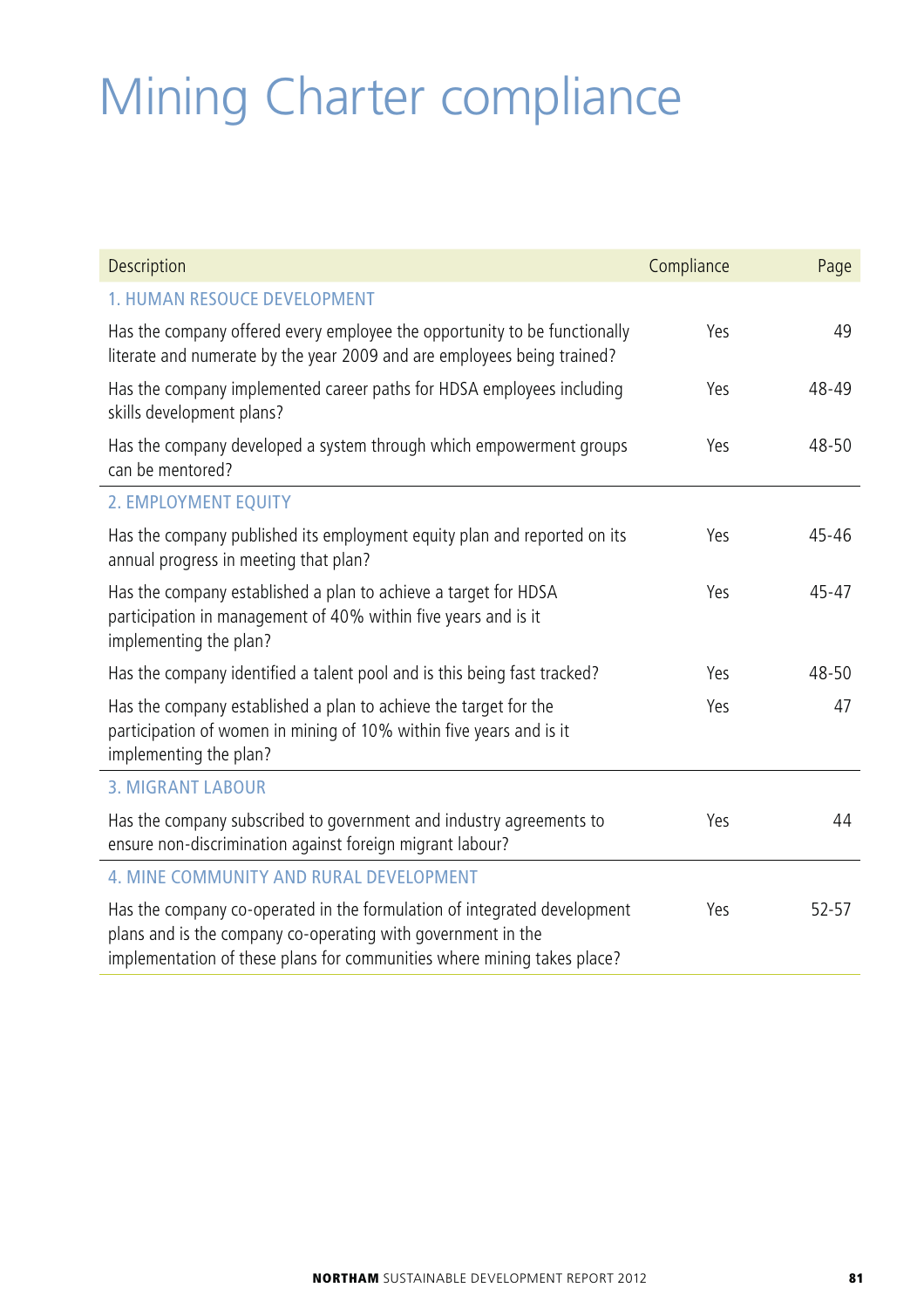# Mining Charter compliance

| Description | Compliance | Page |
|---|---|---|
| 1. HUMAN RESOUCE DEVELOPMENT | | |
| Has the company offered every employee the opportunity to be functionally literate and numerate by the year 2009 and are employees being trained? | Yes | 49 |
| Has the company implemented career paths for HDSA employees including skills development plans? | Yes | 48-49 |
| Has the company developed a system through which empowerment groups can be mentored? | Yes | 48-50 |
| 2. EMPLOYMENT EQUITY | | |
| Has the company published its employment equity plan and reported on its annual progress in meeting that plan? | Yes | 45-46 |
| Has the company established a plan to achieve a target for HDSA participation in management of 40% within five years and is it implementing the plan? | Yes | 45-47 |
| Has the company identified a talent pool and is this being fast tracked? | Yes | 48-50 |
| Has the company established a plan to achieve the target for the participation of women in mining of 10% within five years and is it implementing the plan? | Yes | 47 |
| 3. MIGRANT LABOUR | | |
| Has the company subscribed to government and industry agreements to ensure non-discrimination against foreign migrant labour? | Yes | 44 |
| 4. MINE COMMUNITY AND RURAL DEVELOPMENT | | |
| Has the company co-operated in the formulation of integrated development plans and is the company co-operating with government in the implementation of these plans for communities where mining takes place? | Yes | 52-57 |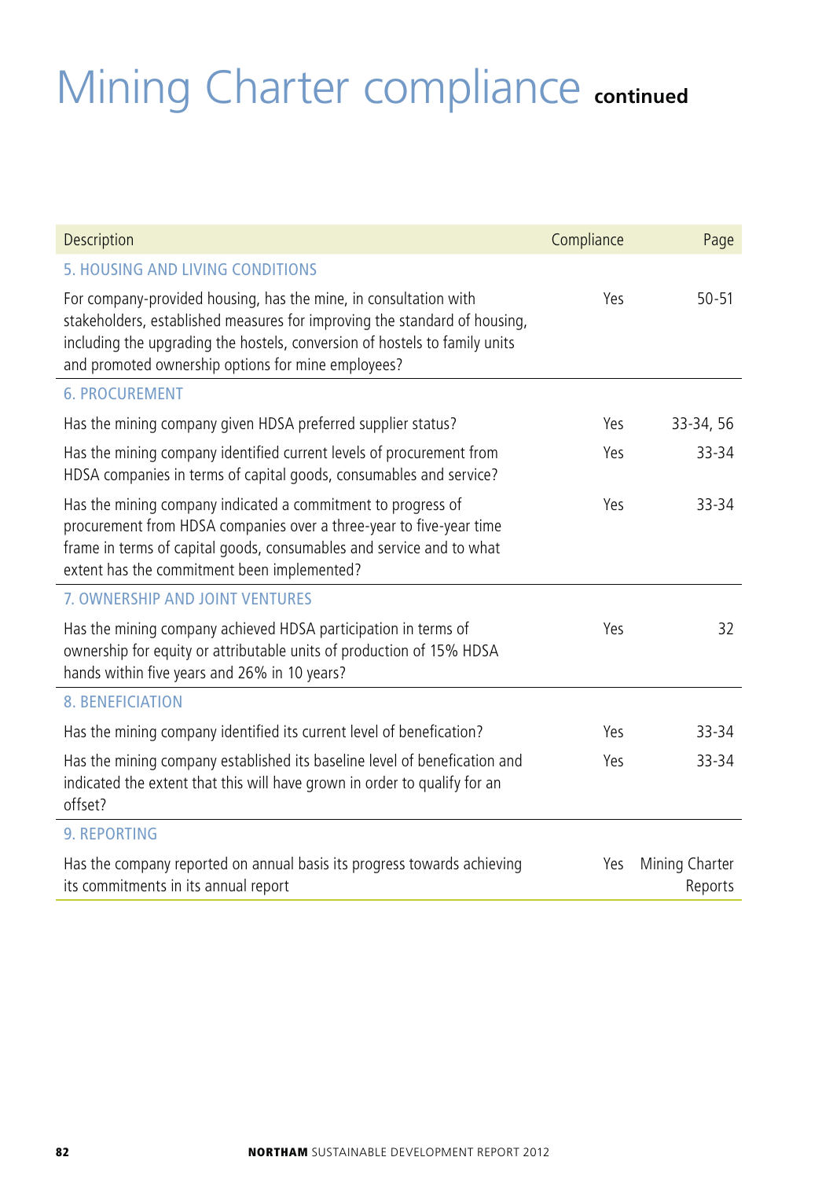# Mining Charter compliance continued

| Description | Compliance | Page |
|---|---|---|
| **5. HOUSING AND LIVING CONDITIONS** | | |
| For company-provided housing, has the mine, in consultation with stakeholders, established measures for improving the standard of housing, including the upgrading the hostels, conversion of hostels to family units and promoted ownership options for mine employees? | Yes | 50-51 |
| **6. PROCUREMENT** | | |
| Has the mining company given HDSA preferred supplier status? | Yes | 33-34, 56 |
| Has the mining company identified current levels of procurement from HDSA companies in terms of capital goods, consumables and service? | Yes | 33-34 |
| Has the mining company indicated a commitment to progress of procurement from HDSA companies over a three-year to five-year time frame in terms of capital goods, consumables and service and to what extent has the commitment been implemented? | Yes | 33-34 |
| **7. OWNERSHIP AND JOINT VENTURES** | | |
| Has the mining company achieved HDSA participation in terms of ownership for equity or attributable units of production of 15% HDSA hands within five years and 26% in 10 years? | Yes | 32 |
| **8. BENEFICIATION** | | |
| Has the mining company identified its current level of benefication? | Yes | 33-34 |
| Has the mining company established its baseline level of benefication and indicated the extent that this will have grown in order to qualify for an offset? | Yes | 33-34 |
| **9. REPORTING** | | |
| Has the company reported on annual basis its progress towards achieving its commitments in its annual report | Yes | Mining Charter Reports |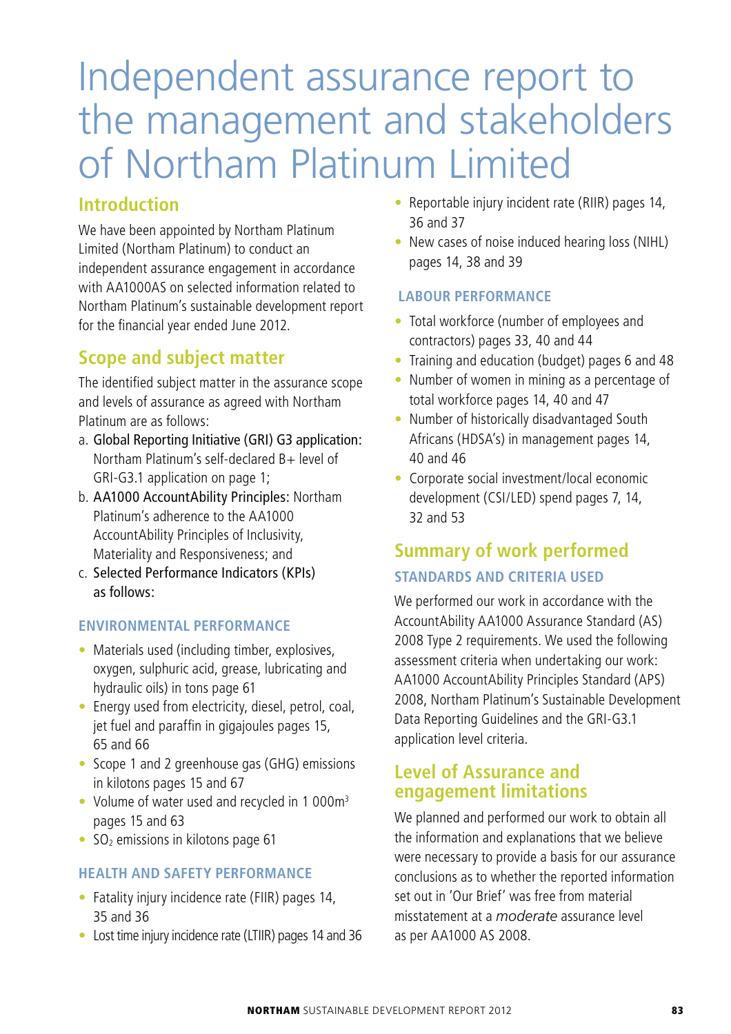# Independent assurance report to the management and stakeholders of Northam Platinum Limited

## Introduction

We have been appointed by Northam Platinum Limited (Northam Platinum) to conduct an independent assurance engagement in accordance with AA1000AS on selected information related to Northam Platinum's sustainable development report for the financial year ended June 2012.

## Scope and subject matter

The identified subject matter in the assurance scope and levels of assurance as agreed with Northam Platinum are as follows:

a. Global Reporting Initiative (GRI) G3 application: Northam Platinum's self-declared B+ level of GRI-G3.1 application on page 1;

b. AA1000 AccountAbility Principles: Northam Platinum's adherence to the AA1000 AccountAbility Principles of Inclusivity, Materiality and Responsiveness; and

c. Selected Performance Indicators (KPIs) as follows:

### ENVIRONMENTAL PERFORMANCE

- Materials used (including timber, explosives, oxygen, sulphuric acid, grease, lubricating and hydraulic oils) in tons page 61
- Energy used from electricity, diesel, petrol, coal, jet fuel and paraffin in gigajoules pages 15, 65 and 66
- Scope 1 and 2 greenhouse gas (GHG) emissions in kilotons pages 15 and 67
- Volume of water used and recycled in 1 000m$^3$ pages 15 and 63
- $SO_2$ emissions in kilotons page 61

### HEALTH AND SAFETY PERFORMANCE

- Fatality injury incidence rate (FIIR) pages 14, 35 and 36
- Lost time injury incidence rate (LTIIR) pages 14 and 36
- Reportable injury incident rate (RIIR) pages 14, 36 and 37
- New cases of noise induced hearing loss (NIHL) pages 14, 38 and 39

### LABOUR PERFORMANCE

- Total workforce (number of employees and contractors) pages 33, 40 and 44
- Training and education (budget) pages 6 and 48
- Number of women in mining as a percentage of total workforce pages 14, 40 and 47
- Number of historically disadvantaged South Africans (HDSA's) in management pages 14, 40 and 46
- Corporate social investment/local economic development (CSI/LED) spend pages 7, 14, 32 and 53

## Summary of work performed

### STANDARDS AND CRITERIA USED

We performed our work in accordance with the AccountAbility AA1000 Assurance Standard (AS) 2008 Type 2 requirements. We used the following assessment criteria when undertaking our work: AA1000 AccountAbility Principles Standard (APS) 2008, Northam Platinum's Sustainable Development Data Reporting Guidelines and the GRI-G3.1 application level criteria.

## Level of Assurance and engagement limitations

We planned and performed our work to obtain all the information and explanations that we believe were necessary to provide a basis for our assurance conclusions as to whether the reported information set out in 'Our Brief' was free from material misstatement at a *moderate* assurance level as per AA1000 AS 2008.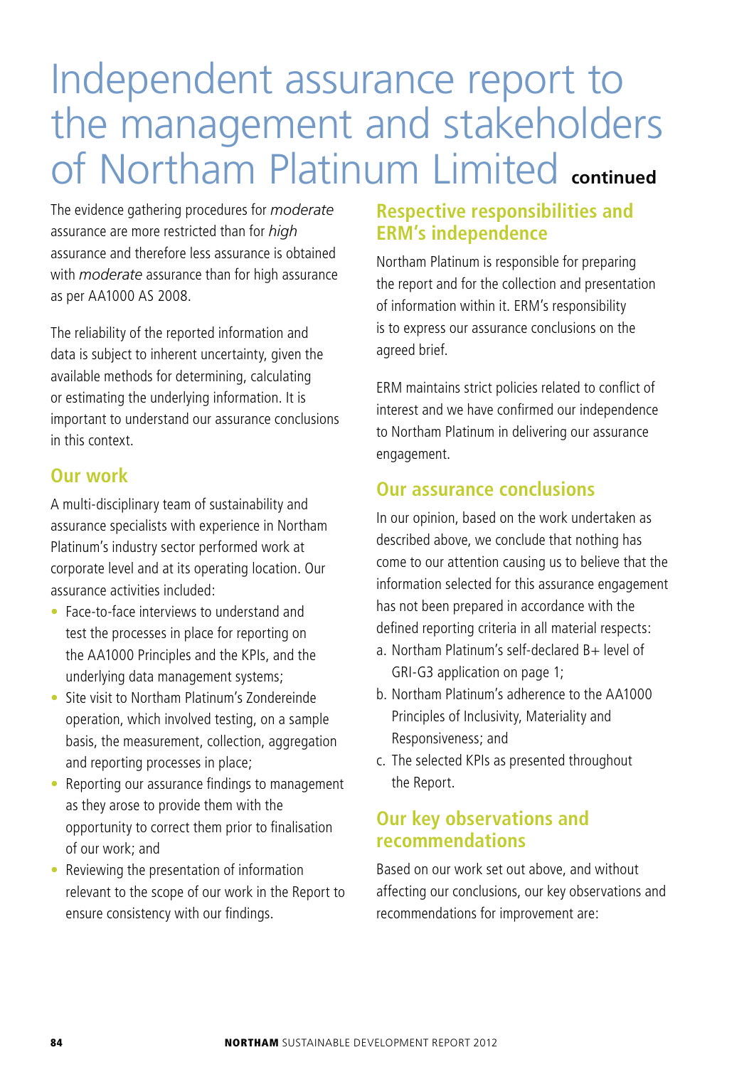# Independent assurance report to the management and stakeholders of Northam Platinum Limited continued

The evidence gathering procedures for *moderate* assurance are more restricted than for *high* assurance and therefore less assurance is obtained with *moderate* assurance than for high assurance as per AA1000 AS 2008.

The reliability of the reported information and data is subject to inherent uncertainty, given the available methods for determining, calculating or estimating the underlying information. It is important to understand our assurance conclusions in this context.

## Our work

A multi-disciplinary team of sustainability and assurance specialists with experience in Northam Platinum's industry sector performed work at corporate level and at its operating location. Our assurance activities included:

- Face-to-face interviews to understand and test the processes in place for reporting on the AA1000 Principles and the KPIs, and the underlying data management systems;
- Site visit to Northam Platinum's Zondereinde operation, which involved testing, on a sample basis, the measurement, collection, aggregation and reporting processes in place;
- Reporting our assurance findings to management as they arose to provide them with the opportunity to correct them prior to finalisation of our work; and
- Reviewing the presentation of information relevant to the scope of our work in the Report to ensure consistency with our findings.

## Respective responsibilities and ERM's independence

Northam Platinum is responsible for preparing the report and for the collection and presentation of information within it. ERM's responsibility is to express our assurance conclusions on the agreed brief.

ERM maintains strict policies related to conflict of interest and we have confirmed our independence to Northam Platinum in delivering our assurance engagement.

## Our assurance conclusions

In our opinion, based on the work undertaken as described above, we conclude that nothing has come to our attention causing us to believe that the information selected for this assurance engagement has not been prepared in accordance with the defined reporting criteria in all material respects:

a. Northam Platinum's self-declared B+ level of GRI-G3 application on page 1;
b. Northam Platinum's adherence to the AA1000 Principles of Inclusivity, Materiality and Responsiveness; and
c. The selected KPIs as presented throughout the Report.

## Our key observations and recommendations

Based on our work set out above, and without affecting our conclusions, our key observations and recommendations for improvement are: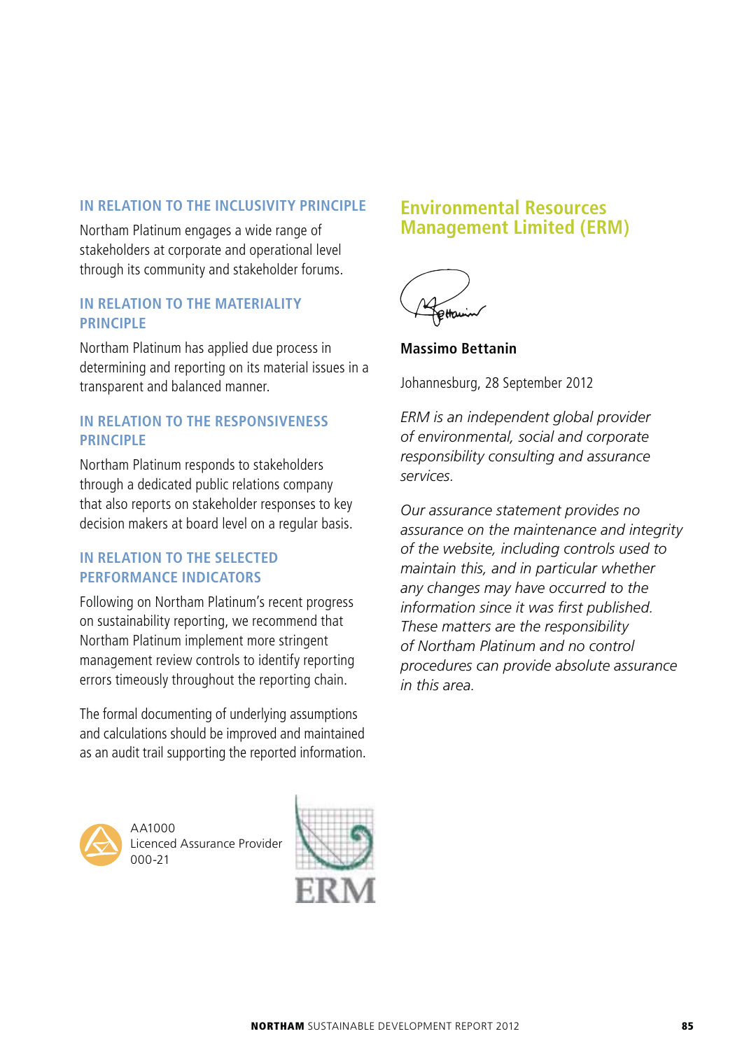### IN RELATION TO THE INCLUSIVITY PRINCIPLE

Northam Platinum engages a wide range of stakeholders at corporate and operational level through its community and stakeholder forums.

### IN RELATION TO THE MATERIALITY PRINCIPLE

Northam Platinum has applied due process in determining and reporting on its material issues in a transparent and balanced manner.

### IN RELATION TO THE RESPONSIVENESS PRINCIPLE

Northam Platinum responds to stakeholders through a dedicated public relations company that also reports on stakeholder responses to key decision makers at board level on a regular basis.

### IN RELATION TO THE SELECTED PERFORMANCE INDICATORS

Following on Northam Platinum's recent progress on sustainability reporting, we recommend that Northam Platinum implement more stringent management review controls to identify reporting errors timeously throughout the reporting chain.

The formal documenting of underlying assumptions and calculations should be improved and maintained as an audit trail supporting the reported information.

AA1000
Licenced Assurance Provider
000-21

ERM

## Environmental Resources Management Limited (ERM)

**Massimo Bettanin**

Johannesburg, 28 September 2012

*ERM is an independent global provider of environmental, social and corporate responsibility consulting and assurance services.*

*Our assurance statement provides no assurance on the maintenance and integrity of the website, including controls used to maintain this, and in particular whether any changes may have occurred to the information since it was first published. These matters are the responsibility of Northam Platinum and no control procedures can provide absolute assurance in this area.*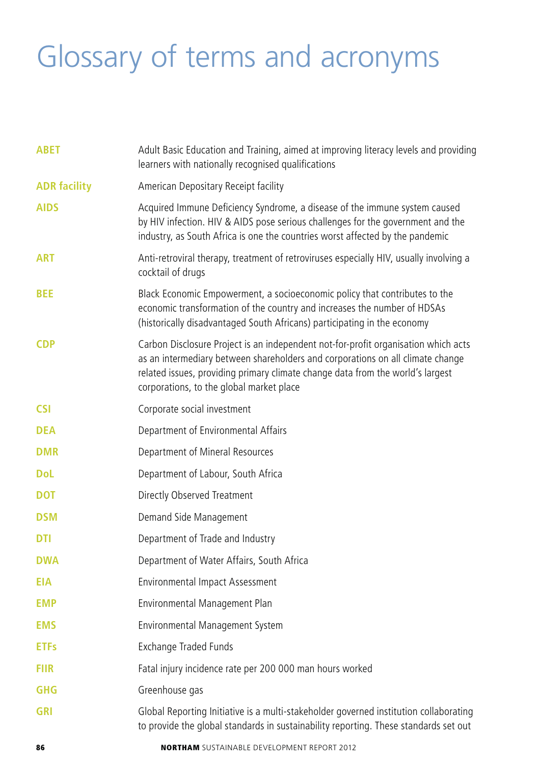# Glossary of terms and acronyms

| | |
|---|---|
| **ABET** | Adult Basic Education and Training, aimed at improving literacy levels and providing learners with nationally recognised qualifications |
| **ADR facility** | American Depositary Receipt facility |
| **AIDS** | Acquired Immune Deficiency Syndrome, a disease of the immune system caused by HIV infection. HIV & AIDS pose serious challenges for the government and the industry, as South Africa is one the countries worst affected by the pandemic |
| **ART** | Anti-retroviral therapy, treatment of retroviruses especially HIV, usually involving a cocktail of drugs |
| **BEE** | Black Economic Empowerment, a socioeconomic policy that contributes to the economic transformation of the country and increases the number of HDSAs (historically disadvantaged South Africans) participating in the economy |
| **CDP** | Carbon Disclosure Project is an independent not-for-profit organisation which acts as an intermediary between shareholders and corporations on all climate change related issues, providing primary climate change data from the world's largest corporations, to the global market place |
| **CSI** | Corporate social investment |
| **DEA** | Department of Environmental Affairs |
| **DMR** | Department of Mineral Resources |
| **DoL** | Department of Labour, South Africa |
| **DOT** | Directly Observed Treatment |
| **DSM** | Demand Side Management |
| **DTI** | Department of Trade and Industry |
| **DWA** | Department of Water Affairs, South Africa |
| **EIA** | Environmental Impact Assessment |
| **EMP** | Environmental Management Plan |
| **EMS** | Environmental Management System |
| **ETFs** | Exchange Traded Funds |
| **FIIR** | Fatal injury incidence rate per 200 000 man hours worked |
| **GHG** | Greenhouse gas |
| **GRI** | Global Reporting Initiative is a multi-stakeholder governed institution collaborating to provide the global standards in sustainability reporting. These standards set out |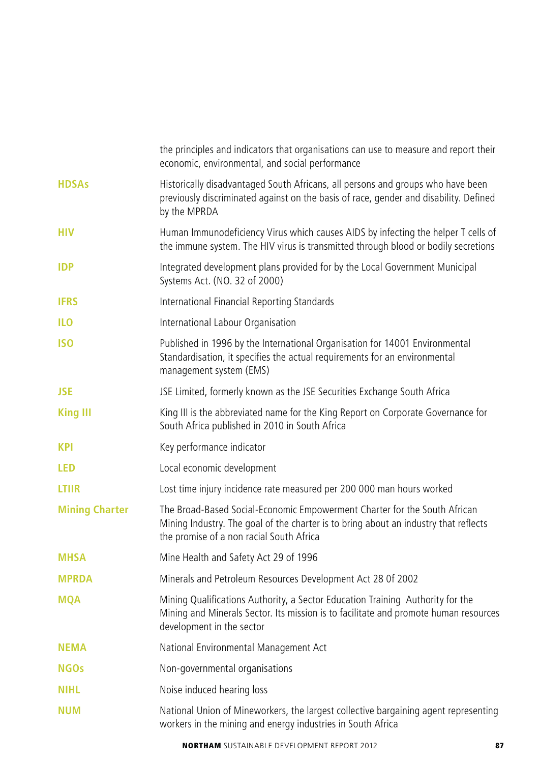| | |
|---|---|
| | the principles and indicators that organisations can use to measure and report their economic, environmental, and social performance |
| **HDSAs** | Historically disadvantaged South Africans, all persons and groups who have been previously discriminated against on the basis of race, gender and disability. Defined by the MPRDA |
| **HIV** | Human Immunodeficiency Virus which causes AIDS by infecting the helper T cells of the immune system. The HIV virus is transmitted through blood or bodily secretions |
| **IDP** | Integrated development plans provided for by the Local Government Municipal Systems Act. (NO. 32 of 2000) |
| **IFRS** | International Financial Reporting Standards |
| **ILO** | International Labour Organisation |
| **ISO** | Published in 1996 by the International Organisation for 14001 Environmental Standardisation, it specifies the actual requirements for an environmental management system (EMS) |
| **JSE** | JSE Limited, formerly known as the JSE Securities Exchange South Africa |
| **King III** | King III is the abbreviated name for the King Report on Corporate Governance for South Africa published in 2010 in South Africa |
| **KPI** | Key performance indicator |
| **LED** | Local economic development |
| **LTIIR** | Lost time injury incidence rate measured per 200 000 man hours worked |
| **Mining Charter** | The Broad-Based Social-Economic Empowerment Charter for the South African Mining Industry. The goal of the charter is to bring about an industry that reflects the promise of a non racial South Africa |
| **MHSA** | Mine Health and Safety Act 29 of 1996 |
| **MPRDA** | Minerals and Petroleum Resources Development Act 28 0f 2002 |
| **MQA** | Mining Qualifications Authority, a Sector Education Training Authority for the Mining and Minerals Sector. Its mission is to facilitate and promote human resources development in the sector |
| **NEMA** | National Environmental Management Act |
| **NGOs** | Non-governmental organisations |
| **NIHL** | Noise induced hearing loss |
| **NUM** | National Union of Mineworkers, the largest collective bargaining agent representing workers in the mining and energy industries in South Africa |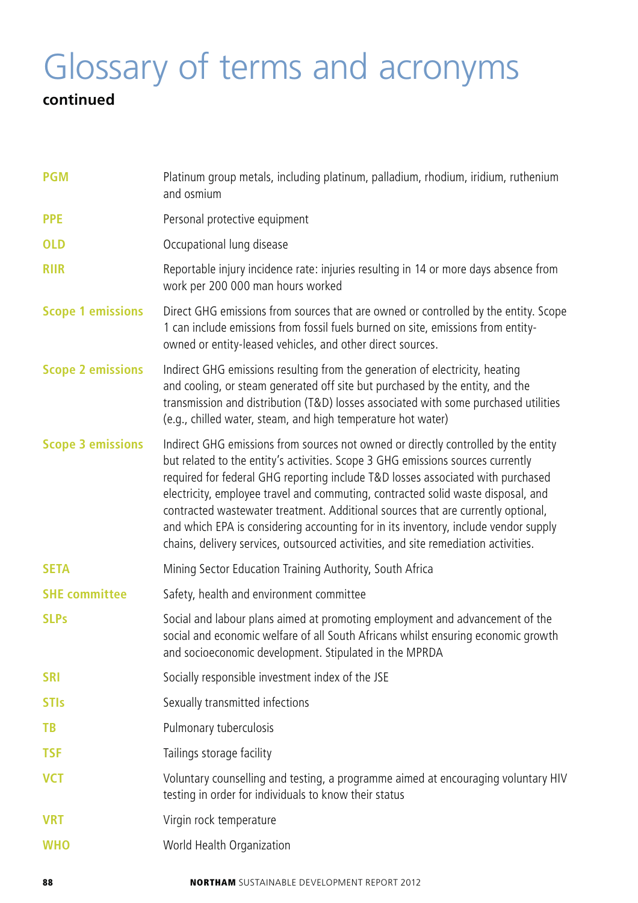# Glossary of terms and acronyms

**continued**

| | |
|---|---|
| **PGM** | Platinum group metals, including platinum, palladium, rhodium, iridium, ruthenium and osmium |
| **PPE** | Personal protective equipment |
| **OLD** | Occupational lung disease |
| **RIIR** | Reportable injury incidence rate: injuries resulting in 14 or more days absence from work per 200 000 man hours worked |
| **Scope 1 emissions** | Direct GHG emissions from sources that are owned or controlled by the entity. Scope 1 can include emissions from fossil fuels burned on site, emissions from entity-owned or entity-leased vehicles, and other direct sources. |
| **Scope 2 emissions** | Indirect GHG emissions resulting from the generation of electricity, heating and cooling, or steam generated off site but purchased by the entity, and the transmission and distribution (T&D) losses associated with some purchased utilities (e.g., chilled water, steam, and high temperature hot water) |
| **Scope 3 emissions** | Indirect GHG emissions from sources not owned or directly controlled by the entity but related to the entity's activities. Scope 3 GHG emissions sources currently required for federal GHG reporting include T&D losses associated with purchased electricity, employee travel and commuting, contracted solid waste disposal, and contracted wastewater treatment. Additional sources that are currently optional, and which EPA is considering accounting for in its inventory, include vendor supply chains, delivery services, outsourced activities, and site remediation activities. |
| **SETA** | Mining Sector Education Training Authority, South Africa |
| **SHE committee** | Safety, health and environment committee |
| **SLPs** | Social and labour plans aimed at promoting employment and advancement of the social and economic welfare of all South Africans whilst ensuring economic growth and socioeconomic development. Stipulated in the MPRDA |
| **SRI** | Socially responsible investment index of the JSE |
| **STIs** | Sexually transmitted infections |
| **TB** | Pulmonary tuberculosis |
| **TSF** | Tailings storage facility |
| **VCT** | Voluntary counselling and testing, a programme aimed at encouraging voluntary HIV testing in order for individuals to know their status |
| **VRT** | Virgin rock temperature |
| **WHO** | World Health Organization |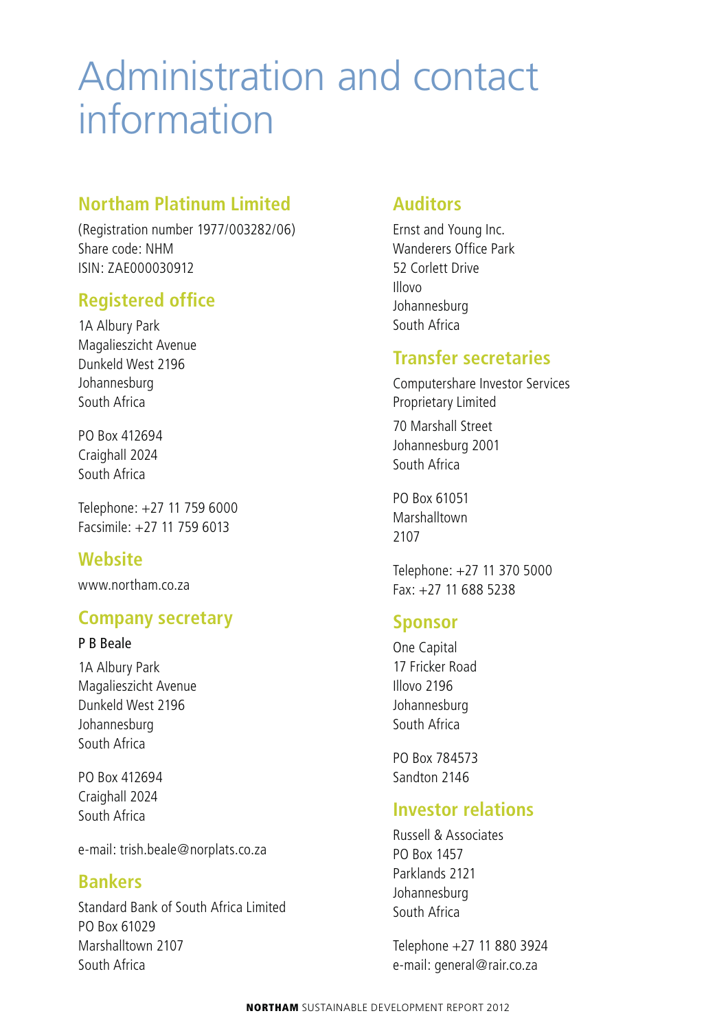# Administration and contact information

## Northam Platinum Limited

(Registration number 1977/003282/06)
Share code: NHM
ISIN: ZAE000030912

## Registered office

1A Albury Park
Magalieszicht Avenue
Dunkeld West 2196
Johannesburg
South Africa

PO Box 412694
Craighall 2024
South Africa

Telephone: +27 11 759 6000
Facsimile: +27 11 759 6013

## Website

www.northam.co.za

## Company secretary

P B Beale

1A Albury Park
Magalieszicht Avenue
Dunkeld West 2196
Johannesburg
South Africa

PO Box 412694
Craighall 2024
South Africa

e-mail: trish.beale@norplats.co.za

## Bankers

Standard Bank of South Africa Limited
PO Box 61029
Marshalltown 2107
South Africa

## Auditors

Ernst and Young Inc.
Wanderers Office Park
52 Corlett Drive
Illovo
Johannesburg
South Africa

## Transfer secretaries

Computershare Investor Services Proprietary Limited

70 Marshall Street
Johannesburg 2001
South Africa

PO Box 61051
Marshalltown
2107

Telephone: +27 11 370 5000
Fax: +27 11 688 5238

## Sponsor

One Capital
17 Fricker Road
Illovo 2196
Johannesburg
South Africa

PO Box 784573
Sandton 2146

## Investor relations

Russell & Associates
PO Box 1457
Parklands 2121
Johannesburg
South Africa

Telephone +27 11 880 3924
e-mail: general@rair.co.za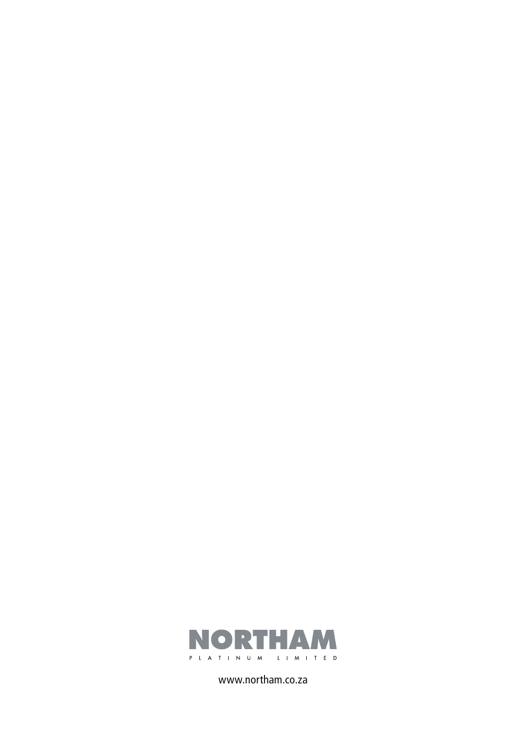NORTHAM

PLATINUM LIMITED

www.northam.co.za